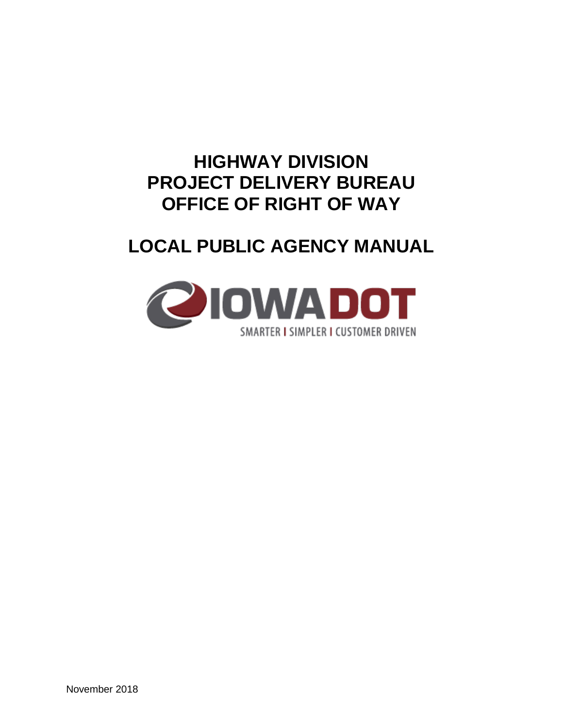# HIGHWAY DIVISION
# PROJECT DELIVERY BUREAU
# OFFICE OF RIGHT OF WAY

# LOCAL PUBLIC AGENCY MANUAL

IOWA DOT

SMARTER | SIMPLER | CUSTOMER DRIVEN

November 2018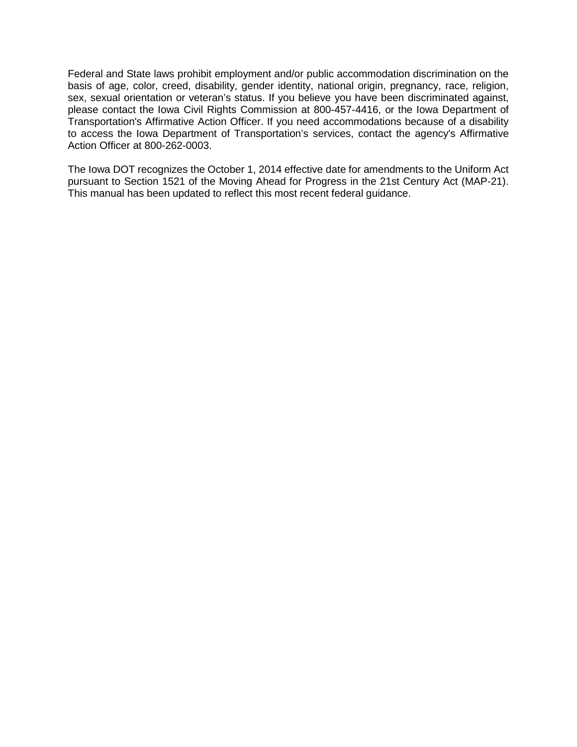Federal and State laws prohibit employment and/or public accommodation discrimination on the basis of age, color, creed, disability, gender identity, national origin, pregnancy, race, religion, sex, sexual orientation or veteran's status. If you believe you have been discriminated against, please contact the Iowa Civil Rights Commission at 800-457-4416, or the Iowa Department of Transportation's Affirmative Action Officer. If you need accommodations because of a disability to access the Iowa Department of Transportation's services, contact the agency's Affirmative Action Officer at 800-262-0003.

The Iowa DOT recognizes the October 1, 2014 effective date for amendments to the Uniform Act pursuant to Section 1521 of the Moving Ahead for Progress in the 21st Century Act (MAP-21). This manual has been updated to reflect this most recent federal guidance.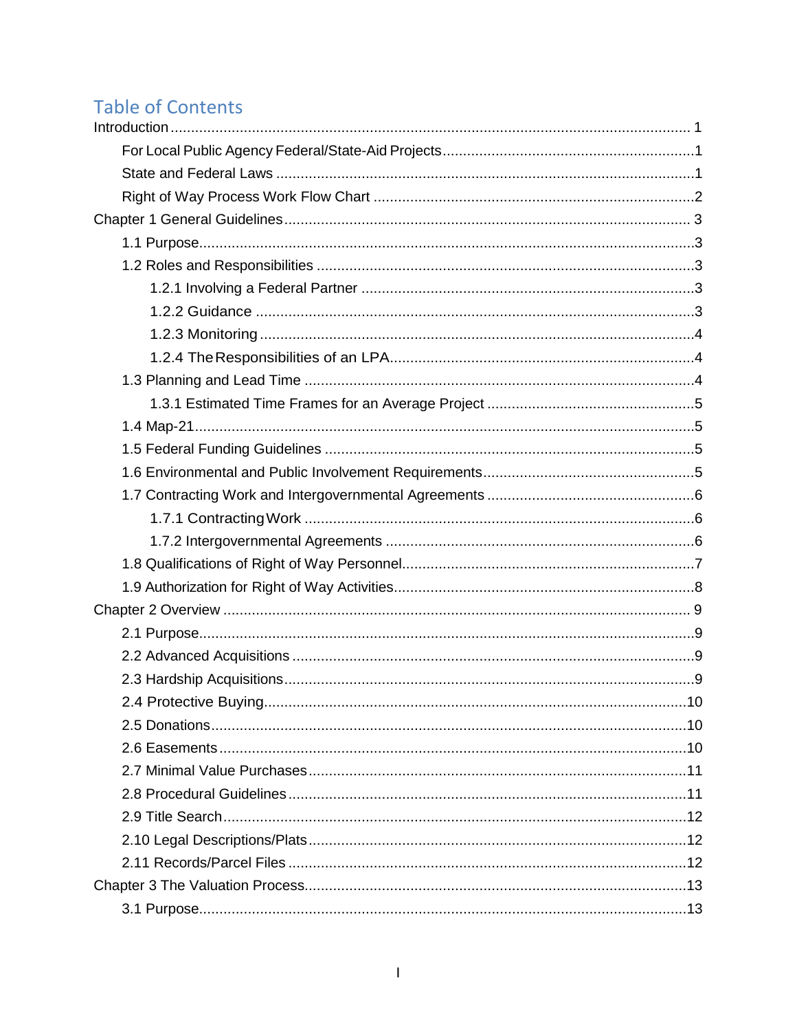# Table of Contents

Introduction ........ 1

- For Local Public Agency Federal/State-Aid Projects ........ 1
- State and Federal Laws ........ 1
- Right of Way Process Work Flow Chart ........ 2

Chapter 1 General Guidelines ........ 3

- 1.1 Purpose ........ 3
- 1.2 Roles and Responsibilities ........ 3
  - 1.2.1 Involving a Federal Partner ........ 3
  - 1.2.2 Guidance ........ 3
  - 1.2.3 Monitoring ........ 4
  - 1.2.4 The Responsibilities of an LPA ........ 4
- 1.3 Planning and Lead Time ........ 4
  - 1.3.1 Estimated Time Frames for an Average Project ........ 5
- 1.4 Map-21 ........ 5
- 1.5 Federal Funding Guidelines ........ 5
- 1.6 Environmental and Public Involvement Requirements ........ 5
- 1.7 Contracting Work and Intergovernmental Agreements ........ 6
  - 1.7.1 Contracting Work ........ 6
  - 1.7.2 Intergovernmental Agreements ........ 6
- 1.8 Qualifications of Right of Way Personnel ........ 7
- 1.9 Authorization for Right of Way Activities ........ 8

Chapter 2 Overview ........ 9

- 2.1 Purpose ........ 9
- 2.2 Advanced Acquisitions ........ 9
- 2.3 Hardship Acquisitions ........ 9
- 2.4 Protective Buying ........ 10
- 2.5 Donations ........ 10
- 2.6 Easements ........ 10
- 2.7 Minimal Value Purchases ........ 11
- 2.8 Procedural Guidelines ........ 11
- 2.9 Title Search ........ 12
- 2.10 Legal Descriptions/Plats ........ 12
- 2.11 Records/Parcel Files ........ 12

Chapter 3 The Valuation Process ........ 13

- 3.1 Purpose ........ 13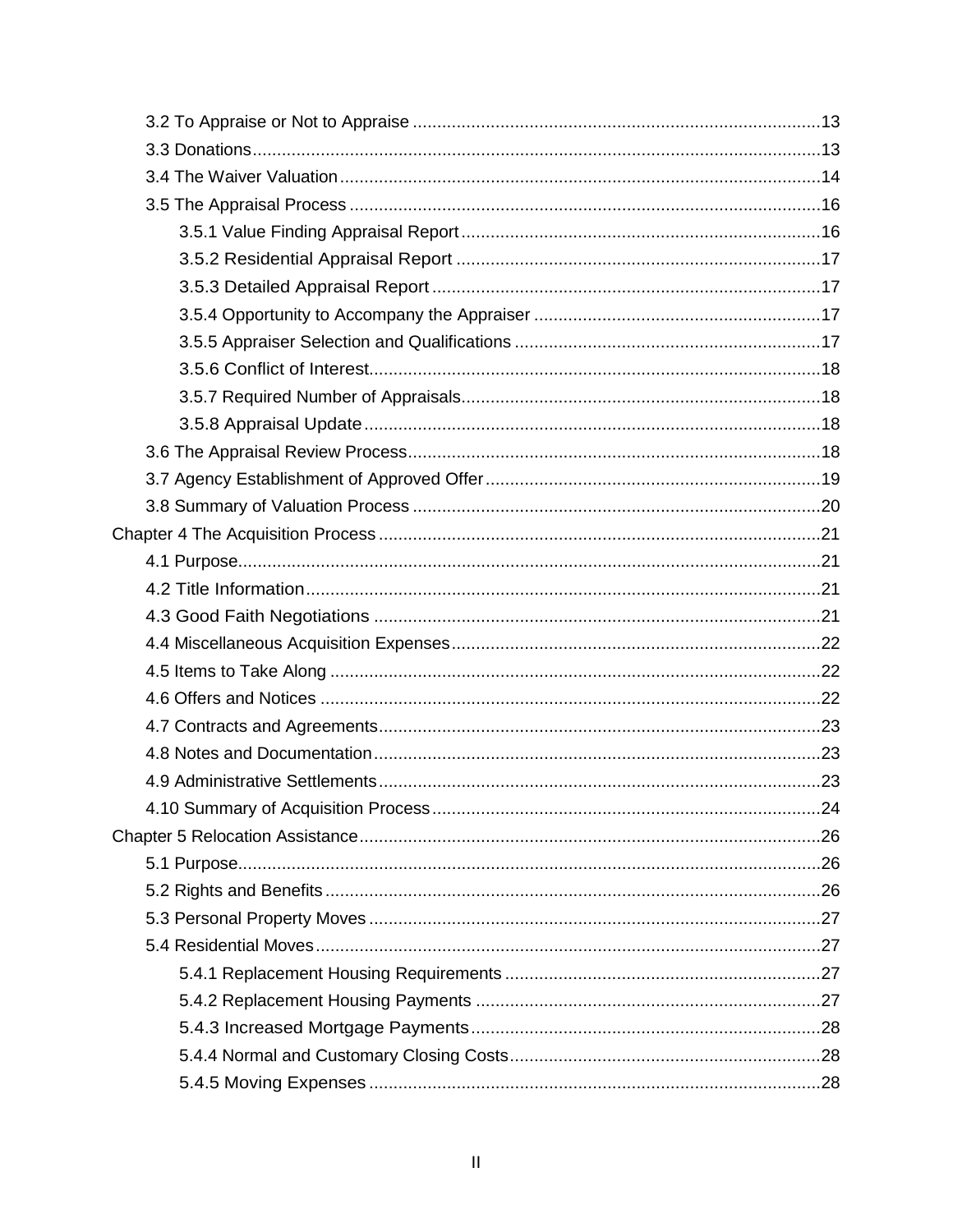- 3.2 To Appraise or Not to Appraise ....... 13
- 3.3 Donations ....... 13
- 3.4 The Waiver Valuation ....... 14
- 3.5 The Appraisal Process ....... 16
  - 3.5.1 Value Finding Appraisal Report ....... 16
  - 3.5.2 Residential Appraisal Report ....... 17
  - 3.5.3 Detailed Appraisal Report ....... 17
  - 3.5.4 Opportunity to Accompany the Appraiser ....... 17
  - 3.5.5 Appraiser Selection and Qualifications ....... 17
  - 3.5.6 Conflict of Interest ....... 18
  - 3.5.7 Required Number of Appraisals ....... 18
  - 3.5.8 Appraisal Update ....... 18
- 3.6 The Appraisal Review Process ....... 18
- 3.7 Agency Establishment of Approved Offer ....... 19
- 3.8 Summary of Valuation Process ....... 20

Chapter 4 The Acquisition Process ....... 21

- 4.1 Purpose ....... 21
- 4.2 Title Information ....... 21
- 4.3 Good Faith Negotiations ....... 21
- 4.4 Miscellaneous Acquisition Expenses ....... 22
- 4.5 Items to Take Along ....... 22
- 4.6 Offers and Notices ....... 22
- 4.7 Contracts and Agreements ....... 23
- 4.8 Notes and Documentation ....... 23
- 4.9 Administrative Settlements ....... 23
- 4.10 Summary of Acquisition Process ....... 24

Chapter 5 Relocation Assistance ....... 26

- 5.1 Purpose ....... 26
- 5.2 Rights and Benefits ....... 26
- 5.3 Personal Property Moves ....... 27
- 5.4 Residential Moves ....... 27
  - 5.4.1 Replacement Housing Requirements ....... 27
  - 5.4.2 Replacement Housing Payments ....... 27
  - 5.4.3 Increased Mortgage Payments ....... 28
  - 5.4.4 Normal and Customary Closing Costs ....... 28
  - 5.4.5 Moving Expenses ....... 28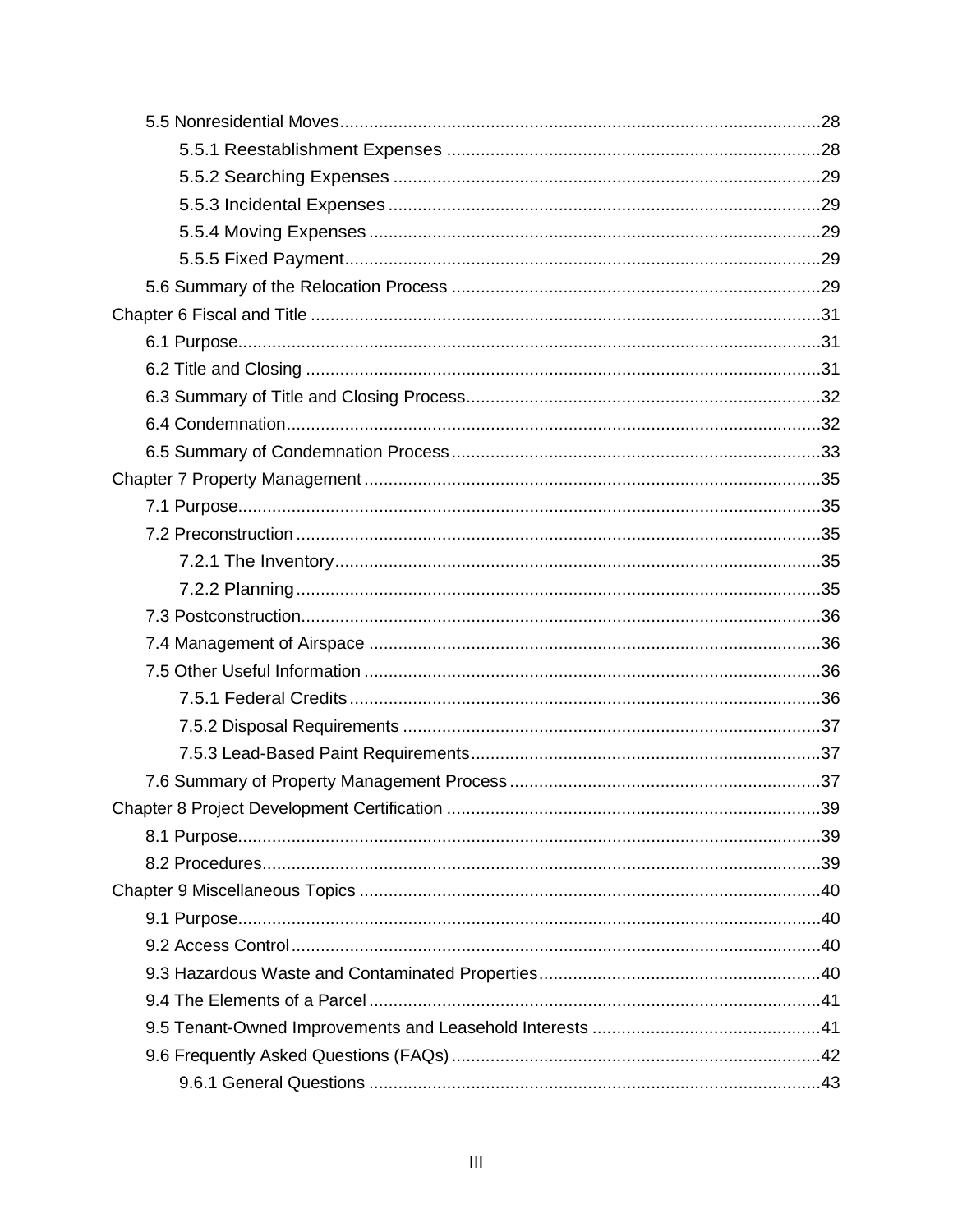5.5 Nonresidential Moves....................................................................................................28

5.5.1 Reestablishment Expenses ...........................................................................28

5.5.2 Searching Expenses .......................................................................................29

5.5.3 Incidental Expenses ........................................................................................29

5.5.4 Moving Expenses ............................................................................................29

5.5.5 Fixed Payment.................................................................................................29

5.6 Summary of the Relocation Process ...........................................................................29

Chapter 6 Fiscal and Title ........................................................................................................31

6.1 Purpose.......................................................................................................................31

6.2 Title and Closing .........................................................................................................31

6.3 Summary of Title and Closing Process........................................................................32

6.4 Condemnation.............................................................................................................32

6.5 Summary of Condemnation Process ...........................................................................33

Chapter 7 Property Management .............................................................................................35

7.1 Purpose.......................................................................................................................35

7.2 Preconstruction ...........................................................................................................35

7.2.1 The Inventory...................................................................................................35

7.2.2 Planning...........................................................................................................35

7.3 Postconstruction..........................................................................................................36

7.4 Management of Airspace ............................................................................................36

7.5 Other Useful Information .............................................................................................36

7.5.1 Federal Credits................................................................................................36

7.5.2 Disposal Requirements ...................................................................................37

7.5.3 Lead-Based Paint Requirements.......................................................................37

7.6 Summary of Property Management Process ...............................................................37

Chapter 8 Project Development Certification ............................................................................39

8.1 Purpose.......................................................................................................................39

8.2 Procedures..................................................................................................................39

Chapter 9 Miscellaneous Topics ..............................................................................................40

9.1 Purpose.......................................................................................................................40

9.2 Access Control............................................................................................................40

9.3 Hazardous Waste and Contaminated Properties.........................................................40

9.4 The Elements of a Parcel ............................................................................................41

9.5 Tenant-Owned Improvements and Leasehold Interests ..............................................41

9.6 Frequently Asked Questions (FAQs) ...........................................................................42

9.6.1 General Questions ...........................................................................................43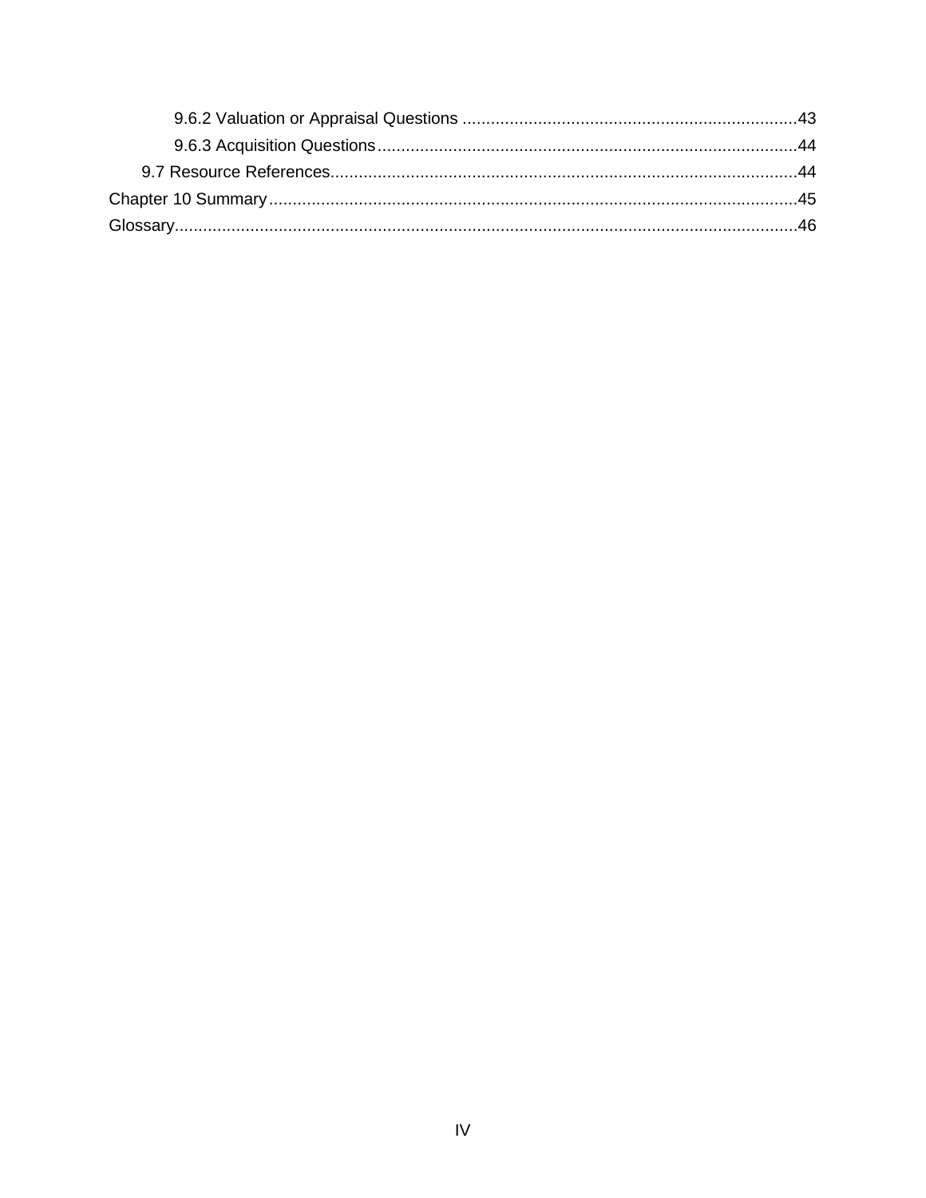9.6.2 Valuation or Appraisal Questions ........................................................................43

9.6.3 Acquisition Questions..........................................................................................44

9.7 Resource References....................................................................................................44

Chapter 10 Summary..............................................................................................................45

Glossary.................................................................................................................................46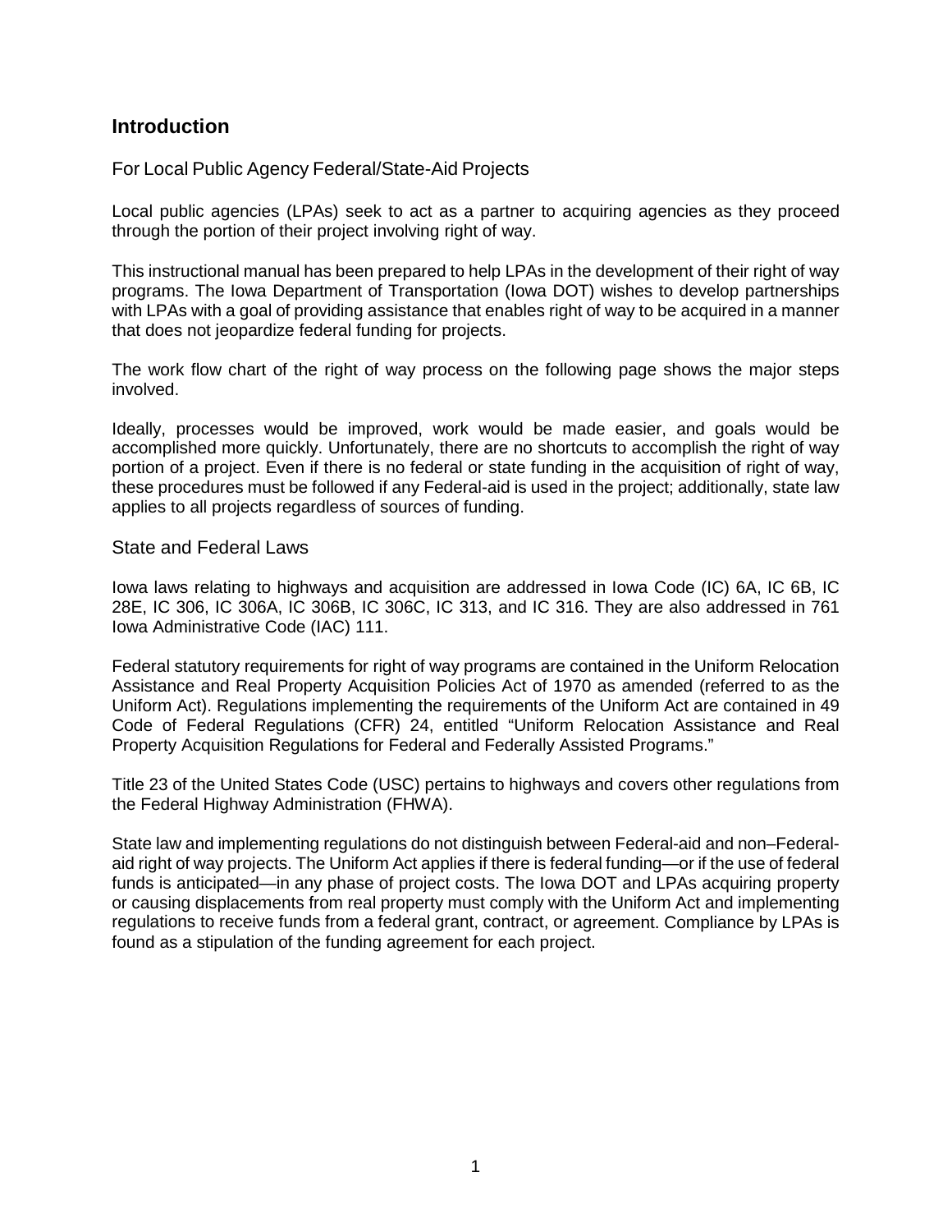## Introduction

### For Local Public Agency Federal/State-Aid Projects

Local public agencies (LPAs) seek to act as a partner to acquiring agencies as they proceed through the portion of their project involving right of way.

This instructional manual has been prepared to help LPAs in the development of their right of way programs. The Iowa Department of Transportation (Iowa DOT) wishes to develop partnerships with LPAs with a goal of providing assistance that enables right of way to be acquired in a manner that does not jeopardize federal funding for projects.

The work flow chart of the right of way process on the following page shows the major steps involved.

Ideally, processes would be improved, work would be made easier, and goals would be accomplished more quickly. Unfortunately, there are no shortcuts to accomplish the right of way portion of a project. Even if there is no federal or state funding in the acquisition of right of way, these procedures must be followed if any Federal-aid is used in the project; additionally, state law applies to all projects regardless of sources of funding.

### State and Federal Laws

Iowa laws relating to highways and acquisition are addressed in Iowa Code (IC) 6A, IC 6B, IC 28E, IC 306, IC 306A, IC 306B, IC 306C, IC 313, and IC 316. They are also addressed in 761 Iowa Administrative Code (IAC) 111.

Federal statutory requirements for right of way programs are contained in the Uniform Relocation Assistance and Real Property Acquisition Policies Act of 1970 as amended (referred to as the Uniform Act). Regulations implementing the requirements of the Uniform Act are contained in 49 Code of Federal Regulations (CFR) 24, entitled "Uniform Relocation Assistance and Real Property Acquisition Regulations for Federal and Federally Assisted Programs."

Title 23 of the United States Code (USC) pertains to highways and covers other regulations from the Federal Highway Administration (FHWA).

State law and implementing regulations do not distinguish between Federal-aid and non–Federal-aid right of way projects. The Uniform Act applies if there is federal funding—or if the use of federal funds is anticipated—in any phase of project costs. The Iowa DOT and LPAs acquiring property or causing displacements from real property must comply with the Uniform Act and implementing regulations to receive funds from a federal grant, contract, or agreement. Compliance by LPAs is found as a stipulation of the funding agreement for each project.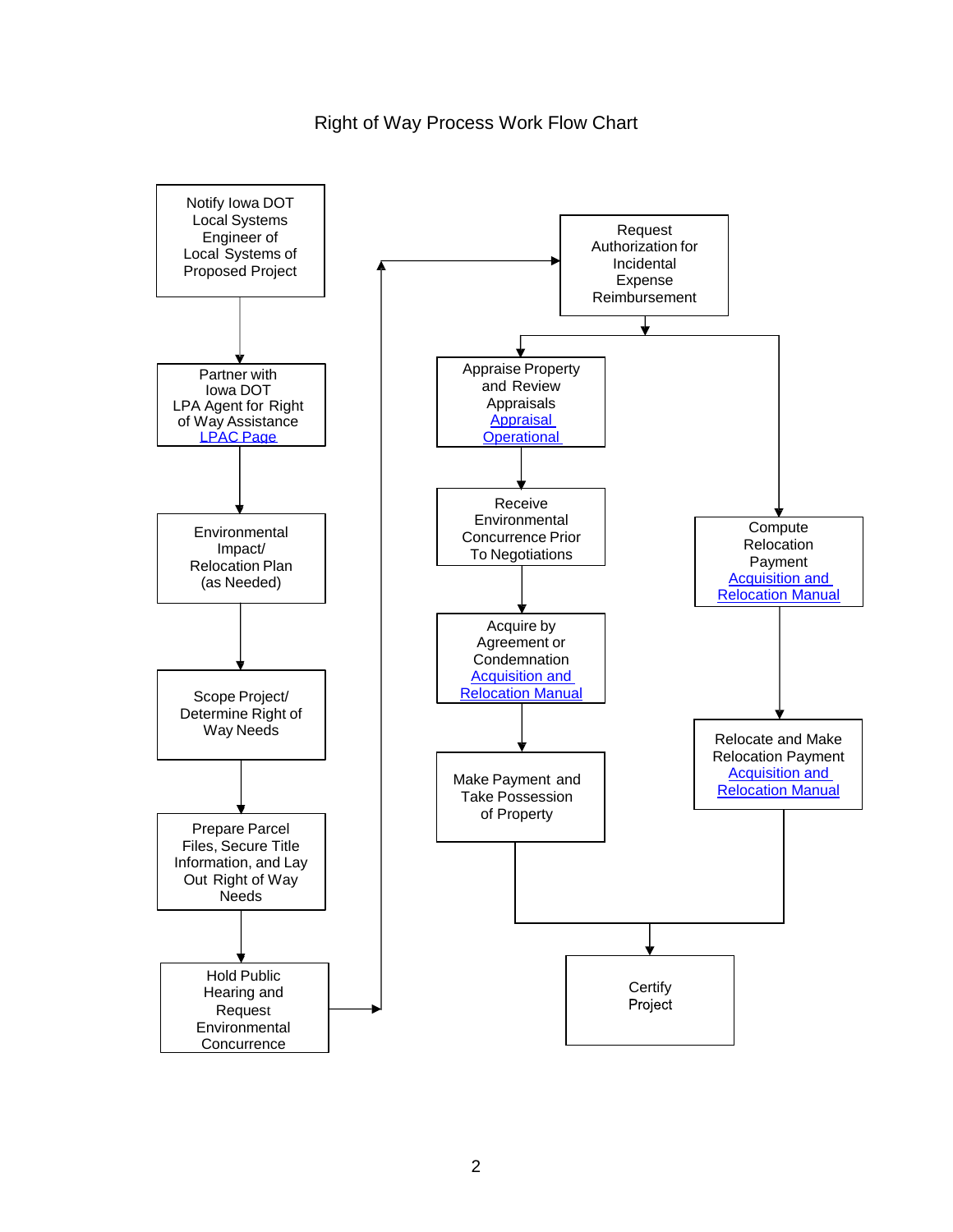# Right of Way Process Work Flow Chart

Notify Iowa DOT Local Systems Engineer of Local Systems of Proposed Project

Partner with Iowa DOT LPA Agent for Right of Way Assistance
LPAC Page

Environmental Impact/ Relocation Plan (as Needed)

Scope Project/ Determine Right of Way Needs

Prepare Parcel Files, Secure Title Information, and Lay Out Right of Way Needs

Hold Public Hearing and Request Environmental Concurrence

Request Authorization for Incidental Expense Reimbursement

Appraise Property and Review Appraisals
Appraisal Operational

Receive Environmental Concurrence Prior To Negotiations

Acquire by Agreement or Condemnation
Acquisition and Relocation Manual

Make Payment and Take Possession of Property

Compute Relocation Payment
Acquisition and Relocation Manual

Relocate and Make Relocation Payment
Acquisition and Relocation Manual

Certify Project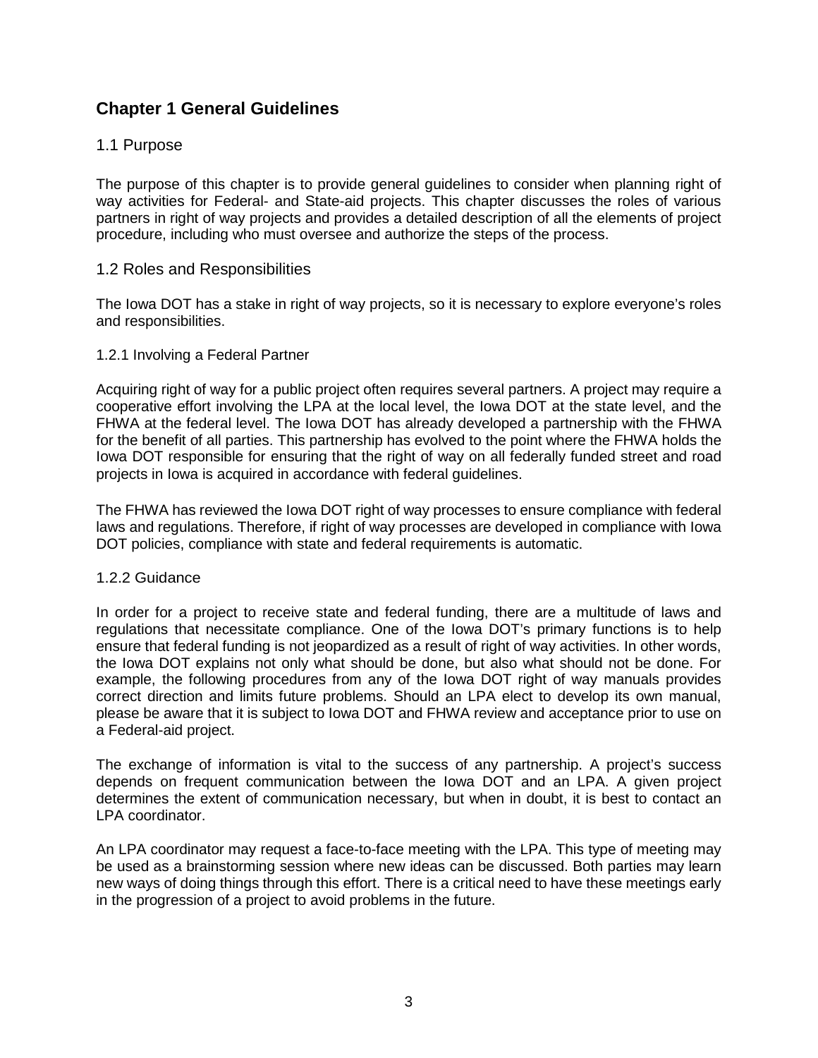# Chapter 1 General Guidelines

## 1.1 Purpose

The purpose of this chapter is to provide general guidelines to consider when planning right of way activities for Federal- and State-aid projects. This chapter discusses the roles of various partners in right of way projects and provides a detailed description of all the elements of project procedure, including who must oversee and authorize the steps of the process.

## 1.2 Roles and Responsibilities

The Iowa DOT has a stake in right of way projects, so it is necessary to explore everyone's roles and responsibilities.

### 1.2.1 Involving a Federal Partner

Acquiring right of way for a public project often requires several partners. A project may require a cooperative effort involving the LPA at the local level, the Iowa DOT at the state level, and the FHWA at the federal level. The Iowa DOT has already developed a partnership with the FHWA for the benefit of all parties. This partnership has evolved to the point where the FHWA holds the Iowa DOT responsible for ensuring that the right of way on all federally funded street and road projects in Iowa is acquired in accordance with federal guidelines.

The FHWA has reviewed the Iowa DOT right of way processes to ensure compliance with federal laws and regulations. Therefore, if right of way processes are developed in compliance with Iowa DOT policies, compliance with state and federal requirements is automatic.

### 1.2.2 Guidance

In order for a project to receive state and federal funding, there are a multitude of laws and regulations that necessitate compliance. One of the Iowa DOT's primary functions is to help ensure that federal funding is not jeopardized as a result of right of way activities. In other words, the Iowa DOT explains not only what should be done, but also what should not be done. For example, the following procedures from any of the Iowa DOT right of way manuals provides correct direction and limits future problems. Should an LPA elect to develop its own manual, please be aware that it is subject to Iowa DOT and FHWA review and acceptance prior to use on a Federal-aid project.

The exchange of information is vital to the success of any partnership. A project's success depends on frequent communication between the Iowa DOT and an LPA. A given project determines the extent of communication necessary, but when in doubt, it is best to contact an LPA coordinator.

An LPA coordinator may request a face-to-face meeting with the LPA. This type of meeting may be used as a brainstorming session where new ideas can be discussed. Both parties may learn new ways of doing things through this effort. There is a critical need to have these meetings early in the progression of a project to avoid problems in the future.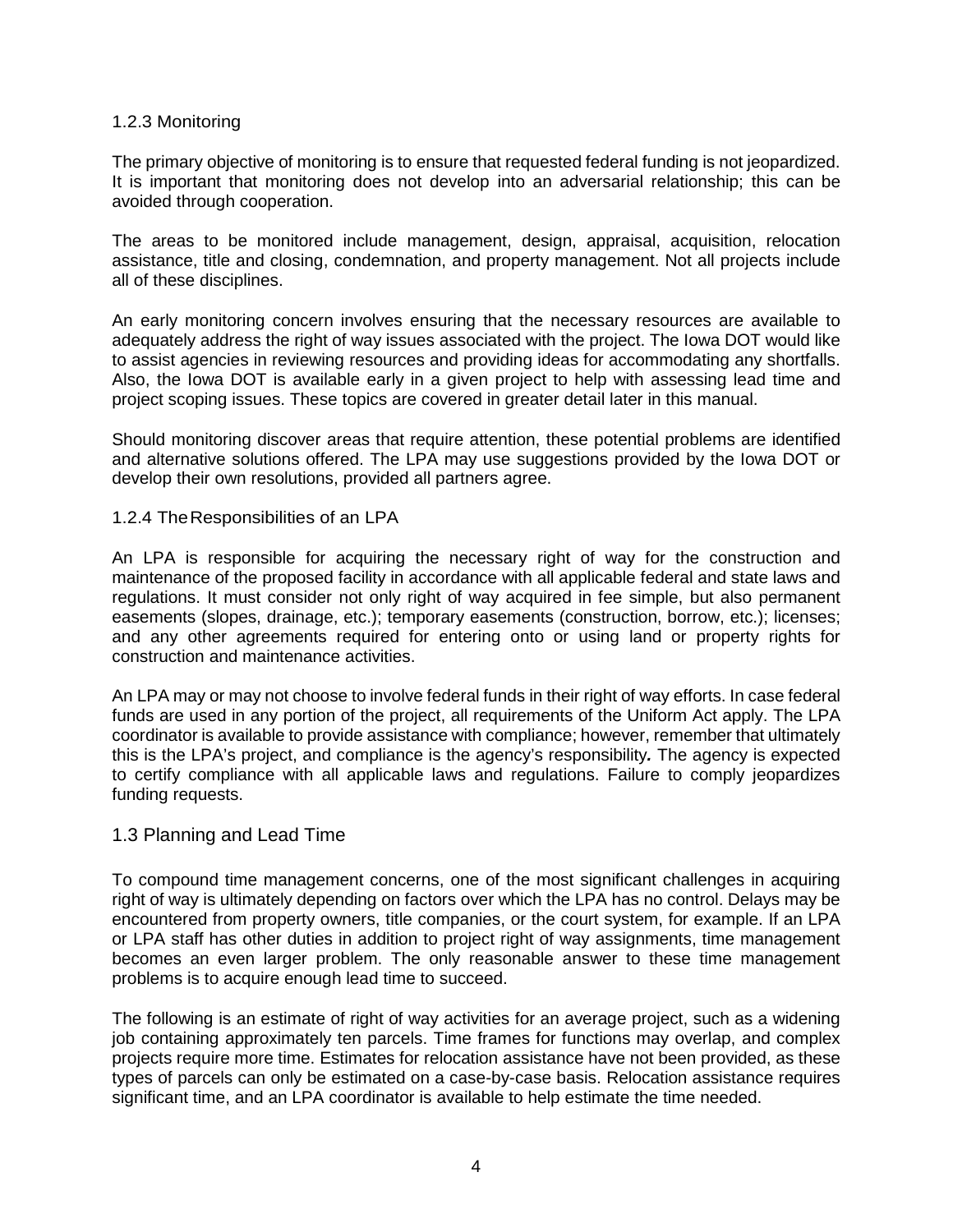### 1.2.3 Monitoring

The primary objective of monitoring is to ensure that requested federal funding is not jeopardized. It is important that monitoring does not develop into an adversarial relationship; this can be avoided through cooperation.

The areas to be monitored include management, design, appraisal, acquisition, relocation assistance, title and closing, condemnation, and property management. Not all projects include all of these disciplines.

An early monitoring concern involves ensuring that the necessary resources are available to adequately address the right of way issues associated with the project. The Iowa DOT would like to assist agencies in reviewing resources and providing ideas for accommodating any shortfalls. Also, the Iowa DOT is available early in a given project to help with assessing lead time and project scoping issues. These topics are covered in greater detail later in this manual.

Should monitoring discover areas that require attention, these potential problems are identified and alternative solutions offered. The LPA may use suggestions provided by the Iowa DOT or develop their own resolutions, provided all partners agree.

### 1.2.4 The Responsibilities of an LPA

An LPA is responsible for acquiring the necessary right of way for the construction and maintenance of the proposed facility in accordance with all applicable federal and state laws and regulations. It must consider not only right of way acquired in fee simple, but also permanent easements (slopes, drainage, etc.); temporary easements (construction, borrow, etc.); licenses; and any other agreements required for entering onto or using land or property rights for construction and maintenance activities.

An LPA may or may not choose to involve federal funds in their right of way efforts. In case federal funds are used in any portion of the project, all requirements of the Uniform Act apply. The LPA coordinator is available to provide assistance with compliance; however, remember that ultimately this is the LPA's project, and compliance is the agency's responsibility***.*** The agency is expected to certify compliance with all applicable laws and regulations. Failure to comply jeopardizes funding requests.

## 1.3 Planning and Lead Time

To compound time management concerns, one of the most significant challenges in acquiring right of way is ultimately depending on factors over which the LPA has no control. Delays may be encountered from property owners, title companies, or the court system, for example. If an LPA or LPA staff has other duties in addition to project right of way assignments, time management becomes an even larger problem. The only reasonable answer to these time management problems is to acquire enough lead time to succeed.

The following is an estimate of right of way activities for an average project, such as a widening job containing approximately ten parcels. Time frames for functions may overlap, and complex projects require more time. Estimates for relocation assistance have not been provided, as these types of parcels can only be estimated on a case-by-case basis. Relocation assistance requires significant time, and an LPA coordinator is available to help estimate the time needed.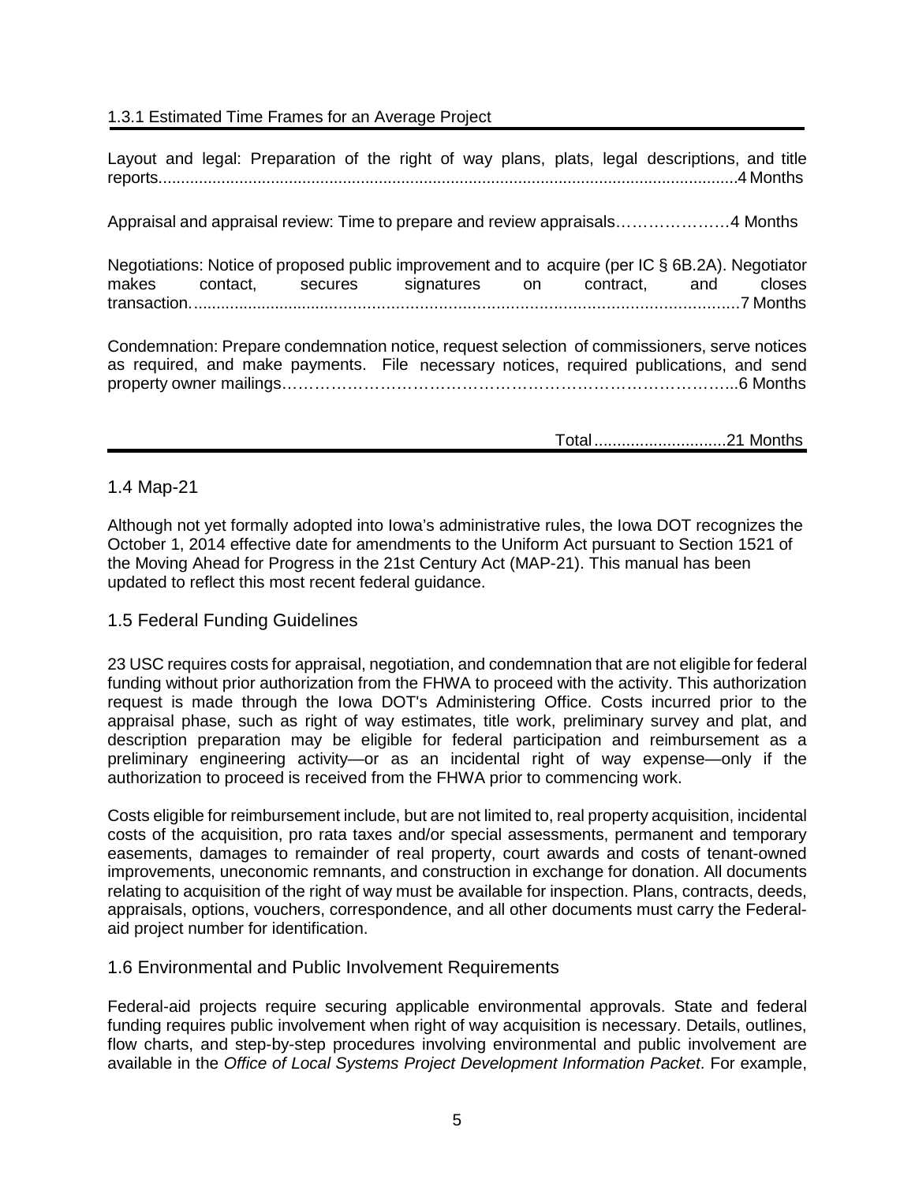### 1.3.1 Estimated Time Frames for an Average Project

Layout and legal: Preparation of the right of way plans, plats, legal descriptions, and title reports................................................................................................................................4 Months

Appraisal and appraisal review: Time to prepare and review appraisals…………………4 Months

Negotiations: Notice of proposed public improvement and to acquire (per IC § 6B.2A). Negotiator makes contact, secures signatures on contract, and closes transaction.......................................................................................................................7 Months

Condemnation: Prepare condemnation notice, request selection of commissioners, serve notices as required, and make payments. File necessary notices, required publications, and send property owner mailings…………………………………………………………………...6 Months

Total.............................21 Months

## 1.4 Map-21

Although not yet formally adopted into Iowa's administrative rules, the Iowa DOT recognizes the October 1, 2014 effective date for amendments to the Uniform Act pursuant to Section 1521 of the Moving Ahead for Progress in the 21st Century Act (MAP-21). This manual has been updated to reflect this most recent federal guidance.

## 1.5 Federal Funding Guidelines

23 USC requires costs for appraisal, negotiation, and condemnation that are not eligible for federal funding without prior authorization from the FHWA to proceed with the activity. This authorization request is made through the Iowa DOT's Administering Office. Costs incurred prior to the appraisal phase, such as right of way estimates, title work, preliminary survey and plat, and description preparation may be eligible for federal participation and reimbursement as a preliminary engineering activity—or as an incidental right of way expense—only if the authorization to proceed is received from the FHWA prior to commencing work.

Costs eligible for reimbursement include, but are not limited to, real property acquisition, incidental costs of the acquisition, pro rata taxes and/or special assessments, permanent and temporary easements, damages to remainder of real property, court awards and costs of tenant-owned improvements, uneconomic remnants, and construction in exchange for donation. All documents relating to acquisition of the right of way must be available for inspection. Plans, contracts, deeds, appraisals, options, vouchers, correspondence, and all other documents must carry the Federal-aid project number for identification.

## 1.6 Environmental and Public Involvement Requirements

Federal-aid projects require securing applicable environmental approvals. State and federal funding requires public involvement when right of way acquisition is necessary. Details, outlines, flow charts, and step-by-step procedures involving environmental and public involvement are available in the *Office of Local Systems Project Development Information Packet*. For example,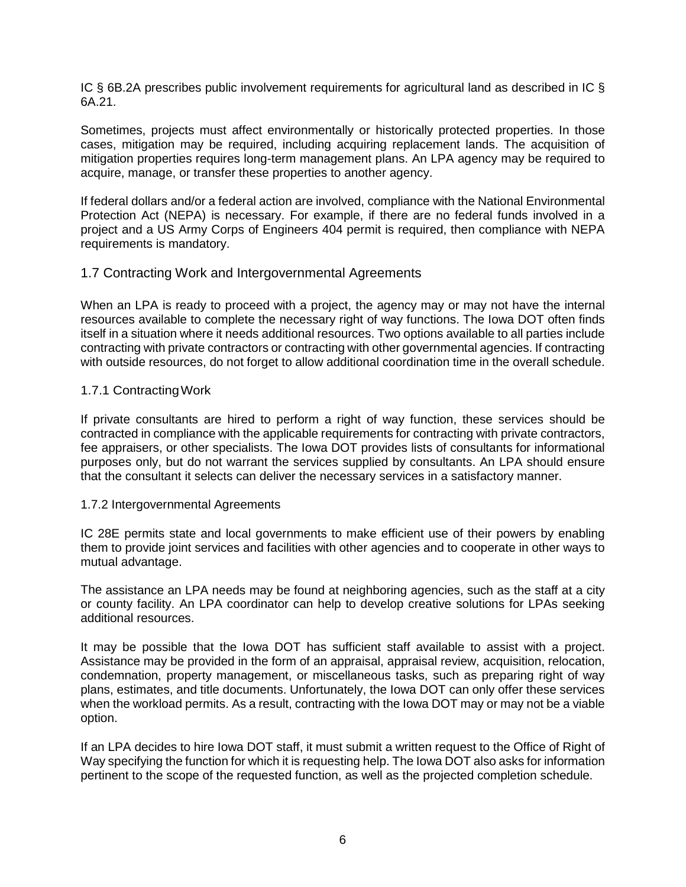IC § 6B.2A prescribes public involvement requirements for agricultural land as described in IC § 6A.21.

Sometimes, projects must affect environmentally or historically protected properties. In those cases, mitigation may be required, including acquiring replacement lands. The acquisition of mitigation properties requires long-term management plans. An LPA agency may be required to acquire, manage, or transfer these properties to another agency.

If federal dollars and/or a federal action are involved, compliance with the National Environmental Protection Act (NEPA) is necessary. For example, if there are no federal funds involved in a project and a US Army Corps of Engineers 404 permit is required, then compliance with NEPA requirements is mandatory.

## 1.7 Contracting Work and Intergovernmental Agreements

When an LPA is ready to proceed with a project, the agency may or may not have the internal resources available to complete the necessary right of way functions. The Iowa DOT often finds itself in a situation where it needs additional resources. Two options available to all parties include contracting with private contractors or contracting with other governmental agencies. If contracting with outside resources, do not forget to allow additional coordination time in the overall schedule.

### 1.7.1 Contracting Work

If private consultants are hired to perform a right of way function, these services should be contracted in compliance with the applicable requirements for contracting with private contractors, fee appraisers, or other specialists. The Iowa DOT provides lists of consultants for informational purposes only, but do not warrant the services supplied by consultants. An LPA should ensure that the consultant it selects can deliver the necessary services in a satisfactory manner.

### 1.7.2 Intergovernmental Agreements

IC 28E permits state and local governments to make efficient use of their powers by enabling them to provide joint services and facilities with other agencies and to cooperate in other ways to mutual advantage.

The assistance an LPA needs may be found at neighboring agencies, such as the staff at a city or county facility. An LPA coordinator can help to develop creative solutions for LPAs seeking additional resources.

It may be possible that the Iowa DOT has sufficient staff available to assist with a project. Assistance may be provided in the form of an appraisal, appraisal review, acquisition, relocation, condemnation, property management, or miscellaneous tasks, such as preparing right of way plans, estimates, and title documents. Unfortunately, the Iowa DOT can only offer these services when the workload permits. As a result, contracting with the Iowa DOT may or may not be a viable option.

If an LPA decides to hire Iowa DOT staff, it must submit a written request to the Office of Right of Way specifying the function for which it is requesting help. The Iowa DOT also asks for information pertinent to the scope of the requested function, as well as the projected completion schedule.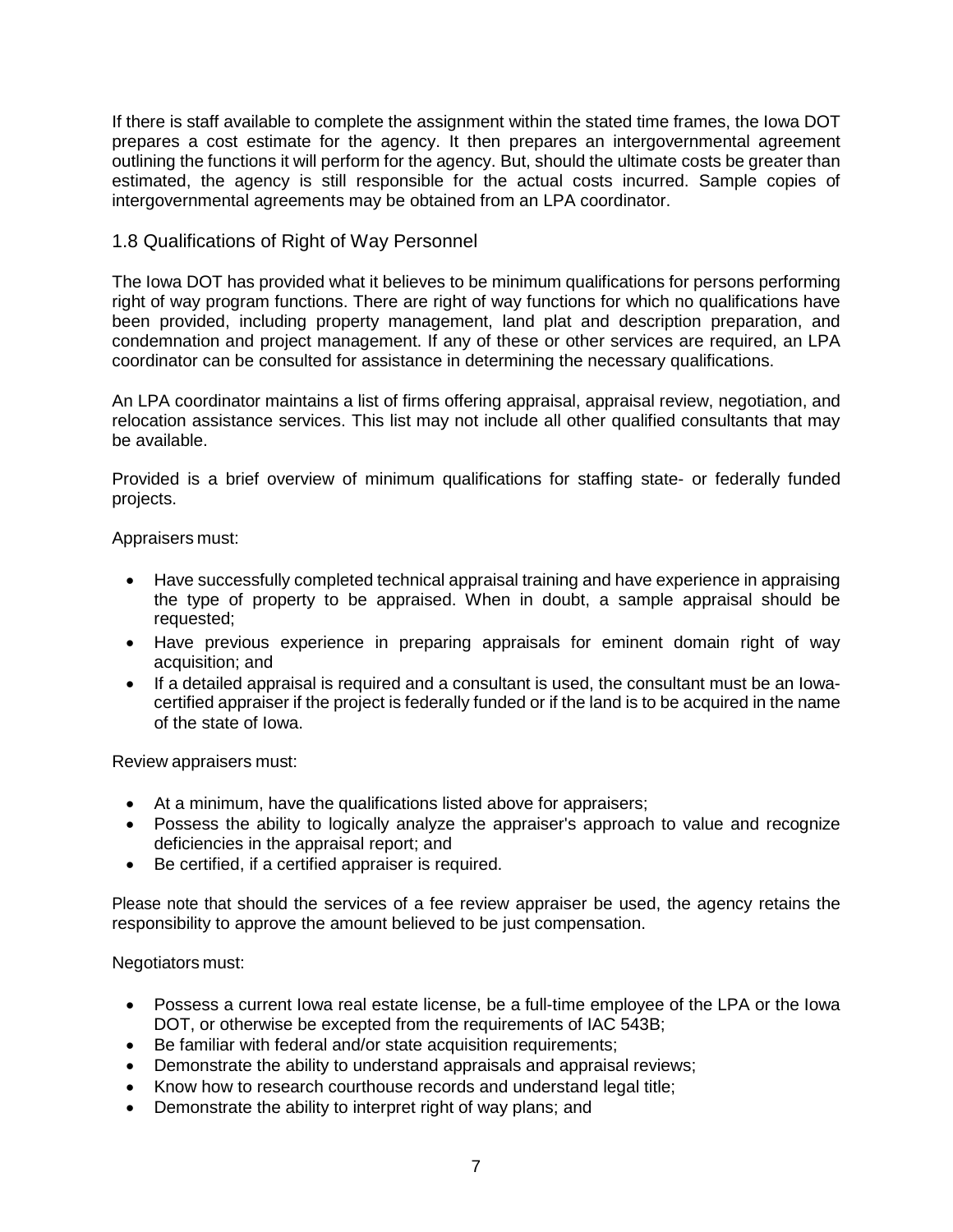If there is staff available to complete the assignment within the stated time frames, the Iowa DOT prepares a cost estimate for the agency. It then prepares an intergovernmental agreement outlining the functions it will perform for the agency. But, should the ultimate costs be greater than estimated, the agency is still responsible for the actual costs incurred. Sample copies of intergovernmental agreements may be obtained from an LPA coordinator.

## 1.8 Qualifications of Right of Way Personnel

The Iowa DOT has provided what it believes to be minimum qualifications for persons performing right of way program functions. There are right of way functions for which no qualifications have been provided, including property management, land plat and description preparation, and condemnation and project management. If any of these or other services are required, an LPA coordinator can be consulted for assistance in determining the necessary qualifications.

An LPA coordinator maintains a list of firms offering appraisal, appraisal review, negotiation, and relocation assistance services. This list may not include all other qualified consultants that may be available.

Provided is a brief overview of minimum qualifications for staffing state- or federally funded projects.

Appraisers must:

- Have successfully completed technical appraisal training and have experience in appraising the type of property to be appraised. When in doubt, a sample appraisal should be requested;
- Have previous experience in preparing appraisals for eminent domain right of way acquisition; and
- If a detailed appraisal is required and a consultant is used, the consultant must be an Iowa-certified appraiser if the project is federally funded or if the land is to be acquired in the name of the state of Iowa.

Review appraisers must:

- At a minimum, have the qualifications listed above for appraisers;
- Possess the ability to logically analyze the appraiser's approach to value and recognize deficiencies in the appraisal report; and
- Be certified, if a certified appraiser is required.

Please note that should the services of a fee review appraiser be used, the agency retains the responsibility to approve the amount believed to be just compensation.

Negotiators must:

- Possess a current Iowa real estate license, be a full-time employee of the LPA or the Iowa DOT, or otherwise be excepted from the requirements of IAC 543B;
- Be familiar with federal and/or state acquisition requirements;
- Demonstrate the ability to understand appraisals and appraisal reviews;
- Know how to research courthouse records and understand legal title;
- Demonstrate the ability to interpret right of way plans; and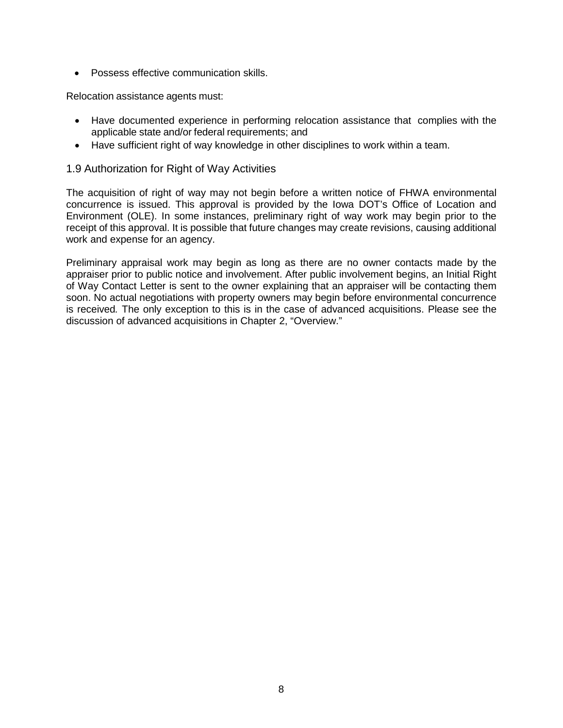- Possess effective communication skills.

Relocation assistance agents must:

- Have documented experience in performing relocation assistance that complies with the applicable state and/or federal requirements; and
- Have sufficient right of way knowledge in other disciplines to work within a team.

## 1.9 Authorization for Right of Way Activities

The acquisition of right of way may not begin before a written notice of FHWA environmental concurrence is issued. This approval is provided by the Iowa DOT's Office of Location and Environment (OLE). In some instances, preliminary right of way work may begin prior to the receipt of this approval. It is possible that future changes may create revisions, causing additional work and expense for an agency.

Preliminary appraisal work may begin as long as there are no owner contacts made by the appraiser prior to public notice and involvement. After public involvement begins, an Initial Right of Way Contact Letter is sent to the owner explaining that an appraiser will be contacting them soon. No actual negotiations with property owners may begin before environmental concurrence is received. The only exception to this is in the case of advanced acquisitions. Please see the discussion of advanced acquisitions in Chapter 2, "Overview."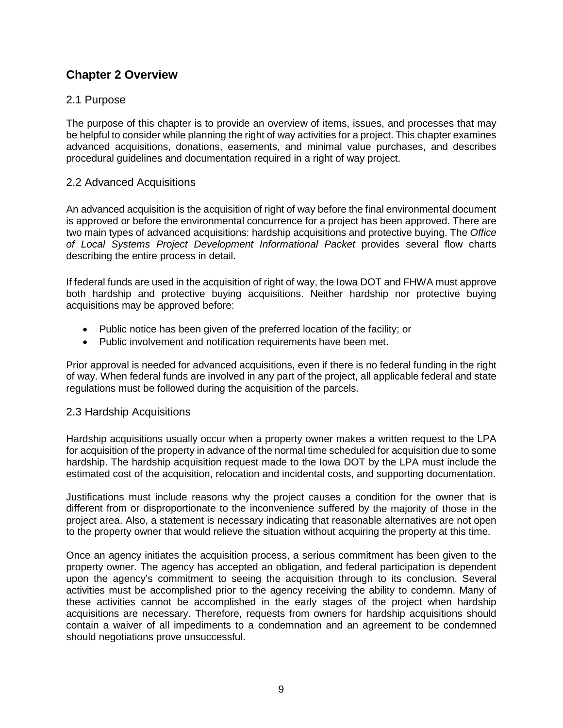## Chapter 2 Overview

### 2.1 Purpose

The purpose of this chapter is to provide an overview of items, issues, and processes that may be helpful to consider while planning the right of way activities for a project. This chapter examines advanced acquisitions, donations, easements, and minimal value purchases, and describes procedural guidelines and documentation required in a right of way project.

### 2.2 Advanced Acquisitions

An advanced acquisition is the acquisition of right of way before the final environmental document is approved or before the environmental concurrence for a project has been approved. There are two main types of advanced acquisitions: hardship acquisitions and protective buying. The *Office of Local Systems Project Development Informational Packet* provides several flow charts describing the entire process in detail.

If federal funds are used in the acquisition of right of way, the Iowa DOT and FHWA must approve both hardship and protective buying acquisitions. Neither hardship nor protective buying acquisitions may be approved before:

- Public notice has been given of the preferred location of the facility; or
- Public involvement and notification requirements have been met.

Prior approval is needed for advanced acquisitions, even if there is no federal funding in the right of way. When federal funds are involved in any part of the project, all applicable federal and state regulations must be followed during the acquisition of the parcels.

### 2.3 Hardship Acquisitions

Hardship acquisitions usually occur when a property owner makes a written request to the LPA for acquisition of the property in advance of the normal time scheduled for acquisition due to some hardship. The hardship acquisition request made to the Iowa DOT by the LPA must include the estimated cost of the acquisition, relocation and incidental costs, and supporting documentation.

Justifications must include reasons why the project causes a condition for the owner that is different from or disproportionate to the inconvenience suffered by the majority of those in the project area. Also, a statement is necessary indicating that reasonable alternatives are not open to the property owner that would relieve the situation without acquiring the property at this time.

Once an agency initiates the acquisition process, a serious commitment has been given to the property owner. The agency has accepted an obligation, and federal participation is dependent upon the agency's commitment to seeing the acquisition through to its conclusion. Several activities must be accomplished prior to the agency receiving the ability to condemn. Many of these activities cannot be accomplished in the early stages of the project when hardship acquisitions are necessary. Therefore, requests from owners for hardship acquisitions should contain a waiver of all impediments to a condemnation and an agreement to be condemned should negotiations prove unsuccessful.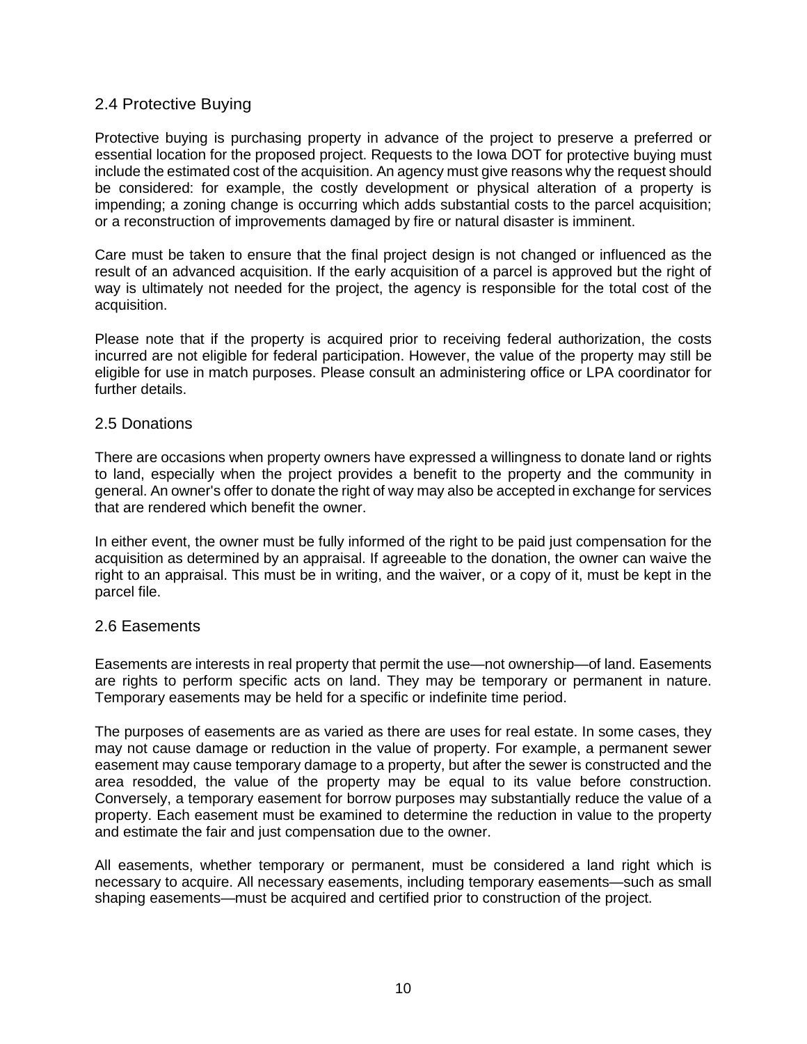## 2.4 Protective Buying

Protective buying is purchasing property in advance of the project to preserve a preferred or essential location for the proposed project. Requests to the Iowa DOT for protective buying must include the estimated cost of the acquisition. An agency must give reasons why the request should be considered: for example, the costly development or physical alteration of a property is impending; a zoning change is occurring which adds substantial costs to the parcel acquisition; or a reconstruction of improvements damaged by fire or natural disaster is imminent.

Care must be taken to ensure that the final project design is not changed or influenced as the result of an advanced acquisition. If the early acquisition of a parcel is approved but the right of way is ultimately not needed for the project, the agency is responsible for the total cost of the acquisition.

Please note that if the property is acquired prior to receiving federal authorization, the costs incurred are not eligible for federal participation. However, the value of the property may still be eligible for use in match purposes. Please consult an administering office or LPA coordinator for further details.

## 2.5 Donations

There are occasions when property owners have expressed a willingness to donate land or rights to land, especially when the project provides a benefit to the property and the community in general. An owner's offer to donate the right of way may also be accepted in exchange for services that are rendered which benefit the owner.

In either event, the owner must be fully informed of the right to be paid just compensation for the acquisition as determined by an appraisal. If agreeable to the donation, the owner can waive the right to an appraisal. This must be in writing, and the waiver, or a copy of it, must be kept in the parcel file.

## 2.6 Easements

Easements are interests in real property that permit the use—not ownership—of land. Easements are rights to perform specific acts on land. They may be temporary or permanent in nature. Temporary easements may be held for a specific or indefinite time period.

The purposes of easements are as varied as there are uses for real estate. In some cases, they may not cause damage or reduction in the value of property. For example, a permanent sewer easement may cause temporary damage to a property, but after the sewer is constructed and the area resodded, the value of the property may be equal to its value before construction. Conversely, a temporary easement for borrow purposes may substantially reduce the value of a property. Each easement must be examined to determine the reduction in value to the property and estimate the fair and just compensation due to the owner.

All easements, whether temporary or permanent, must be considered a land right which is necessary to acquire. All necessary easements, including temporary easements—such as small shaping easements—must be acquired and certified prior to construction of the project.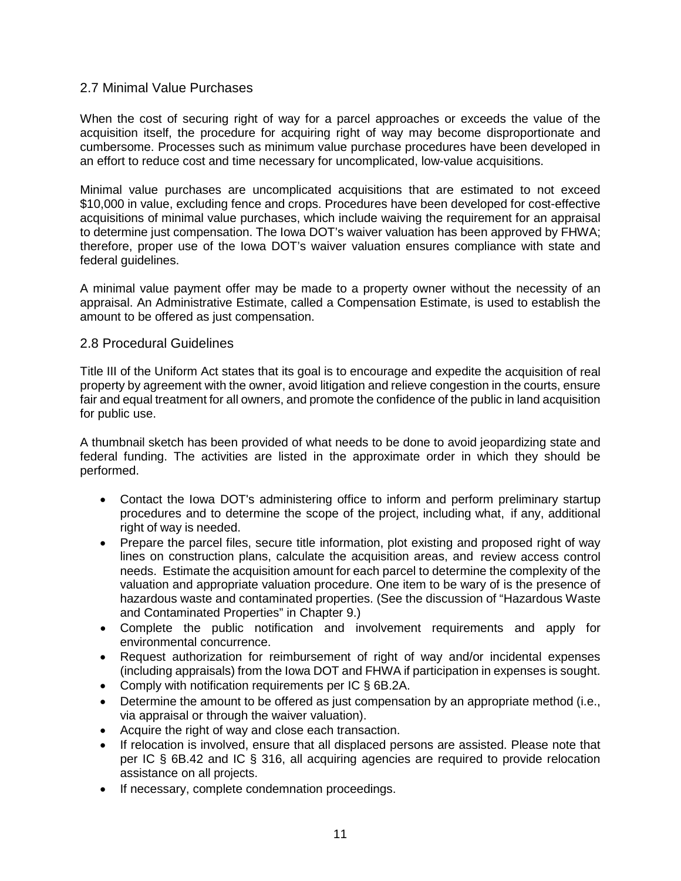## 2.7 Minimal Value Purchases

When the cost of securing right of way for a parcel approaches or exceeds the value of the acquisition itself, the procedure for acquiring right of way may become disproportionate and cumbersome. Processes such as minimum value purchase procedures have been developed in an effort to reduce cost and time necessary for uncomplicated, low-value acquisitions.

Minimal value purchases are uncomplicated acquisitions that are estimated to not exceed $10,000 in value, excluding fence and crops. Procedures have been developed for cost-effective acquisitions of minimal value purchases, which include waiving the requirement for an appraisal to determine just compensation. The Iowa DOT's waiver valuation has been approved by FHWA; therefore, proper use of the Iowa DOT's waiver valuation ensures compliance with state and federal guidelines.

A minimal value payment offer may be made to a property owner without the necessity of an appraisal. An Administrative Estimate, called a Compensation Estimate, is used to establish the amount to be offered as just compensation.

## 2.8 Procedural Guidelines

Title III of the Uniform Act states that its goal is to encourage and expedite the acquisition of real property by agreement with the owner, avoid litigation and relieve congestion in the courts, ensure fair and equal treatment for all owners, and promote the confidence of the public in land acquisition for public use.

A thumbnail sketch has been provided of what needs to be done to avoid jeopardizing state and federal funding. The activities are listed in the approximate order in which they should be performed.

- Contact the Iowa DOT's administering office to inform and perform preliminary startup procedures and to determine the scope of the project, including what, if any, additional right of way is needed.
- Prepare the parcel files, secure title information, plot existing and proposed right of way lines on construction plans, calculate the acquisition areas, and review access control needs. Estimate the acquisition amount for each parcel to determine the complexity of the valuation and appropriate valuation procedure. One item to be wary of is the presence of hazardous waste and contaminated properties. (See the discussion of "Hazardous Waste and Contaminated Properties" in Chapter 9.)
- Complete the public notification and involvement requirements and apply for environmental concurrence.
- Request authorization for reimbursement of right of way and/or incidental expenses (including appraisals) from the Iowa DOT and FHWA if participation in expenses is sought.
- Comply with notification requirements per IC § 6B.2A.
- Determine the amount to be offered as just compensation by an appropriate method (i.e., via appraisal or through the waiver valuation).
- Acquire the right of way and close each transaction.
- If relocation is involved, ensure that all displaced persons are assisted. Please note that per IC § 6B.42 and IC § 316, all acquiring agencies are required to provide relocation assistance on all projects.
- If necessary, complete condemnation proceedings.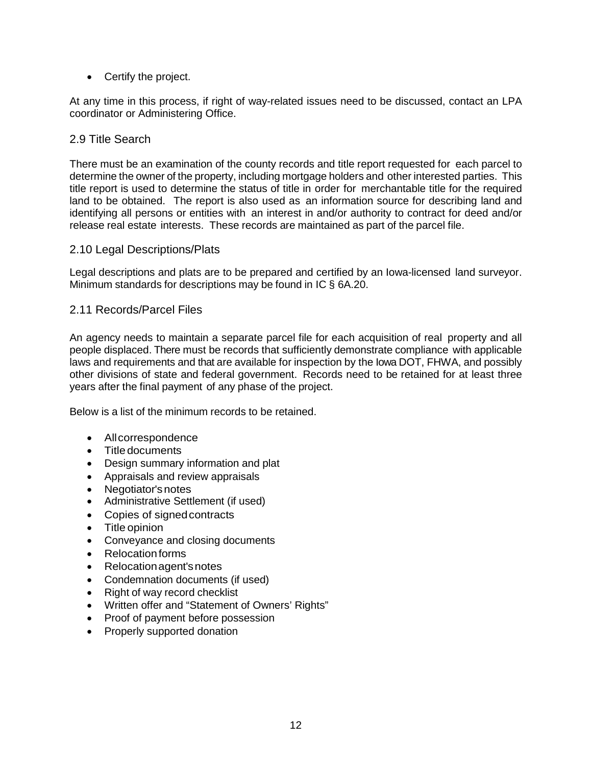- Certify the project.

At any time in this process, if right of way-related issues need to be discussed, contact an LPA coordinator or Administering Office.

## 2.9 Title Search

There must be an examination of the county records and title report requested for each parcel to determine the owner of the property, including mortgage holders and other interested parties. This title report is used to determine the status of title in order for merchantable title for the required land to be obtained. The report is also used as an information source for describing land and identifying all persons or entities with an interest in and/or authority to contract for deed and/or release real estate interests. These records are maintained as part of the parcel file.

## 2.10 Legal Descriptions/Plats

Legal descriptions and plats are to be prepared and certified by an Iowa-licensed land surveyor. Minimum standards for descriptions may be found in IC § 6A.20.

## 2.11 Records/Parcel Files

An agency needs to maintain a separate parcel file for each acquisition of real property and all people displaced. There must be records that sufficiently demonstrate compliance with applicable laws and requirements and that are available for inspection by the Iowa DOT, FHWA, and possibly other divisions of state and federal government. Records need to be retained for at least three years after the final payment of any phase of the project.

Below is a list of the minimum records to be retained.

- All correspondence
- Title documents
- Design summary information and plat
- Appraisals and review appraisals
- Negotiator's notes
- Administrative Settlement (if used)
- Copies of signed contracts
- Title opinion
- Conveyance and closing documents
- Relocation forms
- Relocation agent's notes
- Condemnation documents (if used)
- Right of way record checklist
- Written offer and "Statement of Owners' Rights"
- Proof of payment before possession
- Properly supported donation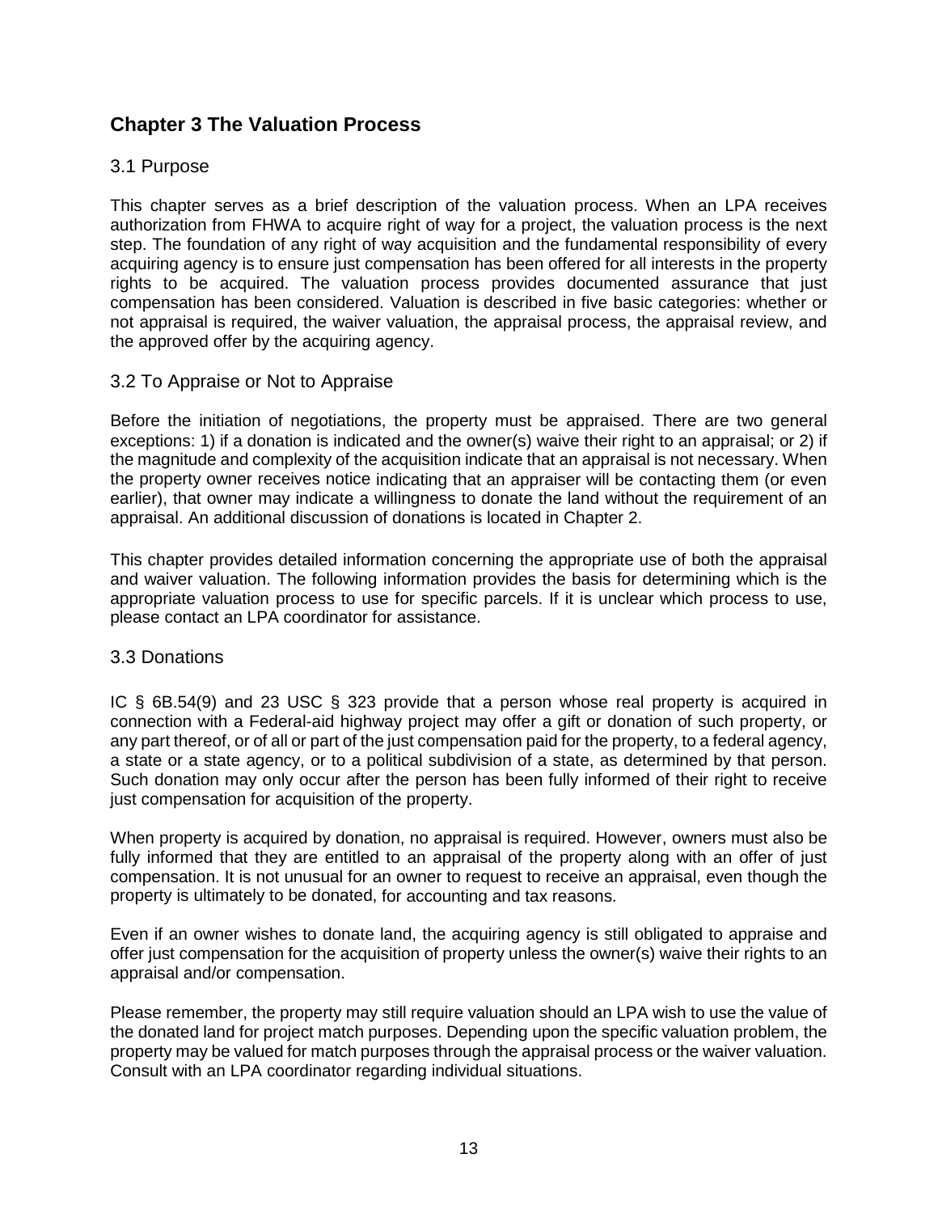## Chapter 3 The Valuation Process

### 3.1 Purpose

This chapter serves as a brief description of the valuation process. When an LPA receives authorization from FHWA to acquire right of way for a project, the valuation process is the next step. The foundation of any right of way acquisition and the fundamental responsibility of every acquiring agency is to ensure just compensation has been offered for all interests in the property rights to be acquired. The valuation process provides documented assurance that just compensation has been considered. Valuation is described in five basic categories: whether or not appraisal is required, the waiver valuation, the appraisal process, the appraisal review, and the approved offer by the acquiring agency.

### 3.2 To Appraise or Not to Appraise

Before the initiation of negotiations, the property must be appraised. There are two general exceptions: 1) if a donation is indicated and the owner(s) waive their right to an appraisal; or 2) if the magnitude and complexity of the acquisition indicate that an appraisal is not necessary. When the property owner receives notice indicating that an appraiser will be contacting them (or even earlier), that owner may indicate a willingness to donate the land without the requirement of an appraisal. An additional discussion of donations is located in Chapter 2.

This chapter provides detailed information concerning the appropriate use of both the appraisal and waiver valuation. The following information provides the basis for determining which is the appropriate valuation process to use for specific parcels. If it is unclear which process to use, please contact an LPA coordinator for assistance.

### 3.3 Donations

IC § 6B.54(9) and 23 USC § 323 provide that a person whose real property is acquired in connection with a Federal-aid highway project may offer a gift or donation of such property, or any part thereof, or of all or part of the just compensation paid for the property, to a federal agency, a state or a state agency, or to a political subdivision of a state, as determined by that person. Such donation may only occur after the person has been fully informed of their right to receive just compensation for acquisition of the property.

When property is acquired by donation, no appraisal is required. However, owners must also be fully informed that they are entitled to an appraisal of the property along with an offer of just compensation. It is not unusual for an owner to request to receive an appraisal, even though the property is ultimately to be donated, for accounting and tax reasons.

Even if an owner wishes to donate land, the acquiring agency is still obligated to appraise and offer just compensation for the acquisition of property unless the owner(s) waive their rights to an appraisal and/or compensation.

Please remember, the property may still require valuation should an LPA wish to use the value of the donated land for project match purposes. Depending upon the specific valuation problem, the property may be valued for match purposes through the appraisal process or the waiver valuation. Consult with an LPA coordinator regarding individual situations.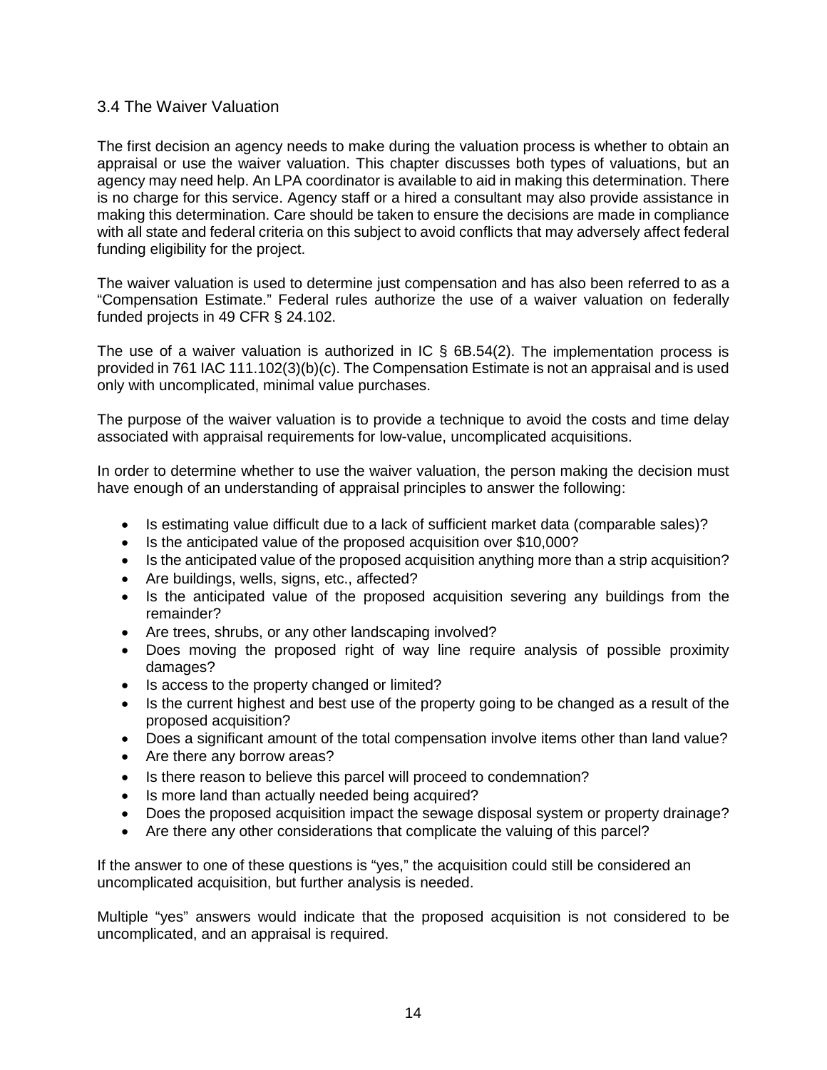## 3.4 The Waiver Valuation

The first decision an agency needs to make during the valuation process is whether to obtain an appraisal or use the waiver valuation. This chapter discusses both types of valuations, but an agency may need help. An LPA coordinator is available to aid in making this determination. There is no charge for this service. Agency staff or a hired a consultant may also provide assistance in making this determination. Care should be taken to ensure the decisions are made in compliance with all state and federal criteria on this subject to avoid conflicts that may adversely affect federal funding eligibility for the project.

The waiver valuation is used to determine just compensation and has also been referred to as a "Compensation Estimate." Federal rules authorize the use of a waiver valuation on federally funded projects in 49 CFR § 24.102.

The use of a waiver valuation is authorized in IC § 6B.54(2). The implementation process is provided in 761 IAC 111.102(3)(b)(c). The Compensation Estimate is not an appraisal and is used only with uncomplicated, minimal value purchases.

The purpose of the waiver valuation is to provide a technique to avoid the costs and time delay associated with appraisal requirements for low-value, uncomplicated acquisitions.

In order to determine whether to use the waiver valuation, the person making the decision must have enough of an understanding of appraisal principles to answer the following:

- Is estimating value difficult due to a lack of sufficient market data (comparable sales)?
- Is the anticipated value of the proposed acquisition over $10,000?
- Is the anticipated value of the proposed acquisition anything more than a strip acquisition?
- Are buildings, wells, signs, etc., affected?
- Is the anticipated value of the proposed acquisition severing any buildings from the remainder?
- Are trees, shrubs, or any other landscaping involved?
- Does moving the proposed right of way line require analysis of possible proximity damages?
- Is access to the property changed or limited?
- Is the current highest and best use of the property going to be changed as a result of the proposed acquisition?
- Does a significant amount of the total compensation involve items other than land value?
- Are there any borrow areas?
- Is there reason to believe this parcel will proceed to condemnation?
- Is more land than actually needed being acquired?
- Does the proposed acquisition impact the sewage disposal system or property drainage?
- Are there any other considerations that complicate the valuing of this parcel?

If the answer to one of these questions is "yes," the acquisition could still be considered an uncomplicated acquisition, but further analysis is needed.

Multiple "yes" answers would indicate that the proposed acquisition is not considered to be uncomplicated, and an appraisal is required.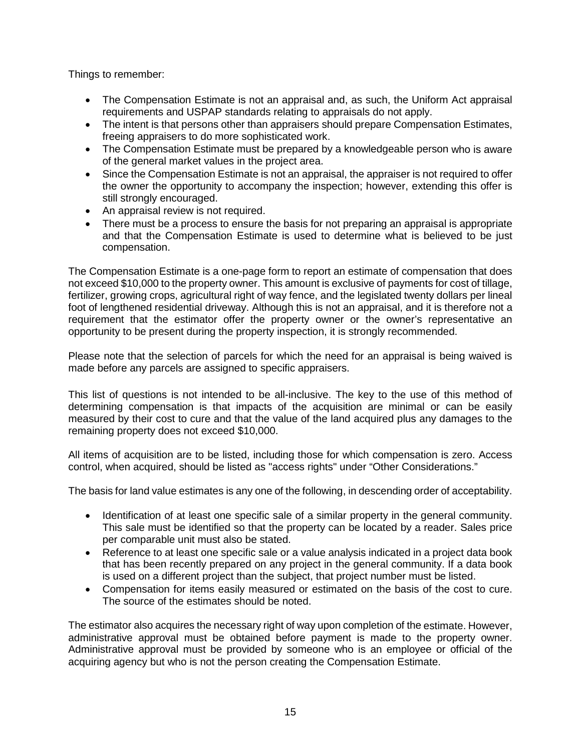Things to remember:

- The Compensation Estimate is not an appraisal and, as such, the Uniform Act appraisal requirements and USPAP standards relating to appraisals do not apply.
- The intent is that persons other than appraisers should prepare Compensation Estimates, freeing appraisers to do more sophisticated work.
- The Compensation Estimate must be prepared by a knowledgeable person who is aware of the general market values in the project area.
- Since the Compensation Estimate is not an appraisal, the appraiser is not required to offer the owner the opportunity to accompany the inspection; however, extending this offer is still strongly encouraged.
- An appraisal review is not required.
- There must be a process to ensure the basis for not preparing an appraisal is appropriate and that the Compensation Estimate is used to determine what is believed to be just compensation.

The Compensation Estimate is a one-page form to report an estimate of compensation that does not exceed $10,000 to the property owner. This amount is exclusive of payments for cost of tillage, fertilizer, growing crops, agricultural right of way fence, and the legislated twenty dollars per lineal foot of lengthened residential driveway. Although this is not an appraisal, and it is therefore not a requirement that the estimator offer the property owner or the owner's representative an opportunity to be present during the property inspection, it is strongly recommended.

Please note that the selection of parcels for which the need for an appraisal is being waived is made before any parcels are assigned to specific appraisers.

This list of questions is not intended to be all-inclusive. The key to the use of this method of determining compensation is that impacts of the acquisition are minimal or can be easily measured by their cost to cure and that the value of the land acquired plus any damages to the remaining property does not exceed $10,000.

All items of acquisition are to be listed, including those for which compensation is zero. Access control, when acquired, should be listed as "access rights" under "Other Considerations."

The basis for land value estimates is any one of the following, in descending order of acceptability.

- Identification of at least one specific sale of a similar property in the general community. This sale must be identified so that the property can be located by a reader. Sales price per comparable unit must also be stated.
- Reference to at least one specific sale or a value analysis indicated in a project data book that has been recently prepared on any project in the general community. If a data book is used on a different project than the subject, that project number must be listed.
- Compensation for items easily measured or estimated on the basis of the cost to cure. The source of the estimates should be noted.

The estimator also acquires the necessary right of way upon completion of the estimate. However, administrative approval must be obtained before payment is made to the property owner. Administrative approval must be provided by someone who is an employee or official of the acquiring agency but who is not the person creating the Compensation Estimate.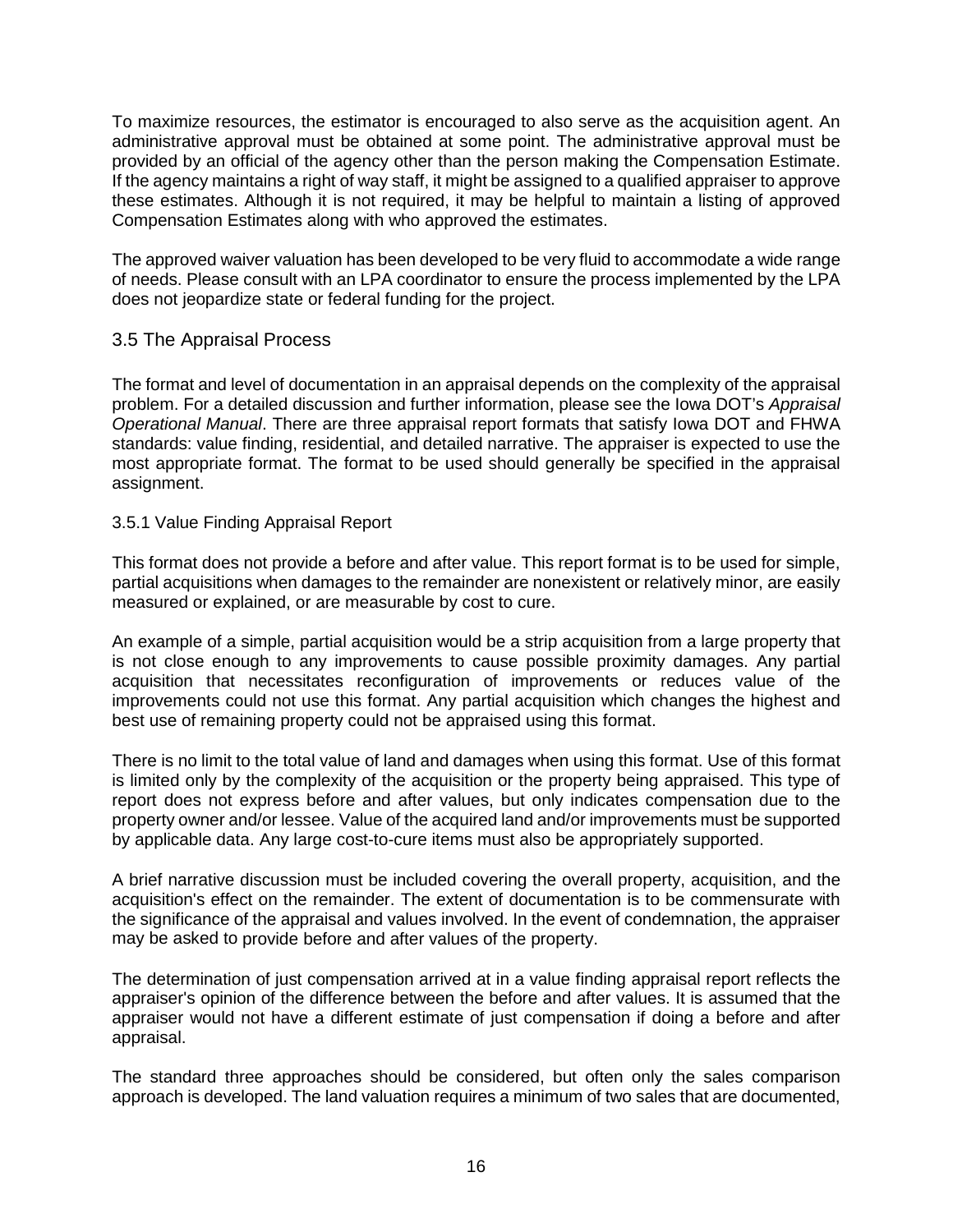To maximize resources, the estimator is encouraged to also serve as the acquisition agent. An administrative approval must be obtained at some point. The administrative approval must be provided by an official of the agency other than the person making the Compensation Estimate. If the agency maintains a right of way staff, it might be assigned to a qualified appraiser to approve these estimates. Although it is not required, it may be helpful to maintain a listing of approved Compensation Estimates along with who approved the estimates.

The approved waiver valuation has been developed to be very fluid to accommodate a wide range of needs. Please consult with an LPA coordinator to ensure the process implemented by the LPA does not jeopardize state or federal funding for the project.

## 3.5 The Appraisal Process

The format and level of documentation in an appraisal depends on the complexity of the appraisal problem. For a detailed discussion and further information, please see the Iowa DOT's *Appraisal Operational Manual*. There are three appraisal report formats that satisfy Iowa DOT and FHWA standards: value finding, residential, and detailed narrative. The appraiser is expected to use the most appropriate format. The format to be used should generally be specified in the appraisal assignment.

### 3.5.1 Value Finding Appraisal Report

This format does not provide a before and after value. This report format is to be used for simple, partial acquisitions when damages to the remainder are nonexistent or relatively minor, are easily measured or explained, or are measurable by cost to cure.

An example of a simple, partial acquisition would be a strip acquisition from a large property that is not close enough to any improvements to cause possible proximity damages. Any partial acquisition that necessitates reconfiguration of improvements or reduces value of the improvements could not use this format. Any partial acquisition which changes the highest and best use of remaining property could not be appraised using this format.

There is no limit to the total value of land and damages when using this format. Use of this format is limited only by the complexity of the acquisition or the property being appraised. This type of report does not express before and after values, but only indicates compensation due to the property owner and/or lessee. Value of the acquired land and/or improvements must be supported by applicable data. Any large cost-to-cure items must also be appropriately supported.

A brief narrative discussion must be included covering the overall property, acquisition, and the acquisition's effect on the remainder. The extent of documentation is to be commensurate with the significance of the appraisal and values involved. In the event of condemnation, the appraiser may be asked to provide before and after values of the property.

The determination of just compensation arrived at in a value finding appraisal report reflects the appraiser's opinion of the difference between the before and after values. It is assumed that the appraiser would not have a different estimate of just compensation if doing a before and after appraisal.

The standard three approaches should be considered, but often only the sales comparison approach is developed. The land valuation requires a minimum of two sales that are documented,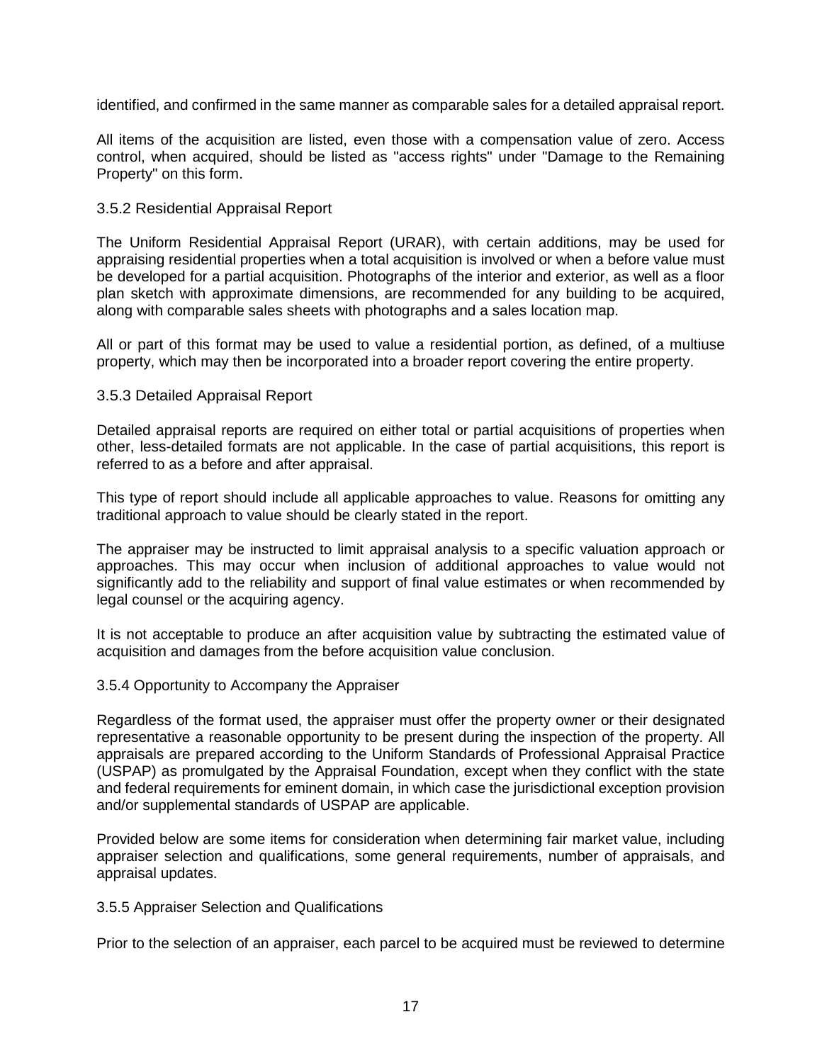identified, and confirmed in the same manner as comparable sales for a detailed appraisal report.

All items of the acquisition are listed, even those with a compensation value of zero. Access control, when acquired, should be listed as "access rights" under "Damage to the Remaining Property" on this form.

### 3.5.2 Residential Appraisal Report

The Uniform Residential Appraisal Report (URAR), with certain additions, may be used for appraising residential properties when a total acquisition is involved or when a before value must be developed for a partial acquisition. Photographs of the interior and exterior, as well as a floor plan sketch with approximate dimensions, are recommended for any building to be acquired, along with comparable sales sheets with photographs and a sales location map.

All or part of this format may be used to value a residential portion, as defined, of a multiuse property, which may then be incorporated into a broader report covering the entire property.

### 3.5.3 Detailed Appraisal Report

Detailed appraisal reports are required on either total or partial acquisitions of properties when other, less-detailed formats are not applicable. In the case of partial acquisitions, this report is referred to as a before and after appraisal.

This type of report should include all applicable approaches to value. Reasons for omitting any traditional approach to value should be clearly stated in the report.

The appraiser may be instructed to limit appraisal analysis to a specific valuation approach or approaches. This may occur when inclusion of additional approaches to value would not significantly add to the reliability and support of final value estimates or when recommended by legal counsel or the acquiring agency.

It is not acceptable to produce an after acquisition value by subtracting the estimated value of acquisition and damages from the before acquisition value conclusion.

### 3.5.4 Opportunity to Accompany the Appraiser

Regardless of the format used, the appraiser must offer the property owner or their designated representative a reasonable opportunity to be present during the inspection of the property. All appraisals are prepared according to the Uniform Standards of Professional Appraisal Practice (USPAP) as promulgated by the Appraisal Foundation, except when they conflict with the state and federal requirements for eminent domain, in which case the jurisdictional exception provision and/or supplemental standards of USPAP are applicable.

Provided below are some items for consideration when determining fair market value, including appraiser selection and qualifications, some general requirements, number of appraisals, and appraisal updates.

### 3.5.5 Appraiser Selection and Qualifications

Prior to the selection of an appraiser, each parcel to be acquired must be reviewed to determine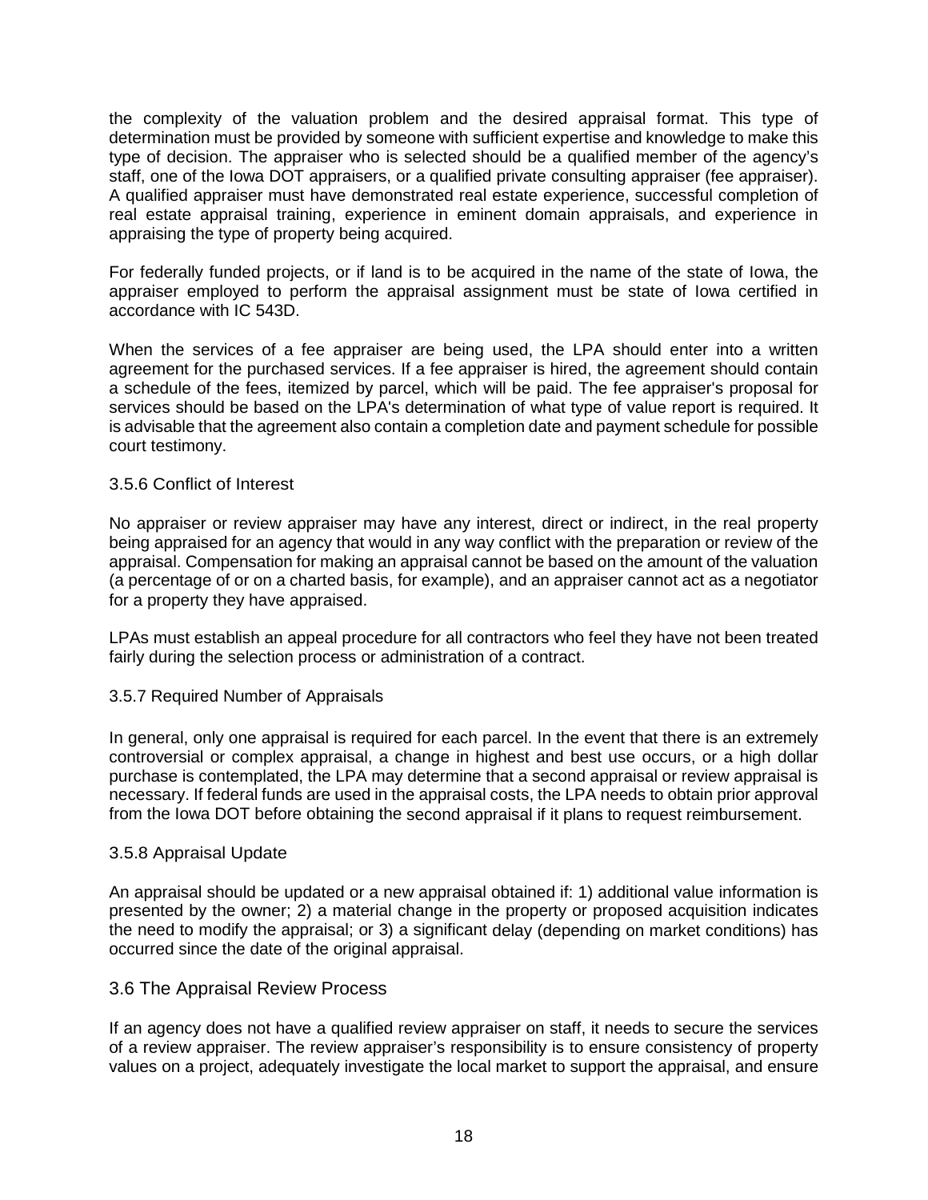the complexity of the valuation problem and the desired appraisal format. This type of determination must be provided by someone with sufficient expertise and knowledge to make this type of decision. The appraiser who is selected should be a qualified member of the agency's staff, one of the Iowa DOT appraisers, or a qualified private consulting appraiser (fee appraiser). A qualified appraiser must have demonstrated real estate experience, successful completion of real estate appraisal training, experience in eminent domain appraisals, and experience in appraising the type of property being acquired.

For federally funded projects, or if land is to be acquired in the name of the state of Iowa, the appraiser employed to perform the appraisal assignment must be state of Iowa certified in accordance with IC 543D.

When the services of a fee appraiser are being used, the LPA should enter into a written agreement for the purchased services. If a fee appraiser is hired, the agreement should contain a schedule of the fees, itemized by parcel, which will be paid. The fee appraiser's proposal for services should be based on the LPA's determination of what type of value report is required. It is advisable that the agreement also contain a completion date and payment schedule for possible court testimony.

### 3.5.6 Conflict of Interest

No appraiser or review appraiser may have any interest, direct or indirect, in the real property being appraised for an agency that would in any way conflict with the preparation or review of the appraisal. Compensation for making an appraisal cannot be based on the amount of the valuation (a percentage of or on a charted basis, for example), and an appraiser cannot act as a negotiator for a property they have appraised.

LPAs must establish an appeal procedure for all contractors who feel they have not been treated fairly during the selection process or administration of a contract.

### 3.5.7 Required Number of Appraisals

In general, only one appraisal is required for each parcel. In the event that there is an extremely controversial or complex appraisal, a change in highest and best use occurs, or a high dollar purchase is contemplated, the LPA may determine that a second appraisal or review appraisal is necessary. If federal funds are used in the appraisal costs, the LPA needs to obtain prior approval from the Iowa DOT before obtaining the second appraisal if it plans to request reimbursement.

### 3.5.8 Appraisal Update

An appraisal should be updated or a new appraisal obtained if: 1) additional value information is presented by the owner; 2) a material change in the property or proposed acquisition indicates the need to modify the appraisal; or 3) a significant delay (depending on market conditions) has occurred since the date of the original appraisal.

## 3.6 The Appraisal Review Process

If an agency does not have a qualified review appraiser on staff, it needs to secure the services of a review appraiser. The review appraiser's responsibility is to ensure consistency of property values on a project, adequately investigate the local market to support the appraisal, and ensure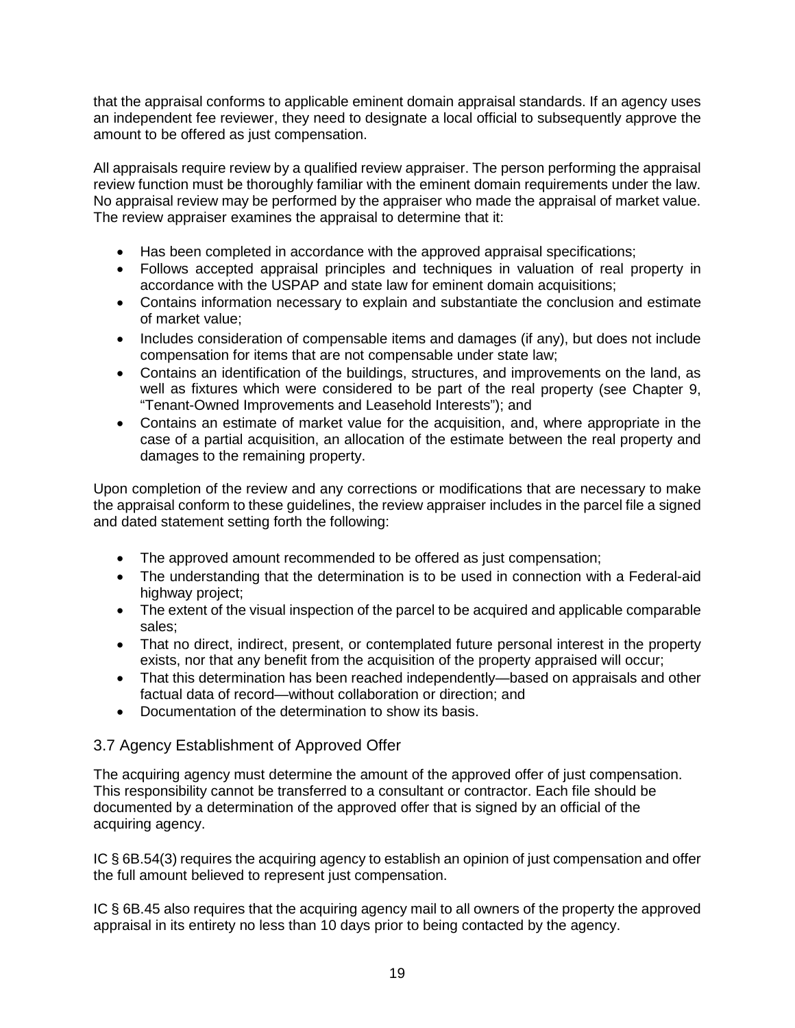that the appraisal conforms to applicable eminent domain appraisal standards. If an agency uses an independent fee reviewer, they need to designate a local official to subsequently approve the amount to be offered as just compensation.

All appraisals require review by a qualified review appraiser. The person performing the appraisal review function must be thoroughly familiar with the eminent domain requirements under the law. No appraisal review may be performed by the appraiser who made the appraisal of market value. The review appraiser examines the appraisal to determine that it:

- Has been completed in accordance with the approved appraisal specifications;
- Follows accepted appraisal principles and techniques in valuation of real property in accordance with the USPAP and state law for eminent domain acquisitions;
- Contains information necessary to explain and substantiate the conclusion and estimate of market value;
- Includes consideration of compensable items and damages (if any), but does not include compensation for items that are not compensable under state law;
- Contains an identification of the buildings, structures, and improvements on the land, as well as fixtures which were considered to be part of the real property (see Chapter 9, "Tenant-Owned Improvements and Leasehold Interests"); and
- Contains an estimate of market value for the acquisition, and, where appropriate in the case of a partial acquisition, an allocation of the estimate between the real property and damages to the remaining property.

Upon completion of the review and any corrections or modifications that are necessary to make the appraisal conform to these guidelines, the review appraiser includes in the parcel file a signed and dated statement setting forth the following:

- The approved amount recommended to be offered as just compensation;
- The understanding that the determination is to be used in connection with a Federal-aid highway project;
- The extent of the visual inspection of the parcel to be acquired and applicable comparable sales;
- That no direct, indirect, present, or contemplated future personal interest in the property exists, nor that any benefit from the acquisition of the property appraised will occur;
- That this determination has been reached independently—based on appraisals and other factual data of record—without collaboration or direction; and
- Documentation of the determination to show its basis.

## 3.7 Agency Establishment of Approved Offer

The acquiring agency must determine the amount of the approved offer of just compensation. This responsibility cannot be transferred to a consultant or contractor. Each file should be documented by a determination of the approved offer that is signed by an official of the acquiring agency.

IC § 6B.54(3) requires the acquiring agency to establish an opinion of just compensation and offer the full amount believed to represent just compensation.

IC § 6B.45 also requires that the acquiring agency mail to all owners of the property the approved appraisal in its entirety no less than 10 days prior to being contacted by the agency.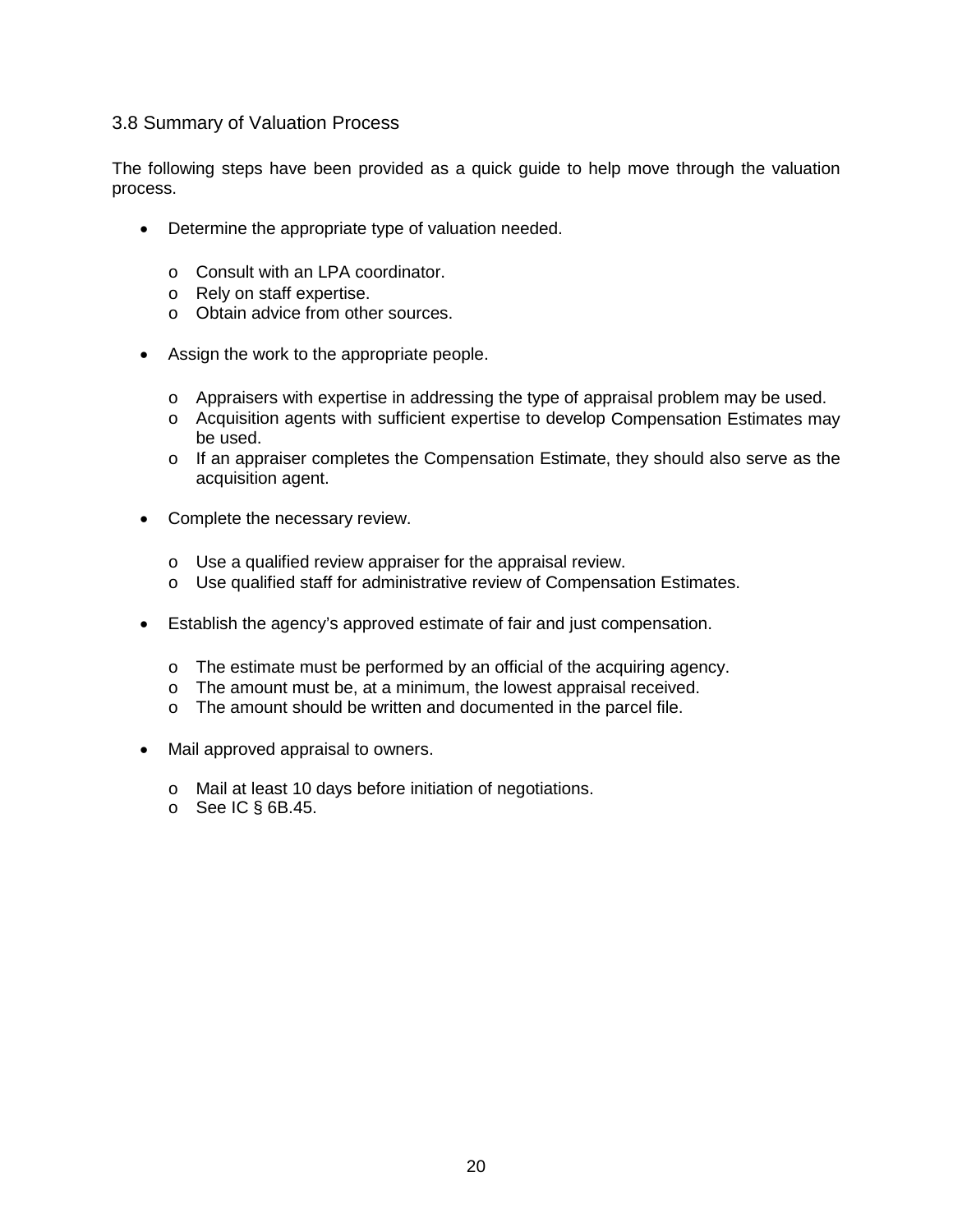## 3.8 Summary of Valuation Process

The following steps have been provided as a quick guide to help move through the valuation process.

- Determine the appropriate type of valuation needed.
  - Consult with an LPA coordinator.
  - Rely on staff expertise.
  - Obtain advice from other sources.
- Assign the work to the appropriate people.
  - Appraisers with expertise in addressing the type of appraisal problem may be used.
  - Acquisition agents with sufficient expertise to develop Compensation Estimates may be used.
  - If an appraiser completes the Compensation Estimate, they should also serve as the acquisition agent.
- Complete the necessary review.
  - Use a qualified review appraiser for the appraisal review.
  - Use qualified staff for administrative review of Compensation Estimates.
- Establish the agency's approved estimate of fair and just compensation.
  - The estimate must be performed by an official of the acquiring agency.
  - The amount must be, at a minimum, the lowest appraisal received.
  - The amount should be written and documented in the parcel file.
- Mail approved appraisal to owners.
  - Mail at least 10 days before initiation of negotiations.
  - See IC § 6B.45.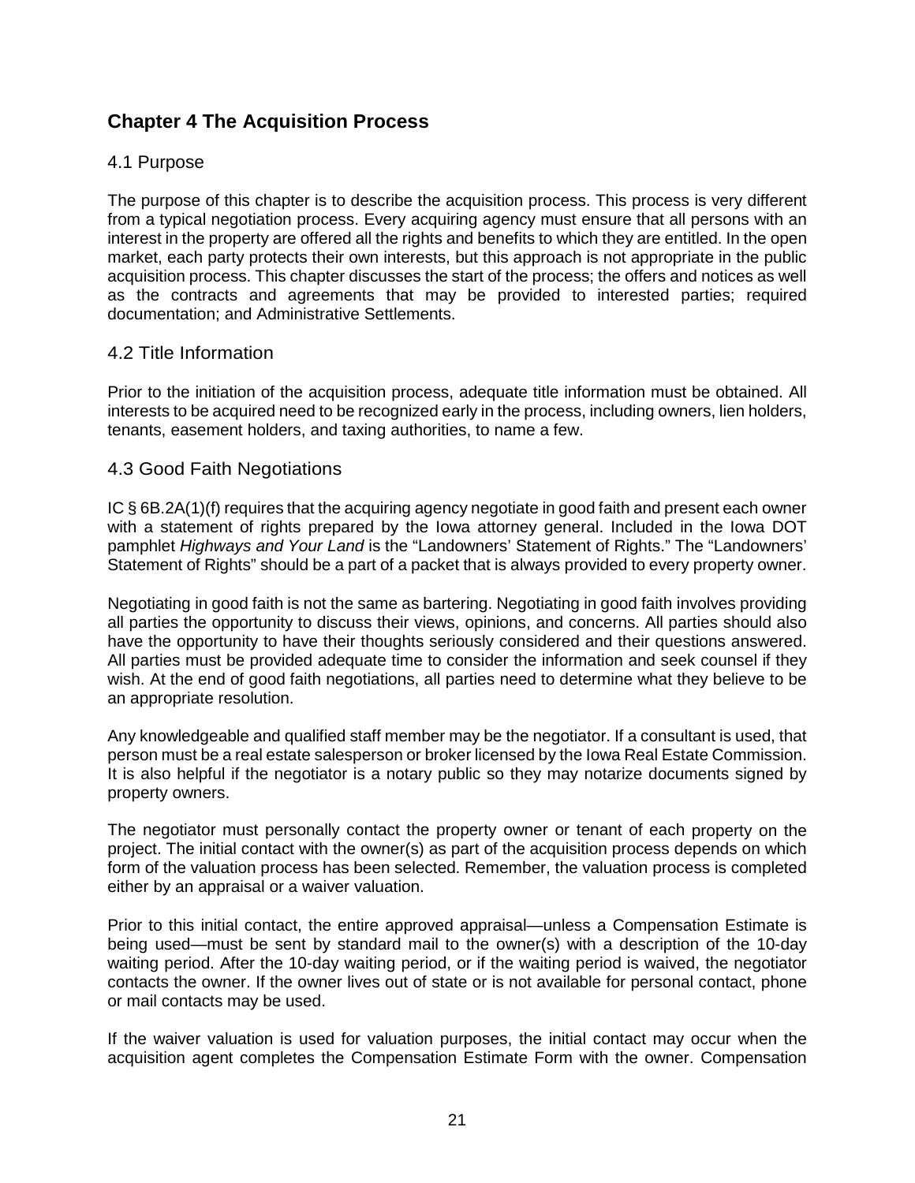# Chapter 4 The Acquisition Process

## 4.1 Purpose

The purpose of this chapter is to describe the acquisition process. This process is very different from a typical negotiation process. Every acquiring agency must ensure that all persons with an interest in the property are offered all the rights and benefits to which they are entitled. In the open market, each party protects their own interests, but this approach is not appropriate in the public acquisition process. This chapter discusses the start of the process; the offers and notices as well as the contracts and agreements that may be provided to interested parties; required documentation; and Administrative Settlements.

## 4.2 Title Information

Prior to the initiation of the acquisition process, adequate title information must be obtained. All interests to be acquired need to be recognized early in the process, including owners, lien holders, tenants, easement holders, and taxing authorities, to name a few.

## 4.3 Good Faith Negotiations

IC § 6B.2A(1)(f) requires that the acquiring agency negotiate in good faith and present each owner with a statement of rights prepared by the Iowa attorney general. Included in the Iowa DOT pamphlet *Highways and Your Land* is the "Landowners' Statement of Rights." The "Landowners' Statement of Rights" should be a part of a packet that is always provided to every property owner.

Negotiating in good faith is not the same as bartering. Negotiating in good faith involves providing all parties the opportunity to discuss their views, opinions, and concerns. All parties should also have the opportunity to have their thoughts seriously considered and their questions answered. All parties must be provided adequate time to consider the information and seek counsel if they wish. At the end of good faith negotiations, all parties need to determine what they believe to be an appropriate resolution.

Any knowledgeable and qualified staff member may be the negotiator. If a consultant is used, that person must be a real estate salesperson or broker licensed by the Iowa Real Estate Commission. It is also helpful if the negotiator is a notary public so they may notarize documents signed by property owners.

The negotiator must personally contact the property owner or tenant of each property on the project. The initial contact with the owner(s) as part of the acquisition process depends on which form of the valuation process has been selected. Remember, the valuation process is completed either by an appraisal or a waiver valuation.

Prior to this initial contact, the entire approved appraisal—unless a Compensation Estimate is being used—must be sent by standard mail to the owner(s) with a description of the 10-day waiting period. After the 10-day waiting period, or if the waiting period is waived, the negotiator contacts the owner. If the owner lives out of state or is not available for personal contact, phone or mail contacts may be used.

If the waiver valuation is used for valuation purposes, the initial contact may occur when the acquisition agent completes the Compensation Estimate Form with the owner. Compensation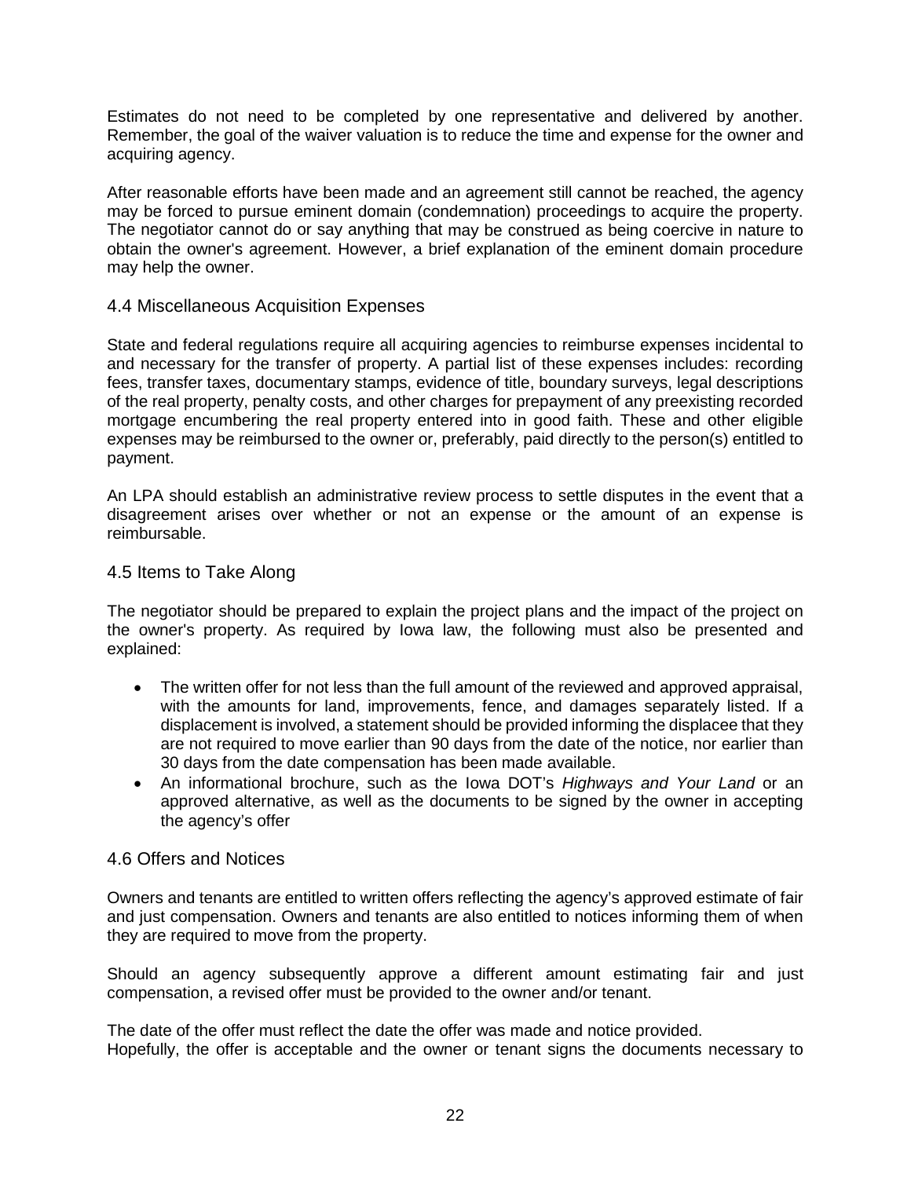Estimates do not need to be completed by one representative and delivered by another. Remember, the goal of the waiver valuation is to reduce the time and expense for the owner and acquiring agency.

After reasonable efforts have been made and an agreement still cannot be reached, the agency may be forced to pursue eminent domain (condemnation) proceedings to acquire the property. The negotiator cannot do or say anything that may be construed as being coercive in nature to obtain the owner's agreement. However, a brief explanation of the eminent domain procedure may help the owner.

## 4.4 Miscellaneous Acquisition Expenses

State and federal regulations require all acquiring agencies to reimburse expenses incidental to and necessary for the transfer of property. A partial list of these expenses includes: recording fees, transfer taxes, documentary stamps, evidence of title, boundary surveys, legal descriptions of the real property, penalty costs, and other charges for prepayment of any preexisting recorded mortgage encumbering the real property entered into in good faith. These and other eligible expenses may be reimbursed to the owner or, preferably, paid directly to the person(s) entitled to payment.

An LPA should establish an administrative review process to settle disputes in the event that a disagreement arises over whether or not an expense or the amount of an expense is reimbursable.

## 4.5 Items to Take Along

The negotiator should be prepared to explain the project plans and the impact of the project on the owner's property. As required by Iowa law, the following must also be presented and explained:

- The written offer for not less than the full amount of the reviewed and approved appraisal, with the amounts for land, improvements, fence, and damages separately listed. If a displacement is involved, a statement should be provided informing the displacee that they are not required to move earlier than 90 days from the date of the notice, nor earlier than 30 days from the date compensation has been made available.
- An informational brochure, such as the Iowa DOT's *Highways and Your Land* or an approved alternative, as well as the documents to be signed by the owner in accepting the agency's offer

## 4.6 Offers and Notices

Owners and tenants are entitled to written offers reflecting the agency's approved estimate of fair and just compensation. Owners and tenants are also entitled to notices informing them of when they are required to move from the property.

Should an agency subsequently approve a different amount estimating fair and just compensation, a revised offer must be provided to the owner and/or tenant.

The date of the offer must reflect the date the offer was made and notice provided.
Hopefully, the offer is acceptable and the owner or tenant signs the documents necessary to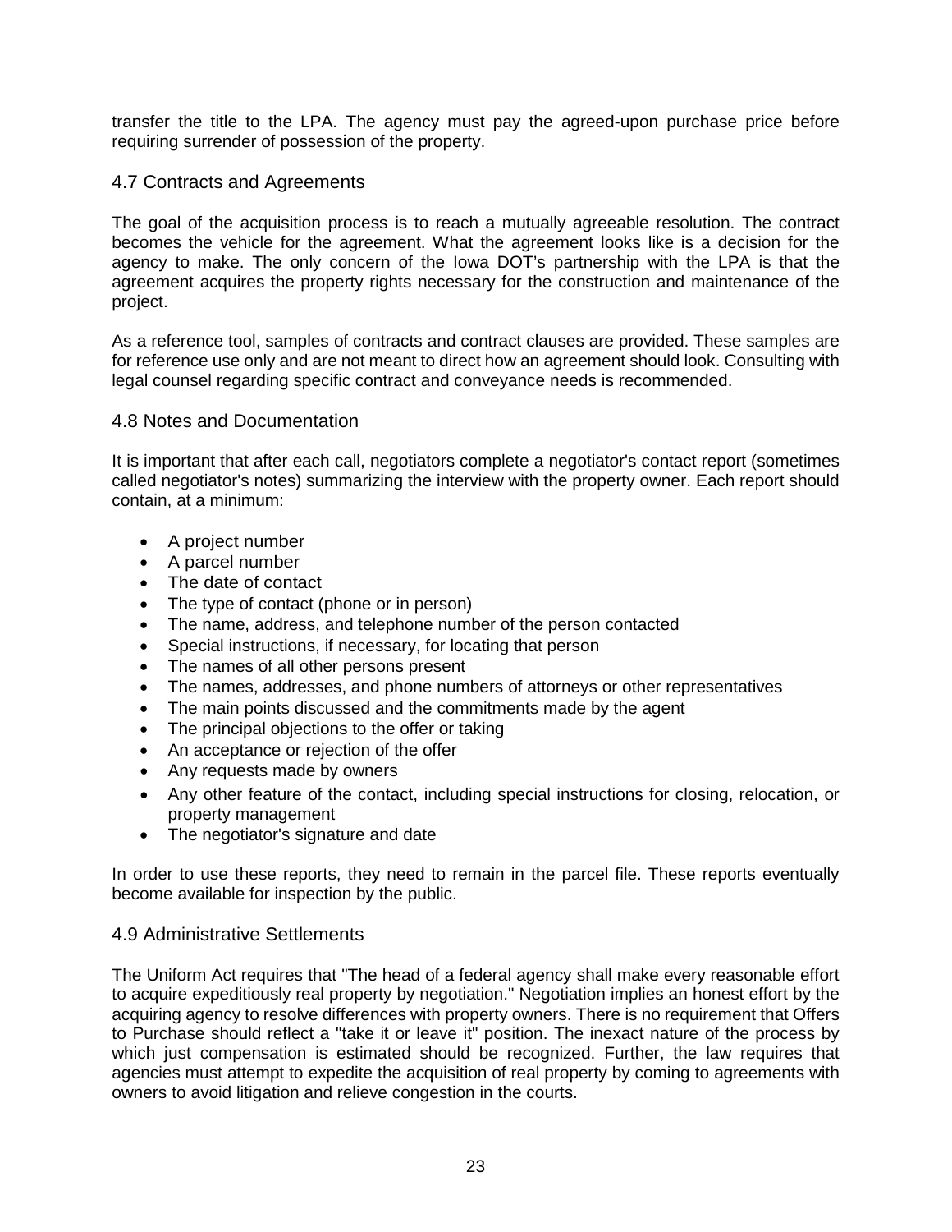transfer the title to the LPA. The agency must pay the agreed-upon purchase price before requiring surrender of possession of the property.

## 4.7 Contracts and Agreements

The goal of the acquisition process is to reach a mutually agreeable resolution. The contract becomes the vehicle for the agreement. What the agreement looks like is a decision for the agency to make. The only concern of the Iowa DOT's partnership with the LPA is that the agreement acquires the property rights necessary for the construction and maintenance of the project.

As a reference tool, samples of contracts and contract clauses are provided. These samples are for reference use only and are not meant to direct how an agreement should look. Consulting with legal counsel regarding specific contract and conveyance needs is recommended.

## 4.8 Notes and Documentation

It is important that after each call, negotiators complete a negotiator's contact report (sometimes called negotiator's notes) summarizing the interview with the property owner. Each report should contain, at a minimum:

- A project number
- A parcel number
- The date of contact
- The type of contact (phone or in person)
- The name, address, and telephone number of the person contacted
- Special instructions, if necessary, for locating that person
- The names of all other persons present
- The names, addresses, and phone numbers of attorneys or other representatives
- The main points discussed and the commitments made by the agent
- The principal objections to the offer or taking
- An acceptance or rejection of the offer
- Any requests made by owners
- Any other feature of the contact, including special instructions for closing, relocation, or property management
- The negotiator's signature and date

In order to use these reports, they need to remain in the parcel file. These reports eventually become available for inspection by the public.

## 4.9 Administrative Settlements

The Uniform Act requires that "The head of a federal agency shall make every reasonable effort to acquire expeditiously real property by negotiation." Negotiation implies an honest effort by the acquiring agency to resolve differences with property owners. There is no requirement that Offers to Purchase should reflect a "take it or leave it" position. The inexact nature of the process by which just compensation is estimated should be recognized. Further, the law requires that agencies must attempt to expedite the acquisition of real property by coming to agreements with owners to avoid litigation and relieve congestion in the courts.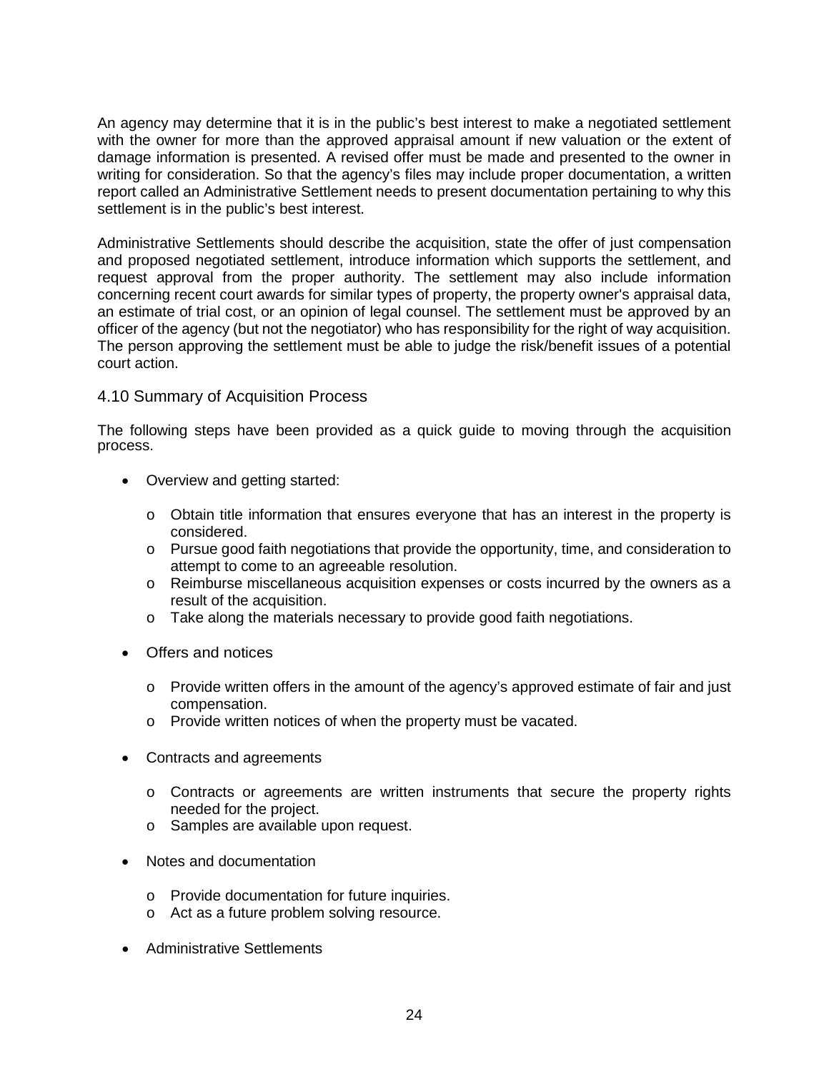An agency may determine that it is in the public's best interest to make a negotiated settlement with the owner for more than the approved appraisal amount if new valuation or the extent of damage information is presented. A revised offer must be made and presented to the owner in writing for consideration. So that the agency's files may include proper documentation, a written report called an Administrative Settlement needs to present documentation pertaining to why this settlement is in the public's best interest.

Administrative Settlements should describe the acquisition, state the offer of just compensation and proposed negotiated settlement, introduce information which supports the settlement, and request approval from the proper authority. The settlement may also include information concerning recent court awards for similar types of property, the property owner's appraisal data, an estimate of trial cost, or an opinion of legal counsel. The settlement must be approved by an officer of the agency (but not the negotiator) who has responsibility for the right of way acquisition. The person approving the settlement must be able to judge the risk/benefit issues of a potential court action.

### 4.10 Summary of Acquisition Process

The following steps have been provided as a quick guide to moving through the acquisition process.

- Overview and getting started:
    - Obtain title information that ensures everyone that has an interest in the property is considered.
    - Pursue good faith negotiations that provide the opportunity, time, and consideration to attempt to come to an agreeable resolution.
    - Reimburse miscellaneous acquisition expenses or costs incurred by the owners as a result of the acquisition.
    - Take along the materials necessary to provide good faith negotiations.
- Offers and notices
    - Provide written offers in the amount of the agency's approved estimate of fair and just compensation.
    - Provide written notices of when the property must be vacated.
- Contracts and agreements
    - Contracts or agreements are written instruments that secure the property rights needed for the project.
    - Samples are available upon request.
- Notes and documentation
    - Provide documentation for future inquiries.
    - Act as a future problem solving resource.
- Administrative Settlements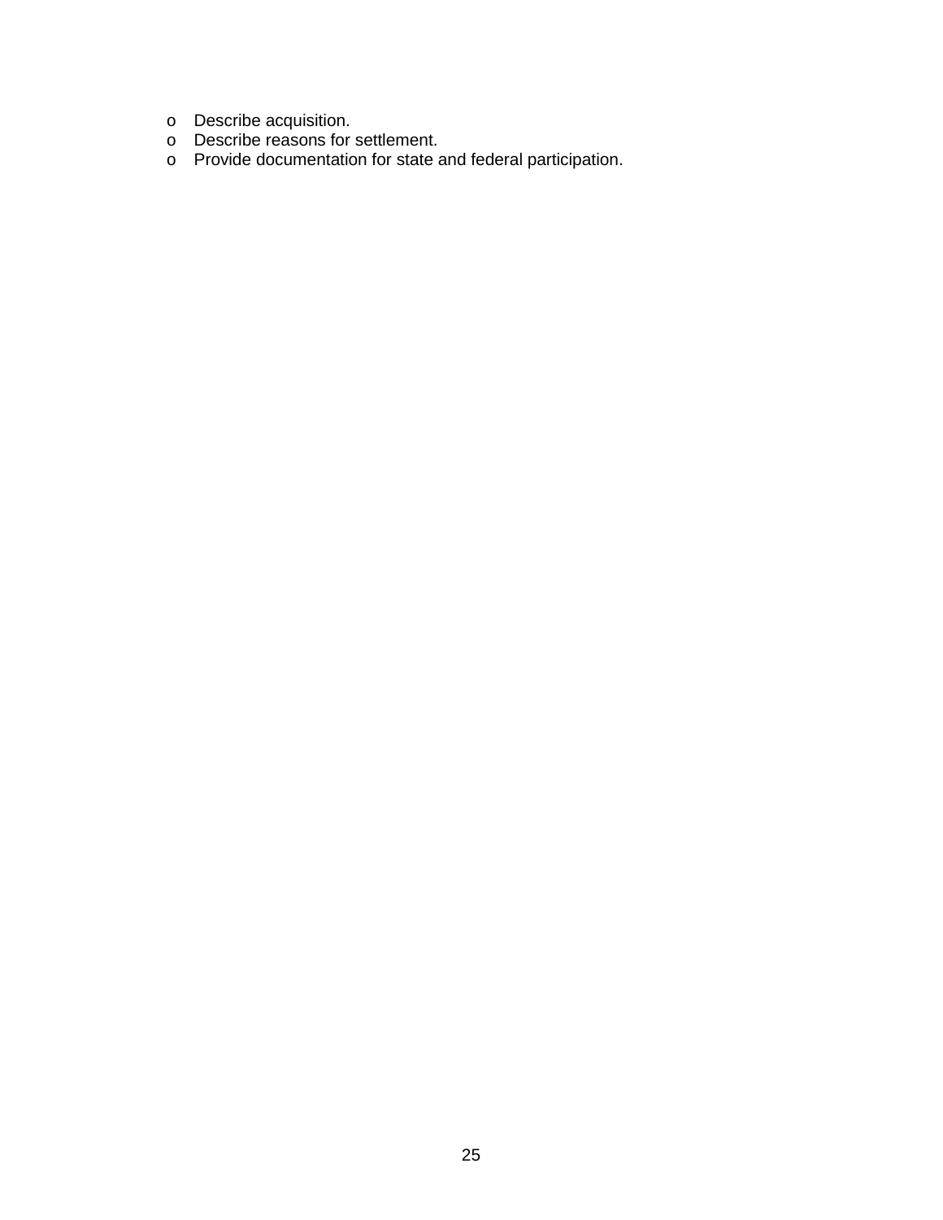- Describe acquisition.
- Describe reasons for settlement.
- Provide documentation for state and federal participation.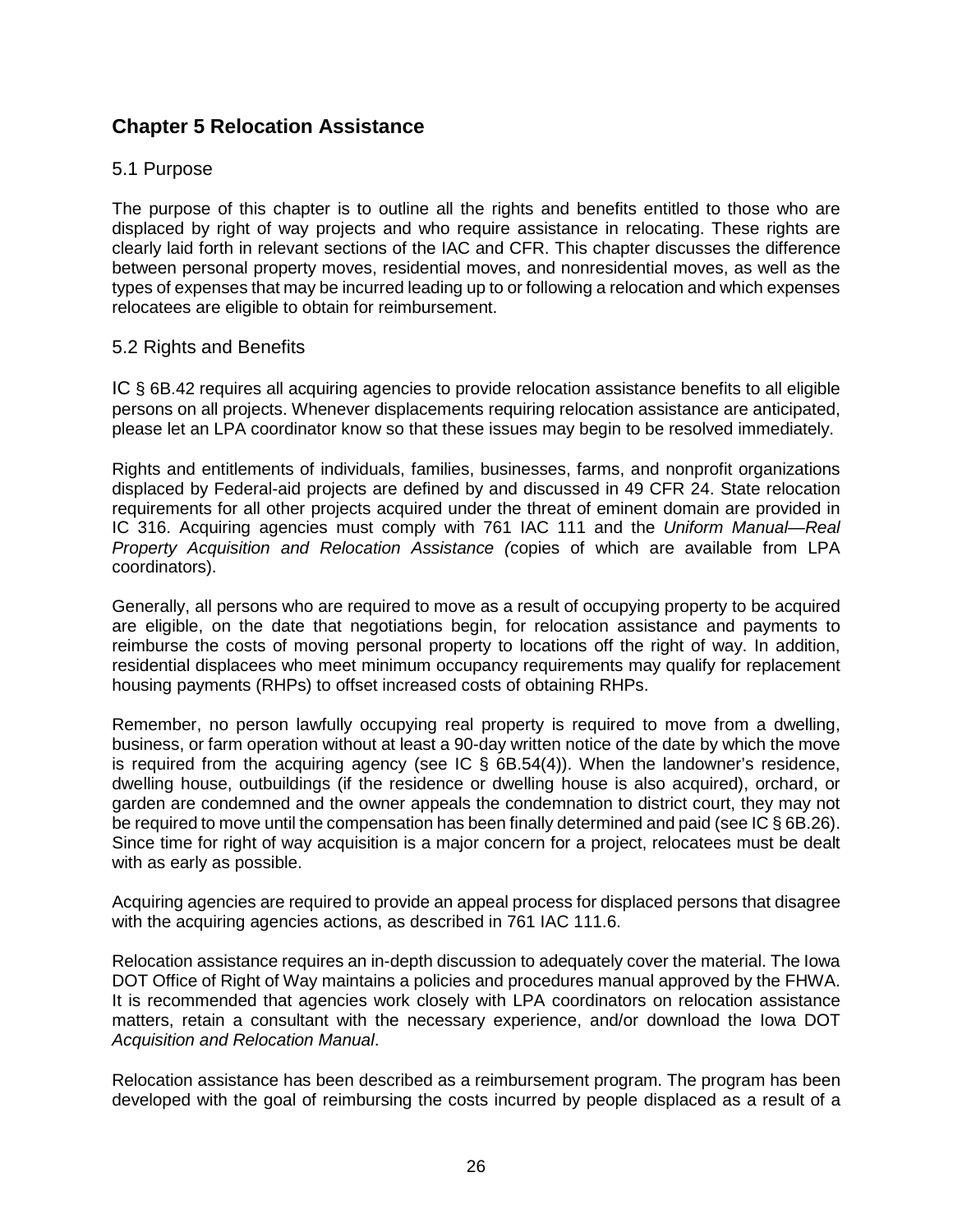## Chapter 5 Relocation Assistance

### 5.1 Purpose

The purpose of this chapter is to outline all the rights and benefits entitled to those who are displaced by right of way projects and who require assistance in relocating. These rights are clearly laid forth in relevant sections of the IAC and CFR. This chapter discusses the difference between personal property moves, residential moves, and nonresidential moves, as well as the types of expenses that may be incurred leading up to or following a relocation and which expenses relocatees are eligible to obtain for reimbursement.

### 5.2 Rights and Benefits

IC § 6B.42 requires all acquiring agencies to provide relocation assistance benefits to all eligible persons on all projects. Whenever displacements requiring relocation assistance are anticipated, please let an LPA coordinator know so that these issues may begin to be resolved immediately.

Rights and entitlements of individuals, families, businesses, farms, and nonprofit organizations displaced by Federal-aid projects are defined by and discussed in 49 CFR 24. State relocation requirements for all other projects acquired under the threat of eminent domain are provided in IC 316. Acquiring agencies must comply with 761 IAC 111 and the *Uniform Manual—Real Property Acquisition and Relocation Assistance (*copies of which are available from LPA coordinators).

Generally, all persons who are required to move as a result of occupying property to be acquired are eligible, on the date that negotiations begin, for relocation assistance and payments to reimburse the costs of moving personal property to locations off the right of way. In addition, residential displacees who meet minimum occupancy requirements may qualify for replacement housing payments (RHPs) to offset increased costs of obtaining RHPs.

Remember, no person lawfully occupying real property is required to move from a dwelling, business, or farm operation without at least a 90-day written notice of the date by which the move is required from the acquiring agency (see IC § 6B.54(4)). When the landowner's residence, dwelling house, outbuildings (if the residence or dwelling house is also acquired), orchard, or garden are condemned and the owner appeals the condemnation to district court, they may not be required to move until the compensation has been finally determined and paid (see IC § 6B.26). Since time for right of way acquisition is a major concern for a project, relocatees must be dealt with as early as possible.

Acquiring agencies are required to provide an appeal process for displaced persons that disagree with the acquiring agencies actions, as described in 761 IAC 111.6.

Relocation assistance requires an in-depth discussion to adequately cover the material. The Iowa DOT Office of Right of Way maintains a policies and procedures manual approved by the FHWA. It is recommended that agencies work closely with LPA coordinators on relocation assistance matters, retain a consultant with the necessary experience, and/or download the Iowa DOT *Acquisition and Relocation Manual*.

Relocation assistance has been described as a reimbursement program. The program has been developed with the goal of reimbursing the costs incurred by people displaced as a result of a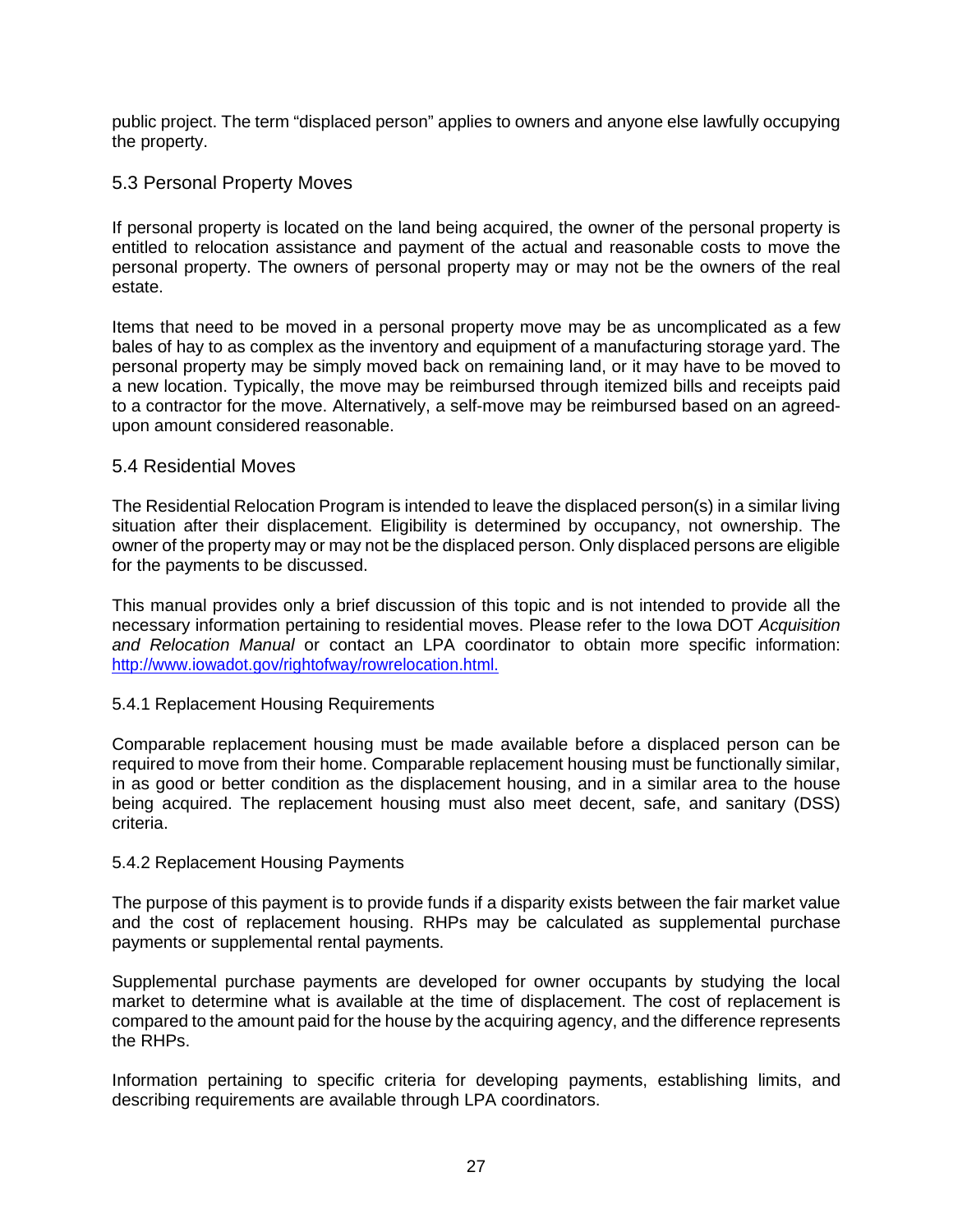public project. The term “displaced person” applies to owners and anyone else lawfully occupying the property.

## 5.3 Personal Property Moves

If personal property is located on the land being acquired, the owner of the personal property is entitled to relocation assistance and payment of the actual and reasonable costs to move the personal property. The owners of personal property may or may not be the owners of the real estate.

Items that need to be moved in a personal property move may be as uncomplicated as a few bales of hay to as complex as the inventory and equipment of a manufacturing storage yard. The personal property may be simply moved back on remaining land, or it may have to be moved to a new location. Typically, the move may be reimbursed through itemized bills and receipts paid to a contractor for the move. Alternatively, a self-move may be reimbursed based on an agreed-upon amount considered reasonable.

## 5.4 Residential Moves

The Residential Relocation Program is intended to leave the displaced person(s) in a similar living situation after their displacement. Eligibility is determined by occupancy, not ownership. The owner of the property may or may not be the displaced person. Only displaced persons are eligible for the payments to be discussed.

This manual provides only a brief discussion of this topic and is not intended to provide all the necessary information pertaining to residential moves. Please refer to the Iowa DOT *Acquisition and Relocation Manual* or contact an LPA coordinator to obtain more specific information: [http://www.iowadot.gov/rightofway/rowrelocation.html.](http://www.iowadot.gov/rightofway/rowrelocation.html)

### 5.4.1 Replacement Housing Requirements

Comparable replacement housing must be made available before a displaced person can be required to move from their home. Comparable replacement housing must be functionally similar, in as good or better condition as the displacement housing, and in a similar area to the house being acquired. The replacement housing must also meet decent, safe, and sanitary (DSS) criteria.

### 5.4.2 Replacement Housing Payments

The purpose of this payment is to provide funds if a disparity exists between the fair market value and the cost of replacement housing. RHPs may be calculated as supplemental purchase payments or supplemental rental payments.

Supplemental purchase payments are developed for owner occupants by studying the local market to determine what is available at the time of displacement. The cost of replacement is compared to the amount paid for the house by the acquiring agency, and the difference represents the RHPs.

Information pertaining to specific criteria for developing payments, establishing limits, and describing requirements are available through LPA coordinators.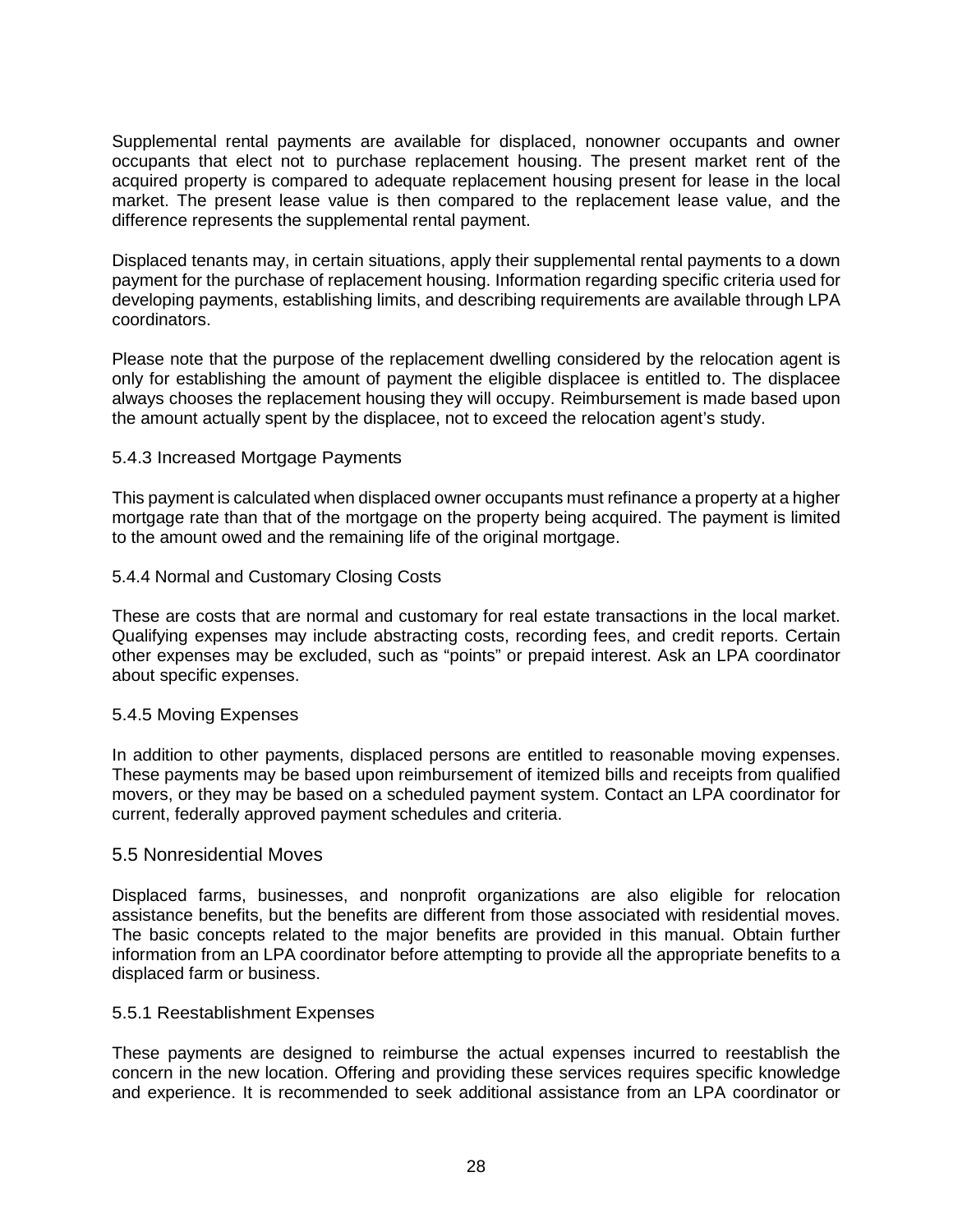Supplemental rental payments are available for displaced, nonowner occupants and owner occupants that elect not to purchase replacement housing. The present market rent of the acquired property is compared to adequate replacement housing present for lease in the local market. The present lease value is then compared to the replacement lease value, and the difference represents the supplemental rental payment.

Displaced tenants may, in certain situations, apply their supplemental rental payments to a down payment for the purchase of replacement housing. Information regarding specific criteria used for developing payments, establishing limits, and describing requirements are available through LPA coordinators.

Please note that the purpose of the replacement dwelling considered by the relocation agent is only for establishing the amount of payment the eligible displacee is entitled to. The displacee always chooses the replacement housing they will occupy. Reimbursement is made based upon the amount actually spent by the displacee, not to exceed the relocation agent's study.

#### 5.4.3 Increased Mortgage Payments

This payment is calculated when displaced owner occupants must refinance a property at a higher mortgage rate than that of the mortgage on the property being acquired. The payment is limited to the amount owed and the remaining life of the original mortgage.

#### 5.4.4 Normal and Customary Closing Costs

These are costs that are normal and customary for real estate transactions in the local market. Qualifying expenses may include abstracting costs, recording fees, and credit reports. Certain other expenses may be excluded, such as "points" or prepaid interest. Ask an LPA coordinator about specific expenses.

#### 5.4.5 Moving Expenses

In addition to other payments, displaced persons are entitled to reasonable moving expenses. These payments may be based upon reimbursement of itemized bills and receipts from qualified movers, or they may be based on a scheduled payment system. Contact an LPA coordinator for current, federally approved payment schedules and criteria.

### 5.5 Nonresidential Moves

Displaced farms, businesses, and nonprofit organizations are also eligible for relocation assistance benefits, but the benefits are different from those associated with residential moves. The basic concepts related to the major benefits are provided in this manual. Obtain further information from an LPA coordinator before attempting to provide all the appropriate benefits to a displaced farm or business.

#### 5.5.1 Reestablishment Expenses

These payments are designed to reimburse the actual expenses incurred to reestablish the concern in the new location. Offering and providing these services requires specific knowledge and experience. It is recommended to seek additional assistance from an LPA coordinator or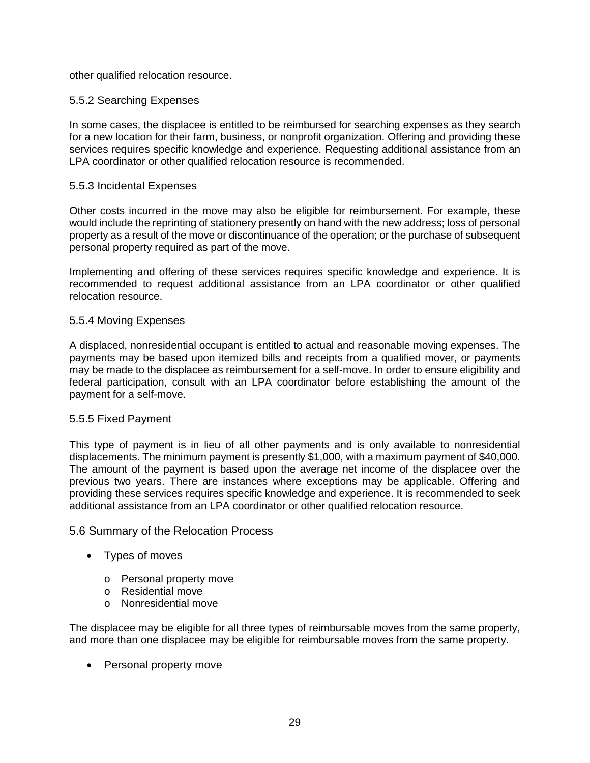other qualified relocation resource.

### 5.5.2 Searching Expenses

In some cases, the displacee is entitled to be reimbursed for searching expenses as they search for a new location for their farm, business, or nonprofit organization. Offering and providing these services requires specific knowledge and experience. Requesting additional assistance from an LPA coordinator or other qualified relocation resource is recommended.

### 5.5.3 Incidental Expenses

Other costs incurred in the move may also be eligible for reimbursement. For example, these would include the reprinting of stationery presently on hand with the new address; loss of personal property as a result of the move or discontinuance of the operation; or the purchase of subsequent personal property required as part of the move.

Implementing and offering of these services requires specific knowledge and experience. It is recommended to request additional assistance from an LPA coordinator or other qualified relocation resource.

### 5.5.4 Moving Expenses

A displaced, nonresidential occupant is entitled to actual and reasonable moving expenses. The payments may be based upon itemized bills and receipts from a qualified mover, or payments may be made to the displacee as reimbursement for a self-move. In order to ensure eligibility and federal participation, consult with an LPA coordinator before establishing the amount of the payment for a self-move.

### 5.5.5 Fixed Payment

This type of payment is in lieu of all other payments and is only available to nonresidential displacements. The minimum payment is presently $1,000, with a maximum payment of $40,000. The amount of the payment is based upon the average net income of the displacee over the previous two years. There are instances where exceptions may be applicable. Offering and providing these services requires specific knowledge and experience. It is recommended to seek additional assistance from an LPA coordinator or other qualified relocation resource.

## 5.6 Summary of the Relocation Process

- Types of moves
  - Personal property move
  - Residential move
  - Nonresidential move

The displacee may be eligible for all three types of reimbursable moves from the same property, and more than one displacee may be eligible for reimbursable moves from the same property.

- Personal property move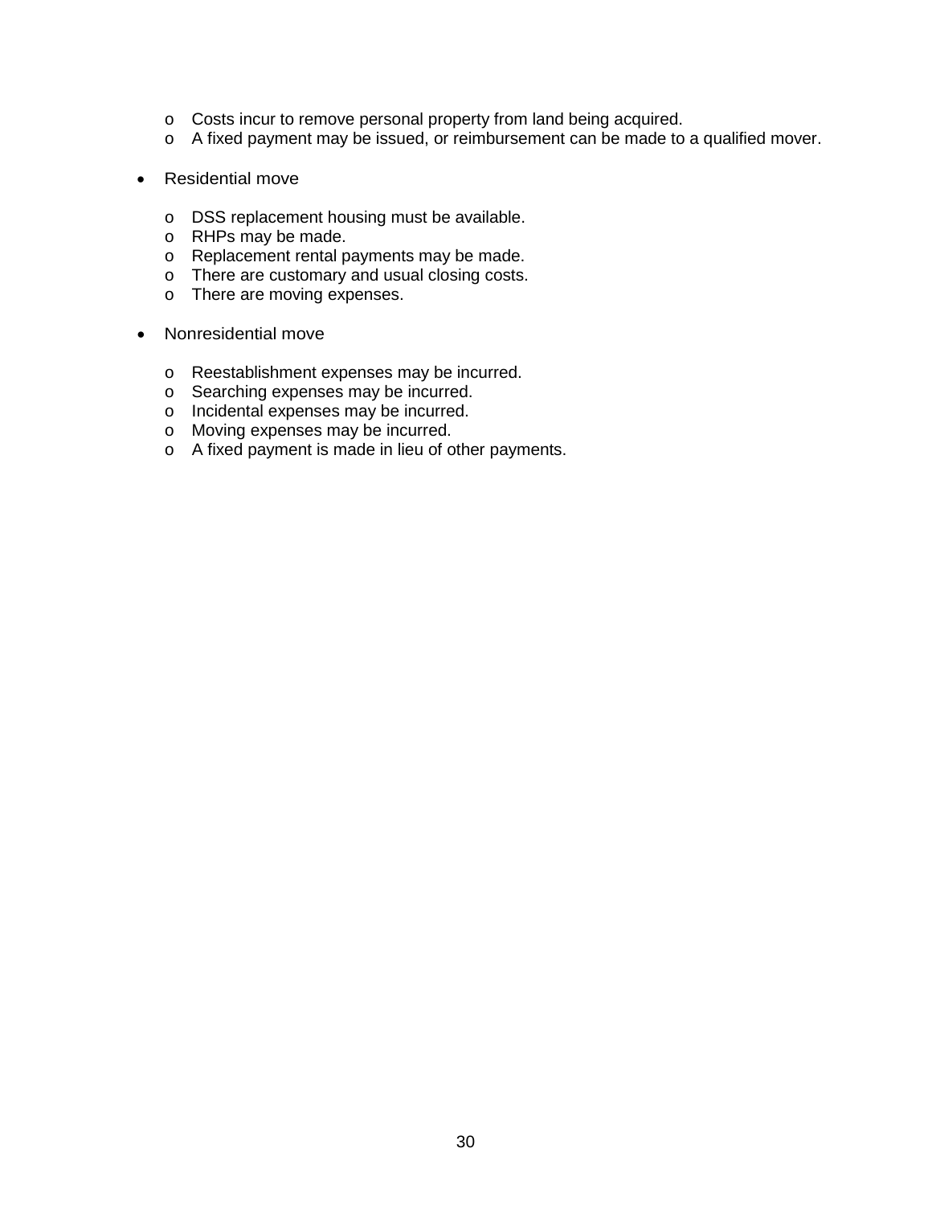- Costs incur to remove personal property from land being acquired.
  - A fixed payment may be issued, or reimbursement can be made to a qualified mover.

- Residential move

  - DSS replacement housing must be available.
  - RHPs may be made.
  - Replacement rental payments may be made.
  - There are customary and usual closing costs.
  - There are moving expenses.

- Nonresidential move

  - Reestablishment expenses may be incurred.
  - Searching expenses may be incurred.
  - Incidental expenses may be incurred.
  - Moving expenses may be incurred.
  - A fixed payment is made in lieu of other payments.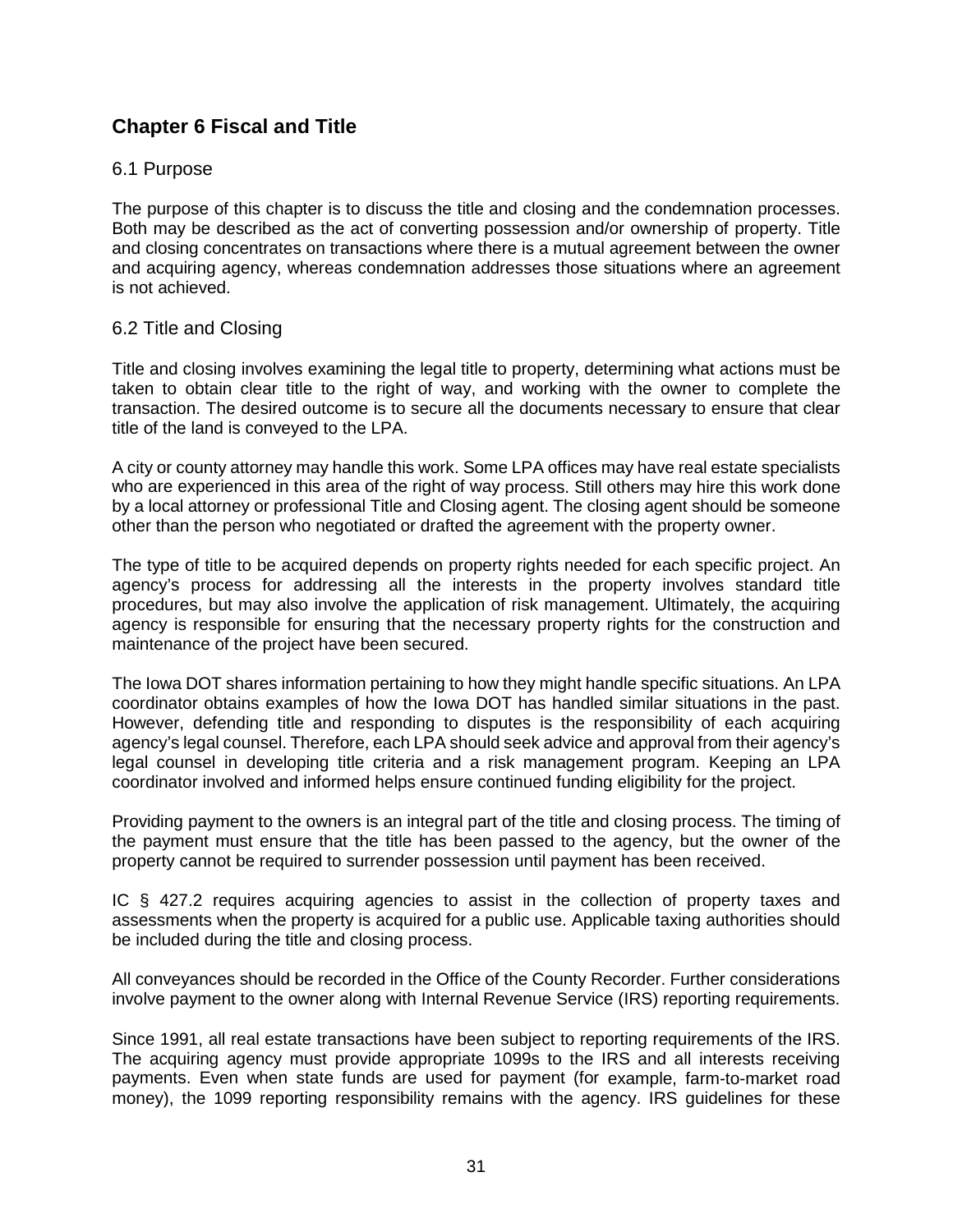## Chapter 6 Fiscal and Title

### 6.1 Purpose

The purpose of this chapter is to discuss the title and closing and the condemnation processes. Both may be described as the act of converting possession and/or ownership of property. Title and closing concentrates on transactions where there is a mutual agreement between the owner and acquiring agency, whereas condemnation addresses those situations where an agreement is not achieved.

### 6.2 Title and Closing

Title and closing involves examining the legal title to property, determining what actions must be taken to obtain clear title to the right of way, and working with the owner to complete the transaction. The desired outcome is to secure all the documents necessary to ensure that clear title of the land is conveyed to the LPA.

A city or county attorney may handle this work. Some LPA offices may have real estate specialists who are experienced in this area of the right of way process. Still others may hire this work done by a local attorney or professional Title and Closing agent. The closing agent should be someone other than the person who negotiated or drafted the agreement with the property owner.

The type of title to be acquired depends on property rights needed for each specific project. An agency's process for addressing all the interests in the property involves standard title procedures, but may also involve the application of risk management. Ultimately, the acquiring agency is responsible for ensuring that the necessary property rights for the construction and maintenance of the project have been secured.

The Iowa DOT shares information pertaining to how they might handle specific situations. An LPA coordinator obtains examples of how the Iowa DOT has handled similar situations in the past. However, defending title and responding to disputes is the responsibility of each acquiring agency's legal counsel. Therefore, each LPA should seek advice and approval from their agency's legal counsel in developing title criteria and a risk management program. Keeping an LPA coordinator involved and informed helps ensure continued funding eligibility for the project.

Providing payment to the owners is an integral part of the title and closing process. The timing of the payment must ensure that the title has been passed to the agency, but the owner of the property cannot be required to surrender possession until payment has been received.

IC § 427.2 requires acquiring agencies to assist in the collection of property taxes and assessments when the property is acquired for a public use. Applicable taxing authorities should be included during the title and closing process.

All conveyances should be recorded in the Office of the County Recorder. Further considerations involve payment to the owner along with Internal Revenue Service (IRS) reporting requirements.

Since 1991, all real estate transactions have been subject to reporting requirements of the IRS. The acquiring agency must provide appropriate 1099s to the IRS and all interests receiving payments. Even when state funds are used for payment (for example, farm-to-market road money), the 1099 reporting responsibility remains with the agency. IRS guidelines for these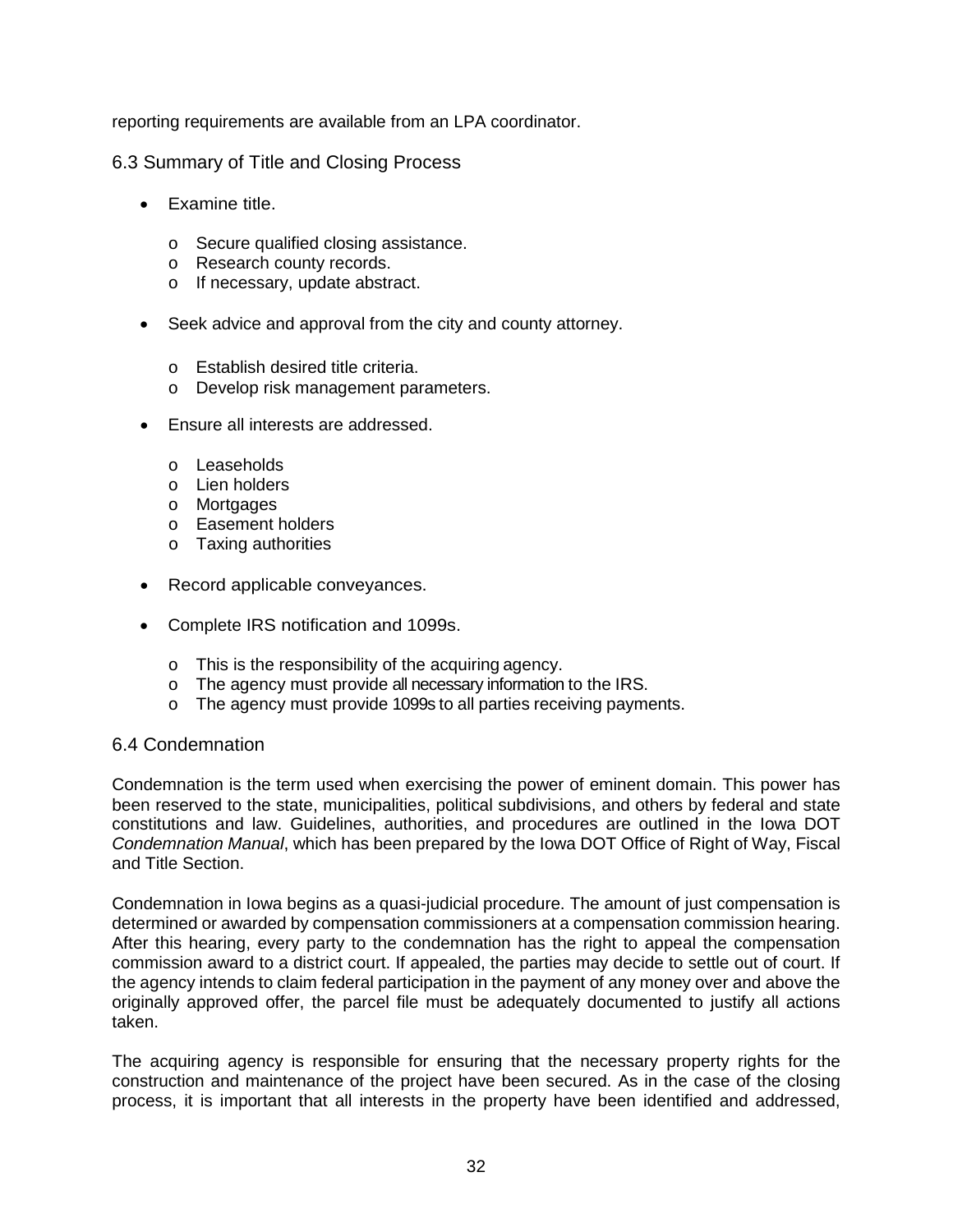reporting requirements are available from an LPA coordinator.

## 6.3 Summary of Title and Closing Process

- Examine title.
  - Secure qualified closing assistance.
  - Research county records.
  - If necessary, update abstract.
- Seek advice and approval from the city and county attorney.
  - Establish desired title criteria.
  - Develop risk management parameters.
- Ensure all interests are addressed.
  - Leaseholds
  - Lien holders
  - Mortgages
  - Easement holders
  - Taxing authorities
- Record applicable conveyances.
- Complete IRS notification and 1099s.
  - This is the responsibility of the acquiring agency.
  - The agency must provide all necessary information to the IRS.
  - The agency must provide 1099s to all parties receiving payments.

## 6.4 Condemnation

Condemnation is the term used when exercising the power of eminent domain. This power has been reserved to the state, municipalities, political subdivisions, and others by federal and state constitutions and law. Guidelines, authorities, and procedures are outlined in the Iowa DOT *Condemnation Manual*, which has been prepared by the Iowa DOT Office of Right of Way, Fiscal and Title Section.

Condemnation in Iowa begins as a quasi-judicial procedure. The amount of just compensation is determined or awarded by compensation commissioners at a compensation commission hearing. After this hearing, every party to the condemnation has the right to appeal the compensation commission award to a district court. If appealed, the parties may decide to settle out of court. If the agency intends to claim federal participation in the payment of any money over and above the originally approved offer, the parcel file must be adequately documented to justify all actions taken.

The acquiring agency is responsible for ensuring that the necessary property rights for the construction and maintenance of the project have been secured. As in the case of the closing process, it is important that all interests in the property have been identified and addressed,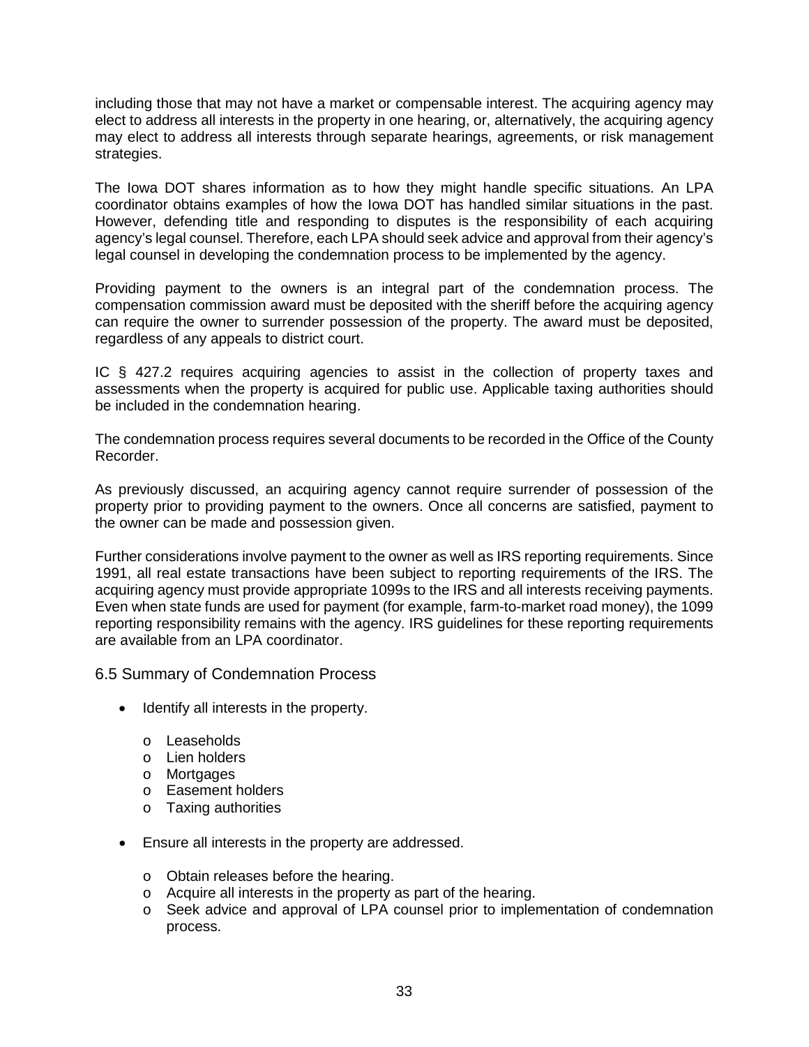including those that may not have a market or compensable interest. The acquiring agency may elect to address all interests in the property in one hearing, or, alternatively, the acquiring agency may elect to address all interests through separate hearings, agreements, or risk management strategies.

The Iowa DOT shares information as to how they might handle specific situations. An LPA coordinator obtains examples of how the Iowa DOT has handled similar situations in the past. However, defending title and responding to disputes is the responsibility of each acquiring agency's legal counsel. Therefore, each LPA should seek advice and approval from their agency's legal counsel in developing the condemnation process to be implemented by the agency.

Providing payment to the owners is an integral part of the condemnation process. The compensation commission award must be deposited with the sheriff before the acquiring agency can require the owner to surrender possession of the property. The award must be deposited, regardless of any appeals to district court.

IC § 427.2 requires acquiring agencies to assist in the collection of property taxes and assessments when the property is acquired for public use. Applicable taxing authorities should be included in the condemnation hearing.

The condemnation process requires several documents to be recorded in the Office of the County Recorder.

As previously discussed, an acquiring agency cannot require surrender of possession of the property prior to providing payment to the owners. Once all concerns are satisfied, payment to the owner can be made and possession given.

Further considerations involve payment to the owner as well as IRS reporting requirements. Since 1991, all real estate transactions have been subject to reporting requirements of the IRS. The acquiring agency must provide appropriate 1099s to the IRS and all interests receiving payments. Even when state funds are used for payment (for example, farm-to-market road money), the 1099 reporting responsibility remains with the agency. IRS guidelines for these reporting requirements are available from an LPA coordinator.

## 6.5 Summary of Condemnation Process

- Identify all interests in the property.
  - Leaseholds
  - Lien holders
  - Mortgages
  - Easement holders
  - Taxing authorities
- Ensure all interests in the property are addressed.
  - Obtain releases before the hearing.
  - Acquire all interests in the property as part of the hearing.
  - Seek advice and approval of LPA counsel prior to implementation of condemnation process.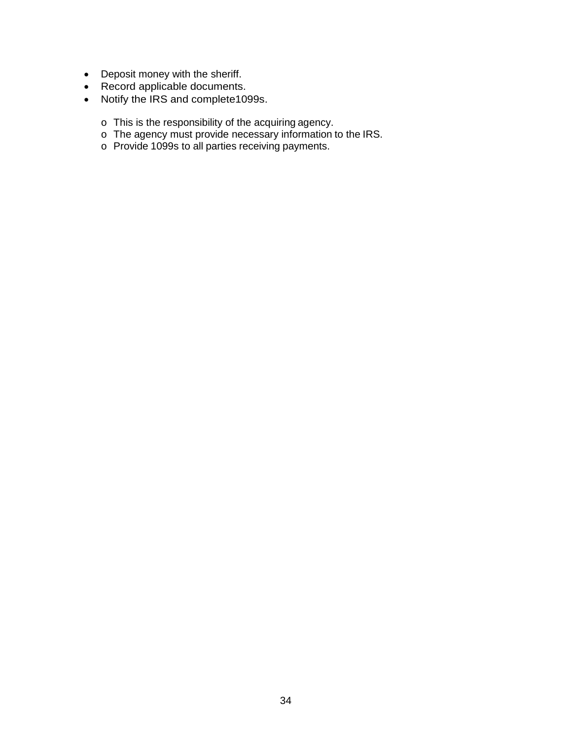- Deposit money with the sheriff.
- Record applicable documents.
- Notify the IRS and complete1099s.
    - This is the responsibility of the acquiring agency.
    - The agency must provide necessary information to the IRS.
    - Provide 1099s to all parties receiving payments.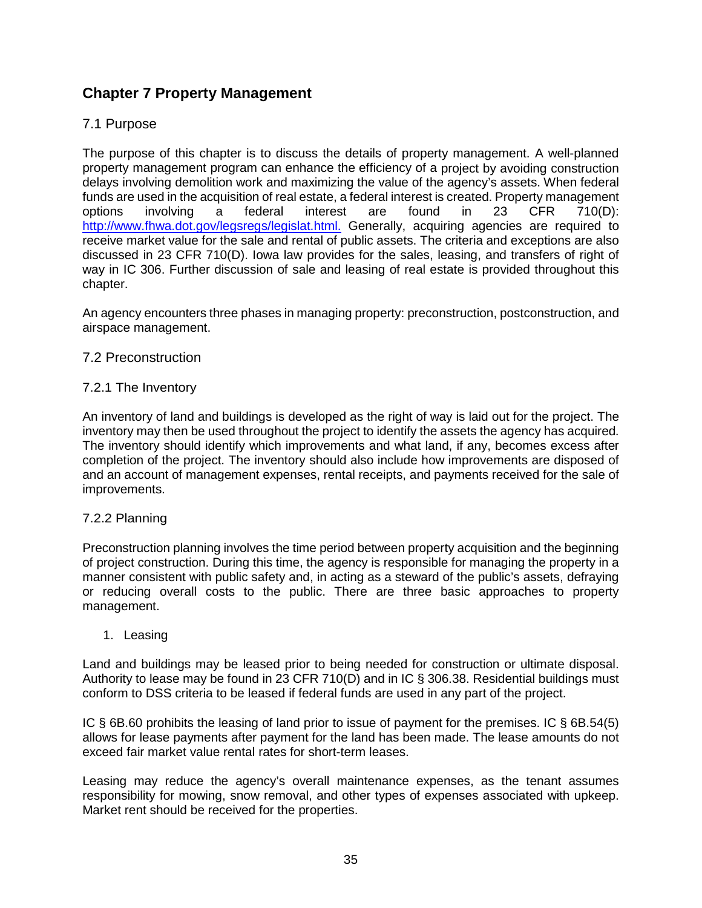## Chapter 7 Property Management

### 7.1 Purpose

The purpose of this chapter is to discuss the details of property management. A well-planned property management program can enhance the efficiency of a project by avoiding construction delays involving demolition work and maximizing the value of the agency's assets. When federal funds are used in the acquisition of real estate, a federal interest is created. Property management options involving a federal interest are found in 23 CFR 710(D): [http://www.fhwa.dot.gov/legsregs/legislat.html.](http://www.fhwa.dot.gov/legsregs/legislat.html) Generally, acquiring agencies are required to receive market value for the sale and rental of public assets. The criteria and exceptions are also discussed in 23 CFR 710(D). Iowa law provides for the sales, leasing, and transfers of right of way in IC 306. Further discussion of sale and leasing of real estate is provided throughout this chapter.

An agency encounters three phases in managing property: preconstruction, postconstruction, and airspace management.

### 7.2 Preconstruction

#### 7.2.1 The Inventory

An inventory of land and buildings is developed as the right of way is laid out for the project. The inventory may then be used throughout the project to identify the assets the agency has acquired. The inventory should identify which improvements and what land, if any, becomes excess after completion of the project. The inventory should also include how improvements are disposed of and an account of management expenses, rental receipts, and payments received for the sale of improvements.

#### 7.2.2 Planning

Preconstruction planning involves the time period between property acquisition and the beginning of project construction. During this time, the agency is responsible for managing the property in a manner consistent with public safety and, in acting as a steward of the public's assets, defraying or reducing overall costs to the public. There are three basic approaches to property management.

1. Leasing

Land and buildings may be leased prior to being needed for construction or ultimate disposal. Authority to lease may be found in 23 CFR 710(D) and in IC § 306.38. Residential buildings must conform to DSS criteria to be leased if federal funds are used in any part of the project.

IC § 6B.60 prohibits the leasing of land prior to issue of payment for the premises. IC § 6B.54(5) allows for lease payments after payment for the land has been made. The lease amounts do not exceed fair market value rental rates for short-term leases.

Leasing may reduce the agency's overall maintenance expenses, as the tenant assumes responsibility for mowing, snow removal, and other types of expenses associated with upkeep. Market rent should be received for the properties.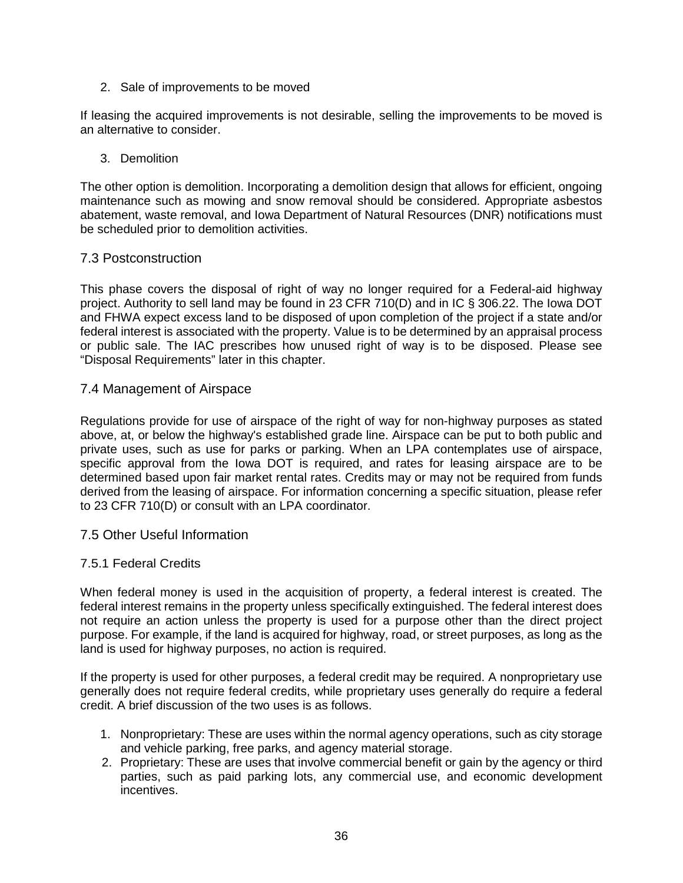2. Sale of improvements to be moved

If leasing the acquired improvements is not desirable, selling the improvements to be moved is an alternative to consider.

3. Demolition

The other option is demolition. Incorporating a demolition design that allows for efficient, ongoing maintenance such as mowing and snow removal should be considered. Appropriate asbestos abatement, waste removal, and Iowa Department of Natural Resources (DNR) notifications must be scheduled prior to demolition activities.

## 7.3 Postconstruction

This phase covers the disposal of right of way no longer required for a Federal-aid highway project. Authority to sell land may be found in 23 CFR 710(D) and in IC § 306.22. The Iowa DOT and FHWA expect excess land to be disposed of upon completion of the project if a state and/or federal interest is associated with the property. Value is to be determined by an appraisal process or public sale. The IAC prescribes how unused right of way is to be disposed. Please see "Disposal Requirements" later in this chapter.

## 7.4 Management of Airspace

Regulations provide for use of airspace of the right of way for non-highway purposes as stated above, at, or below the highway's established grade line. Airspace can be put to both public and private uses, such as use for parks or parking. When an LPA contemplates use of airspace, specific approval from the Iowa DOT is required, and rates for leasing airspace are to be determined based upon fair market rental rates. Credits may or may not be required from funds derived from the leasing of airspace. For information concerning a specific situation, please refer to 23 CFR 710(D) or consult with an LPA coordinator.

## 7.5 Other Useful Information

### 7.5.1 Federal Credits

When federal money is used in the acquisition of property, a federal interest is created. The federal interest remains in the property unless specifically extinguished. The federal interest does not require an action unless the property is used for a purpose other than the direct project purpose. For example, if the land is acquired for highway, road, or street purposes, as long as the land is used for highway purposes, no action is required.

If the property is used for other purposes, a federal credit may be required. A nonproprietary use generally does not require federal credits, while proprietary uses generally do require a federal credit. A brief discussion of the two uses is as follows.

1. Nonproprietary: These are uses within the normal agency operations, such as city storage and vehicle parking, free parks, and agency material storage.
2. Proprietary: These are uses that involve commercial benefit or gain by the agency or third parties, such as paid parking lots, any commercial use, and economic development incentives.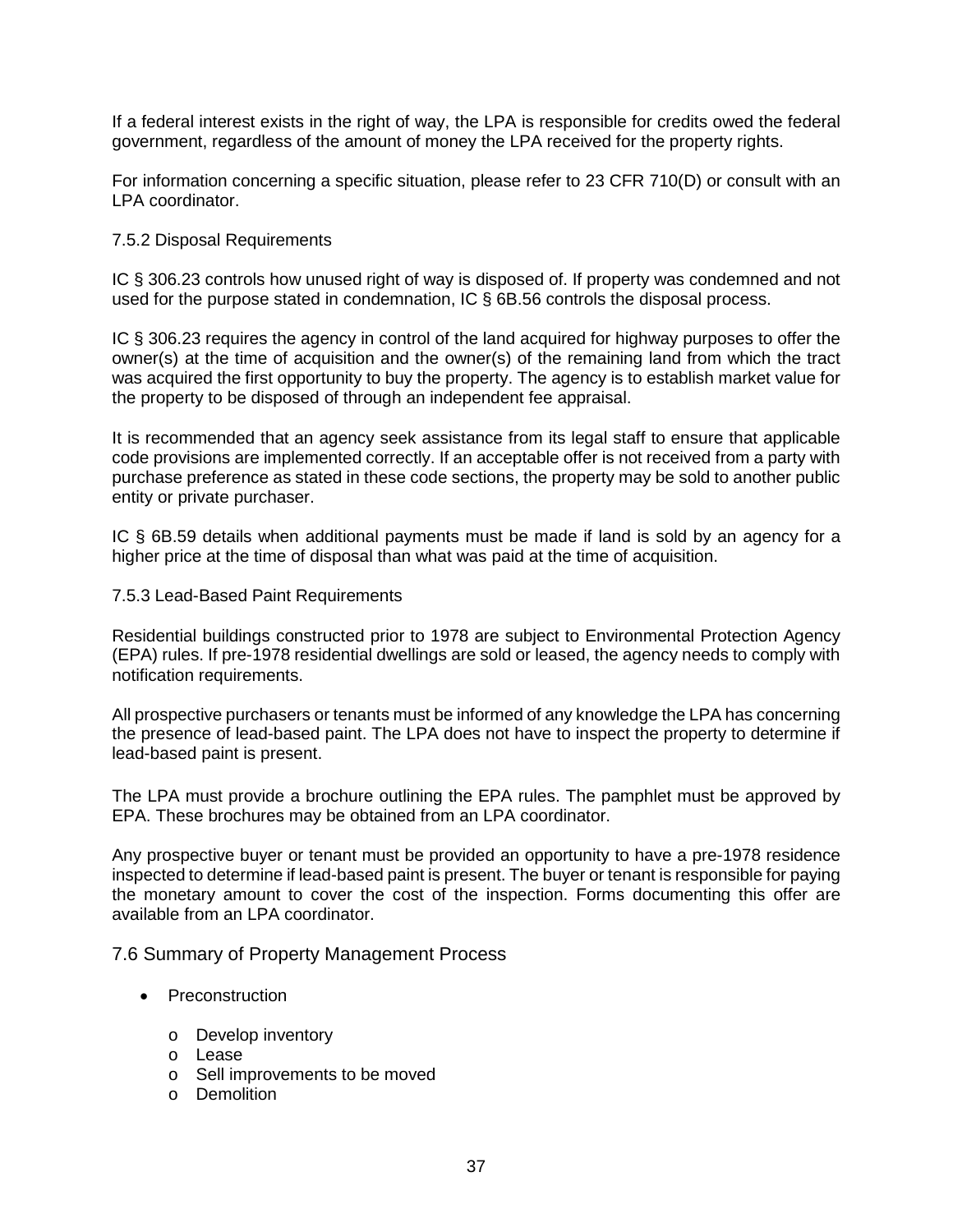If a federal interest exists in the right of way, the LPA is responsible for credits owed the federal government, regardless of the amount of money the LPA received for the property rights.

For information concerning a specific situation, please refer to 23 CFR 710(D) or consult with an LPA coordinator.

### 7.5.2 Disposal Requirements

IC § 306.23 controls how unused right of way is disposed of. If property was condemned and not used for the purpose stated in condemnation, IC § 6B.56 controls the disposal process.

IC § 306.23 requires the agency in control of the land acquired for highway purposes to offer the owner(s) at the time of acquisition and the owner(s) of the remaining land from which the tract was acquired the first opportunity to buy the property. The agency is to establish market value for the property to be disposed of through an independent fee appraisal.

It is recommended that an agency seek assistance from its legal staff to ensure that applicable code provisions are implemented correctly. If an acceptable offer is not received from a party with purchase preference as stated in these code sections, the property may be sold to another public entity or private purchaser.

IC § 6B.59 details when additional payments must be made if land is sold by an agency for a higher price at the time of disposal than what was paid at the time of acquisition.

### 7.5.3 Lead-Based Paint Requirements

Residential buildings constructed prior to 1978 are subject to Environmental Protection Agency (EPA) rules. If pre-1978 residential dwellings are sold or leased, the agency needs to comply with notification requirements.

All prospective purchasers or tenants must be informed of any knowledge the LPA has concerning the presence of lead-based paint. The LPA does not have to inspect the property to determine if lead-based paint is present.

The LPA must provide a brochure outlining the EPA rules. The pamphlet must be approved by EPA. These brochures may be obtained from an LPA coordinator.

Any prospective buyer or tenant must be provided an opportunity to have a pre-1978 residence inspected to determine if lead-based paint is present. The buyer or tenant is responsible for paying the monetary amount to cover the cost of the inspection. Forms documenting this offer are available from an LPA coordinator.

## 7.6 Summary of Property Management Process

- Preconstruction
  - Develop inventory
  - Lease
  - Sell improvements to be moved
  - Demolition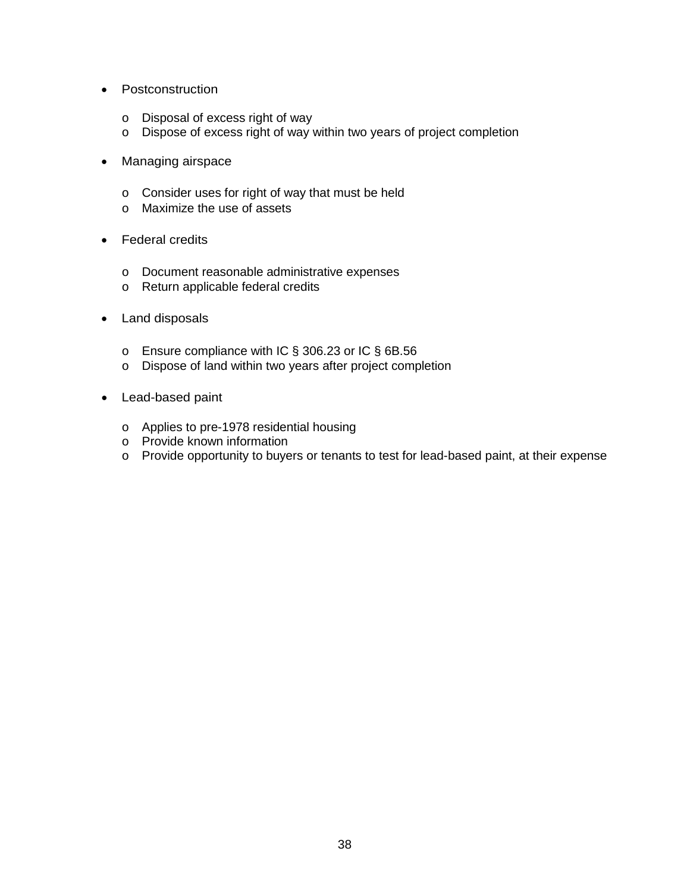- Postconstruction
  - Disposal of excess right of way
  - Dispose of excess right of way within two years of project completion
- Managing airspace
  - Consider uses for right of way that must be held
  - Maximize the use of assets
- Federal credits
  - Document reasonable administrative expenses
  - Return applicable federal credits
- Land disposals
  - Ensure compliance with IC § 306.23 or IC § 6B.56
  - Dispose of land within two years after project completion
- Lead-based paint
  - Applies to pre-1978 residential housing
  - Provide known information
  - Provide opportunity to buyers or tenants to test for lead-based paint, at their expense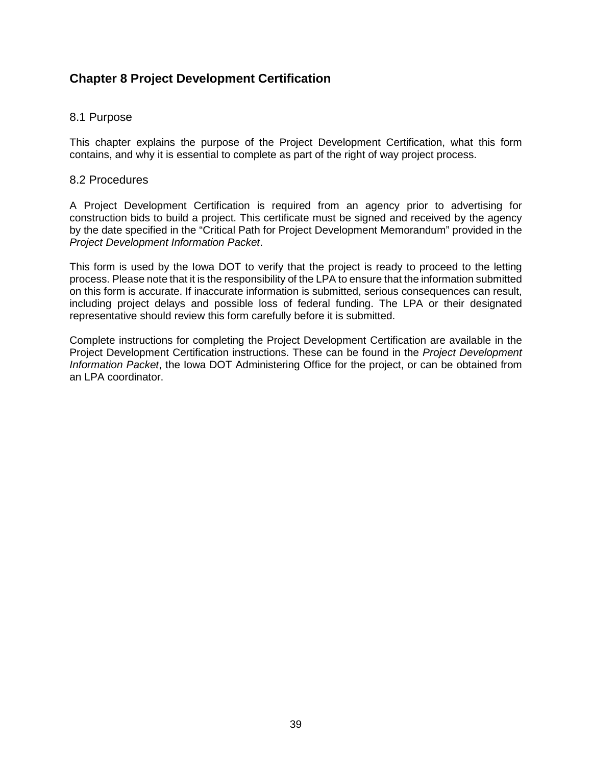# Chapter 8 Project Development Certification

## 8.1 Purpose

This chapter explains the purpose of the Project Development Certification, what this form contains, and why it is essential to complete as part of the right of way project process.

## 8.2 Procedures

A Project Development Certification is required from an agency prior to advertising for construction bids to build a project. This certificate must be signed and received by the agency by the date specified in the "Critical Path for Project Development Memorandum" provided in the *Project Development Information Packet*.

This form is used by the Iowa DOT to verify that the project is ready to proceed to the letting process. Please note that it is the responsibility of the LPA to ensure that the information submitted on this form is accurate. If inaccurate information is submitted, serious consequences can result, including project delays and possible loss of federal funding. The LPA or their designated representative should review this form carefully before it is submitted.

Complete instructions for completing the Project Development Certification are available in the Project Development Certification instructions. These can be found in the *Project Development Information Packet*, the Iowa DOT Administering Office for the project, or can be obtained from an LPA coordinator.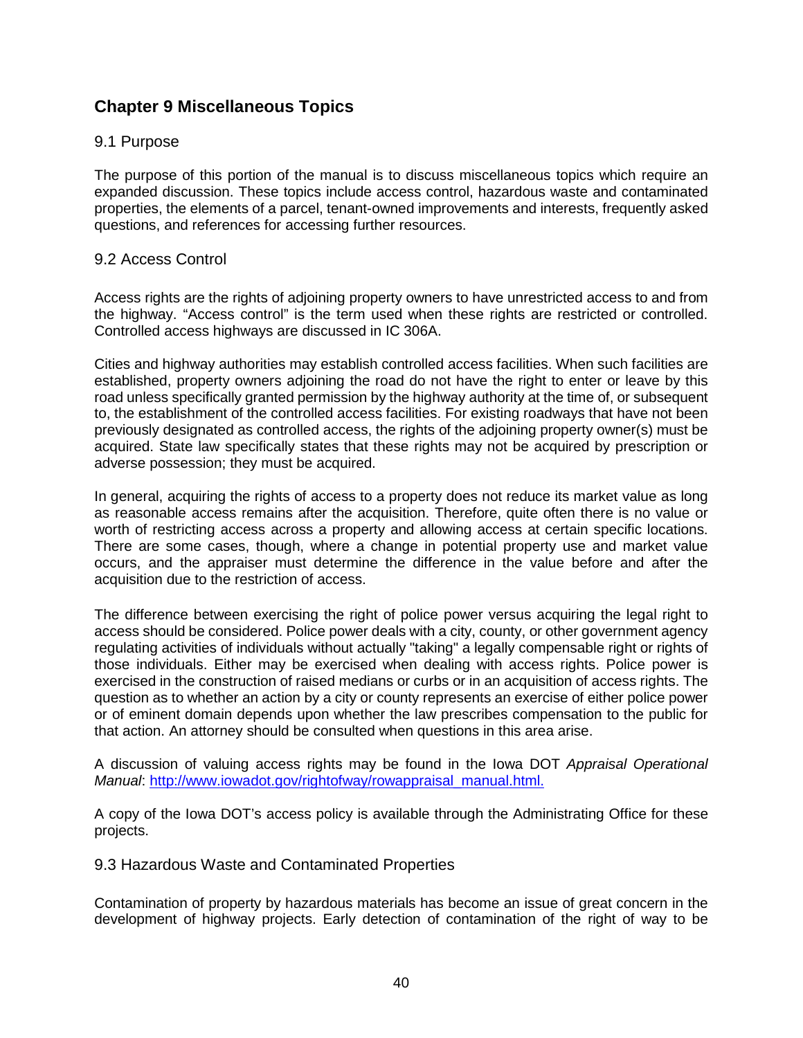# Chapter 9 Miscellaneous Topics

## 9.1 Purpose

The purpose of this portion of the manual is to discuss miscellaneous topics which require an expanded discussion. These topics include access control, hazardous waste and contaminated properties, the elements of a parcel, tenant-owned improvements and interests, frequently asked questions, and references for accessing further resources.

## 9.2 Access Control

Access rights are the rights of adjoining property owners to have unrestricted access to and from the highway. "Access control" is the term used when these rights are restricted or controlled. Controlled access highways are discussed in IC 306A.

Cities and highway authorities may establish controlled access facilities. When such facilities are established, property owners adjoining the road do not have the right to enter or leave by this road unless specifically granted permission by the highway authority at the time of, or subsequent to, the establishment of the controlled access facilities. For existing roadways that have not been previously designated as controlled access, the rights of the adjoining property owner(s) must be acquired. State law specifically states that these rights may not be acquired by prescription or adverse possession; they must be acquired.

In general, acquiring the rights of access to a property does not reduce its market value as long as reasonable access remains after the acquisition. Therefore, quite often there is no value or worth of restricting access across a property and allowing access at certain specific locations. There are some cases, though, where a change in potential property use and market value occurs, and the appraiser must determine the difference in the value before and after the acquisition due to the restriction of access.

The difference between exercising the right of police power versus acquiring the legal right to access should be considered. Police power deals with a city, county, or other government agency regulating activities of individuals without actually "taking" a legally compensable right or rights of those individuals. Either may be exercised when dealing with access rights. Police power is exercised in the construction of raised medians or curbs or in an acquisition of access rights. The question as to whether an action by a city or county represents an exercise of either police power or of eminent domain depends upon whether the law prescribes compensation to the public for that action. An attorney should be consulted when questions in this area arise.

A discussion of valuing access rights may be found in the Iowa DOT *Appraisal Operational Manual*: [http://www.iowadot.gov/rightofway/rowappraisal_manual.html.](http://www.iowadot.gov/rightofway/rowappraisal_manual.html)

A copy of the Iowa DOT's access policy is available through the Administrating Office for these projects.

## 9.3 Hazardous Waste and Contaminated Properties

Contamination of property by hazardous materials has become an issue of great concern in the development of highway projects. Early detection of contamination of the right of way to be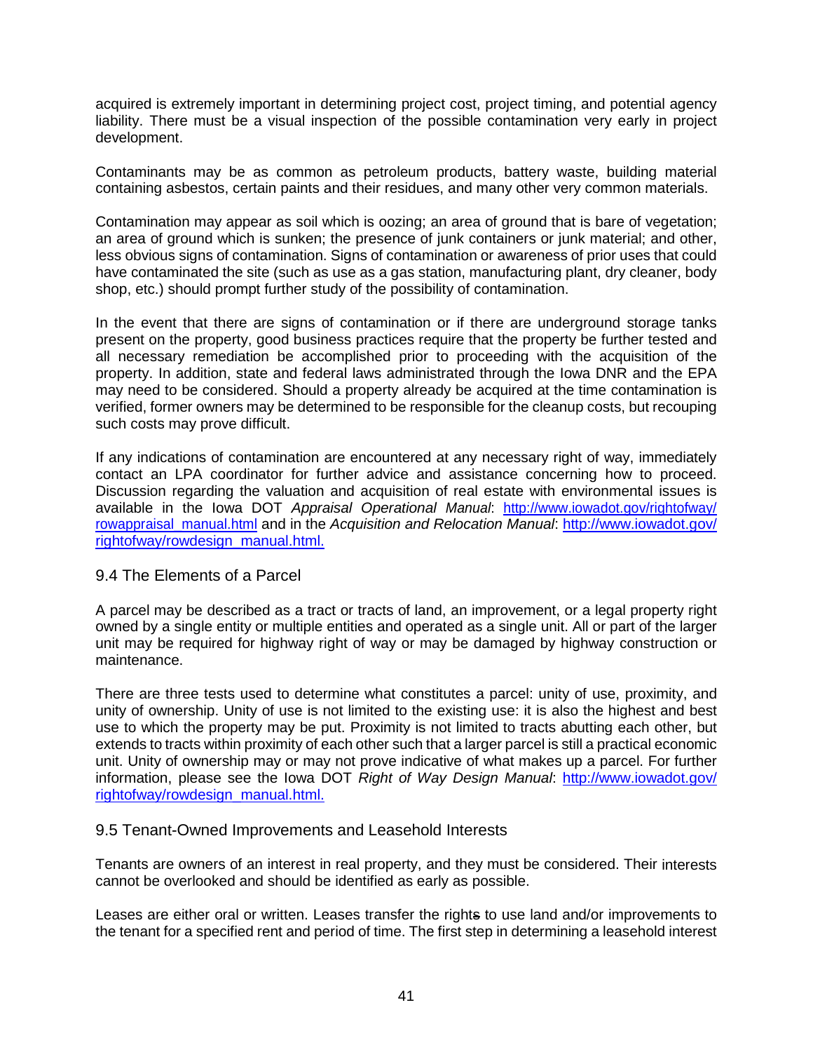acquired is extremely important in determining project cost, project timing, and potential agency liability. There must be a visual inspection of the possible contamination very early in project development.

Contaminants may be as common as petroleum products, battery waste, building material containing asbestos, certain paints and their residues, and many other very common materials.

Contamination may appear as soil which is oozing; an area of ground that is bare of vegetation; an area of ground which is sunken; the presence of junk containers or junk material; and other, less obvious signs of contamination. Signs of contamination or awareness of prior uses that could have contaminated the site (such as use as a gas station, manufacturing plant, dry cleaner, body shop, etc.) should prompt further study of the possibility of contamination.

In the event that there are signs of contamination or if there are underground storage tanks present on the property, good business practices require that the property be further tested and all necessary remediation be accomplished prior to proceeding with the acquisition of the property. In addition, state and federal laws administrated through the Iowa DNR and the EPA may need to be considered. Should a property already be acquired at the time contamination is verified, former owners may be determined to be responsible for the cleanup costs, but recouping such costs may prove difficult.

If any indications of contamination are encountered at any necessary right of way, immediately contact an LPA coordinator for further advice and assistance concerning how to proceed. Discussion regarding the valuation and acquisition of real estate with environmental issues is available in the Iowa DOT *Appraisal Operational Manual*: [http://www.iowadot.gov/rightofway/rowappraisal_manual.html](http://www.iowadot.gov/rightofway/rowappraisal_manual.html) and in the *Acquisition and Relocation Manual*: [http://www.iowadot.gov/rightofway/rowdesign_manual.html.](http://www.iowadot.gov/rightofway/rowdesign_manual.html)

## 9.4 The Elements of a Parcel

A parcel may be described as a tract or tracts of land, an improvement, or a legal property right owned by a single entity or multiple entities and operated as a single unit. All or part of the larger unit may be required for highway right of way or may be damaged by highway construction or maintenance.

There are three tests used to determine what constitutes a parcel: unity of use, proximity, and unity of ownership. Unity of use is not limited to the existing use: it is also the highest and best use to which the property may be put. Proximity is not limited to tracts abutting each other, but extends to tracts within proximity of each other such that a larger parcel is still a practical economic unit. Unity of ownership may or may not prove indicative of what makes up a parcel. For further information, please see the Iowa DOT *Right of Way Design Manual*: [http://www.iowadot.gov/rightofway/rowdesign_manual.html.](http://www.iowadot.gov/rightofway/rowdesign_manual.html)

## 9.5 Tenant-Owned Improvements and Leasehold Interests

Tenants are owners of an interest in real property, and they must be considered. Their interests cannot be overlooked and should be identified as early as possible.

Leases are either oral or written. Leases transfer the rights to use land and/or improvements to the tenant for a specified rent and period of time. The first step in determining a leasehold interest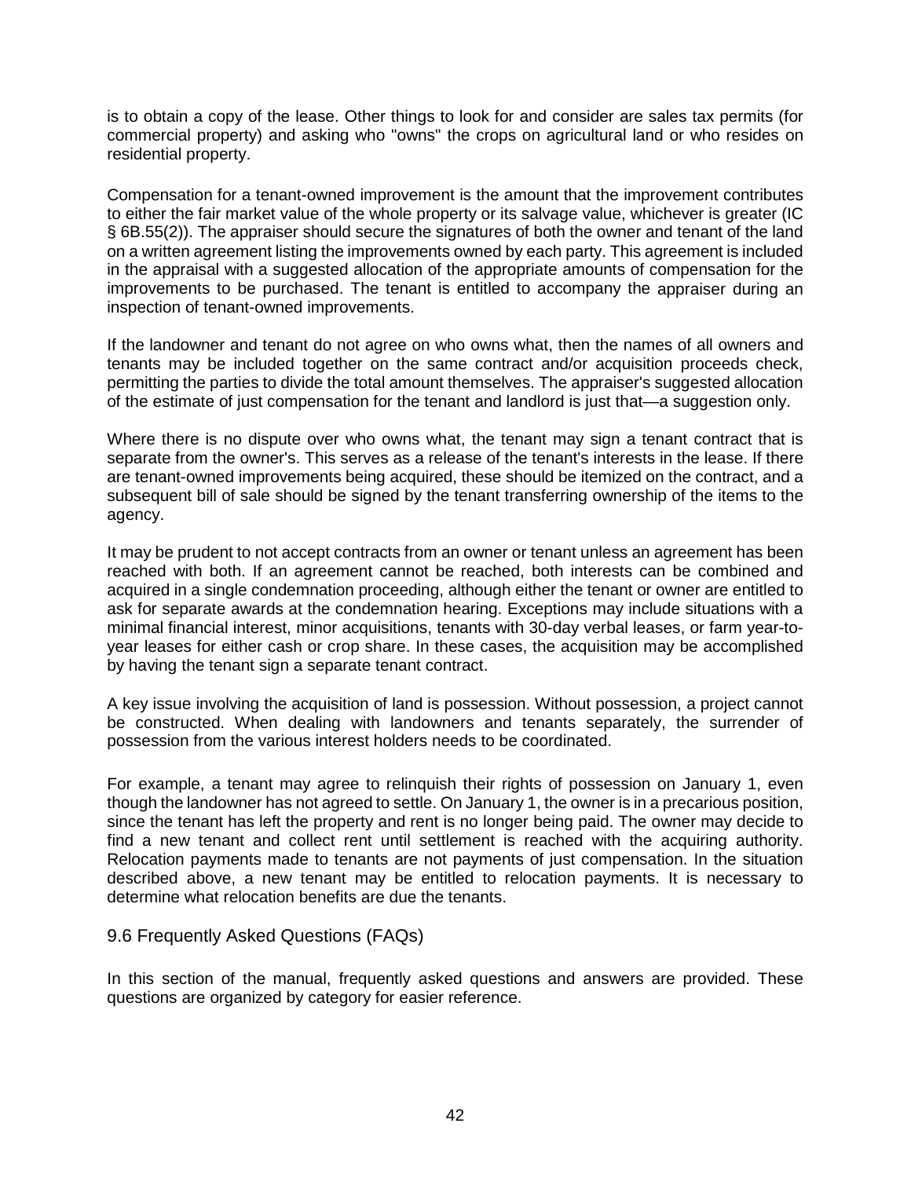is to obtain a copy of the lease. Other things to look for and consider are sales tax permits (for commercial property) and asking who "owns" the crops on agricultural land or who resides on residential property.

Compensation for a tenant-owned improvement is the amount that the improvement contributes to either the fair market value of the whole property or its salvage value, whichever is greater (IC § 6B.55(2)). The appraiser should secure the signatures of both the owner and tenant of the land on a written agreement listing the improvements owned by each party. This agreement is included in the appraisal with a suggested allocation of the appropriate amounts of compensation for the improvements to be purchased. The tenant is entitled to accompany the appraiser during an inspection of tenant-owned improvements.

If the landowner and tenant do not agree on who owns what, then the names of all owners and tenants may be included together on the same contract and/or acquisition proceeds check, permitting the parties to divide the total amount themselves. The appraiser's suggested allocation of the estimate of just compensation for the tenant and landlord is just that—a suggestion only.

Where there is no dispute over who owns what, the tenant may sign a tenant contract that is separate from the owner's. This serves as a release of the tenant's interests in the lease. If there are tenant-owned improvements being acquired, these should be itemized on the contract, and a subsequent bill of sale should be signed by the tenant transferring ownership of the items to the agency.

It may be prudent to not accept contracts from an owner or tenant unless an agreement has been reached with both. If an agreement cannot be reached, both interests can be combined and acquired in a single condemnation proceeding, although either the tenant or owner are entitled to ask for separate awards at the condemnation hearing. Exceptions may include situations with a minimal financial interest, minor acquisitions, tenants with 30-day verbal leases, or farm year-to-year leases for either cash or crop share. In these cases, the acquisition may be accomplished by having the tenant sign a separate tenant contract.

A key issue involving the acquisition of land is possession. Without possession, a project cannot be constructed. When dealing with landowners and tenants separately, the surrender of possession from the various interest holders needs to be coordinated.

For example, a tenant may agree to relinquish their rights of possession on January 1, even though the landowner has not agreed to settle. On January 1, the owner is in a precarious position, since the tenant has left the property and rent is no longer being paid. The owner may decide to find a new tenant and collect rent until settlement is reached with the acquiring authority. Relocation payments made to tenants are not payments of just compensation. In the situation described above, a new tenant may be entitled to relocation payments. It is necessary to determine what relocation benefits are due the tenants.

## 9.6 Frequently Asked Questions (FAQs)

In this section of the manual, frequently asked questions and answers are provided. These questions are organized by category for easier reference.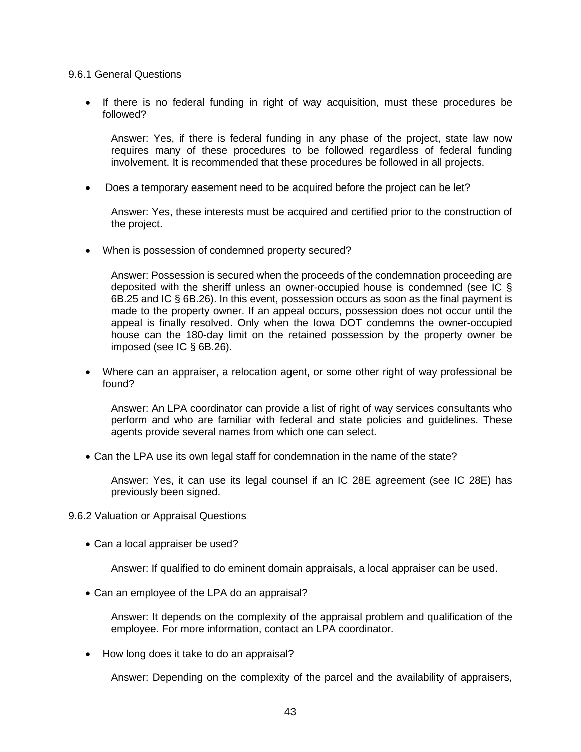### 9.6.1 General Questions

- If there is no federal funding in right of way acquisition, must these procedures be followed?

  Answer: Yes, if there is federal funding in any phase of the project, state law now requires many of these procedures to be followed regardless of federal funding involvement. It is recommended that these procedures be followed in all projects.

- Does a temporary easement need to be acquired before the project can be let?

  Answer: Yes, these interests must be acquired and certified prior to the construction of the project.

- When is possession of condemned property secured?

  Answer: Possession is secured when the proceeds of the condemnation proceeding are deposited with the sheriff unless an owner-occupied house is condemned (see IC § 6B.25 and IC § 6B.26). In this event, possession occurs as soon as the final payment is made to the property owner. If an appeal occurs, possession does not occur until the appeal is finally resolved. Only when the Iowa DOT condemns the owner-occupied house can the 180-day limit on the retained possession by the property owner be imposed (see IC § 6B.26).

- Where can an appraiser, a relocation agent, or some other right of way professional be found?

  Answer: An LPA coordinator can provide a list of right of way services consultants who perform and who are familiar with federal and state policies and guidelines. These agents provide several names from which one can select.

- Can the LPA use its own legal staff for condemnation in the name of the state?

  Answer: Yes, it can use its legal counsel if an IC 28E agreement (see IC 28E) has previously been signed.

### 9.6.2 Valuation or Appraisal Questions

- Can a local appraiser be used?

  Answer: If qualified to do eminent domain appraisals, a local appraiser can be used.

- Can an employee of the LPA do an appraisal?

  Answer: It depends on the complexity of the appraisal problem and qualification of the employee. For more information, contact an LPA coordinator.

- How long does it take to do an appraisal?

  Answer: Depending on the complexity of the parcel and the availability of appraisers,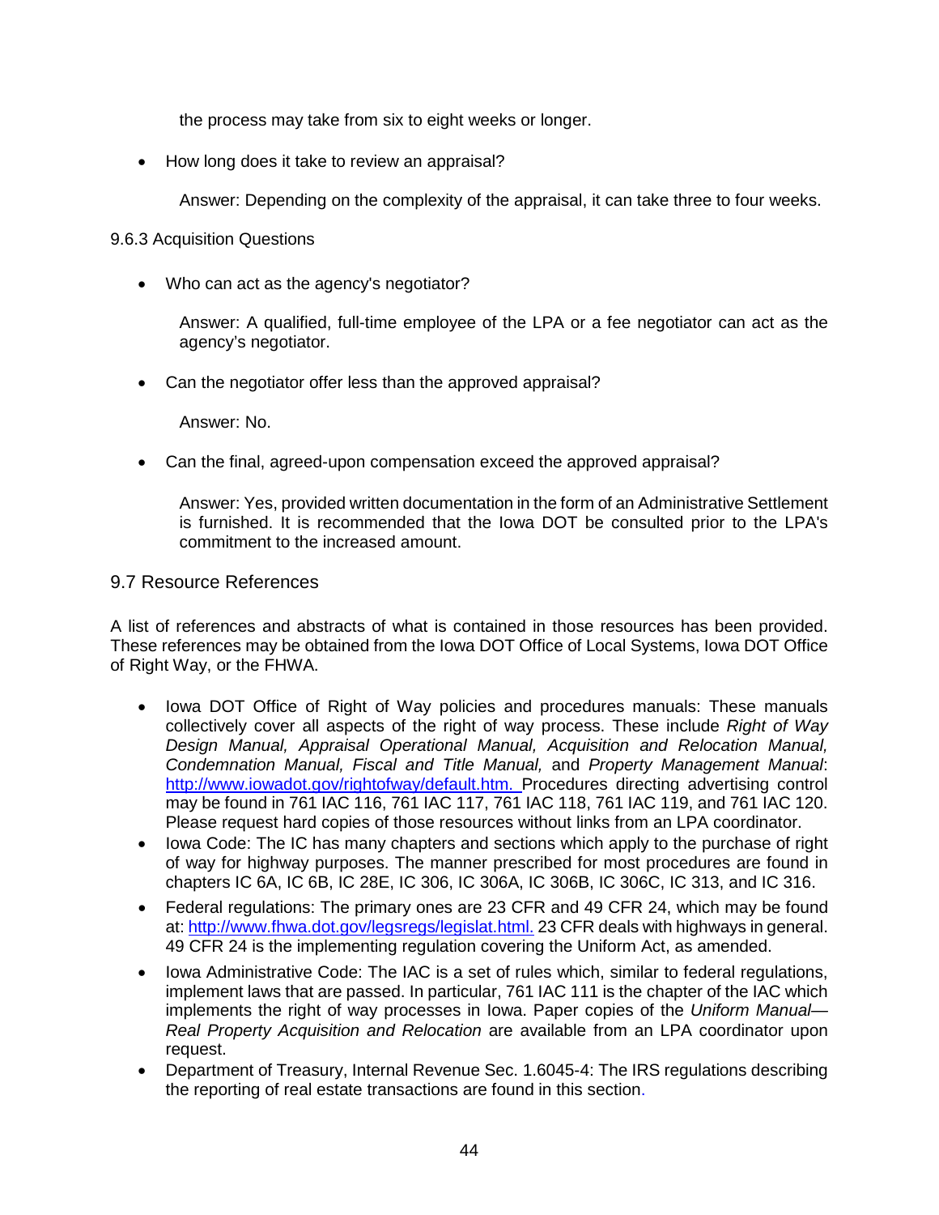the process may take from six to eight weeks or longer.

- How long does it take to review an appraisal?

  Answer: Depending on the complexity of the appraisal, it can take three to four weeks.

9.6.3 Acquisition Questions

- Who can act as the agency's negotiator?

  Answer: A qualified, full-time employee of the LPA or a fee negotiator can act as the agency's negotiator.

- Can the negotiator offer less than the approved appraisal?

  Answer: No.

- Can the final, agreed-upon compensation exceed the approved appraisal?

  Answer: Yes, provided written documentation in the form of an Administrative Settlement is furnished. It is recommended that the Iowa DOT be consulted prior to the LPA's commitment to the increased amount.

## 9.7 Resource References

A list of references and abstracts of what is contained in those resources has been provided. These references may be obtained from the Iowa DOT Office of Local Systems, Iowa DOT Office of Right Way, or the FHWA.

- Iowa DOT Office of Right of Way policies and procedures manuals: These manuals collectively cover all aspects of the right of way process. These include *Right of Way Design Manual, Appraisal Operational Manual, Acquisition and Relocation Manual, Condemnation Manual, Fiscal and Title Manual,* and *Property Management Manual*: http://www.iowadot.gov/rightofway/default.htm. Procedures directing advertising control may be found in 761 IAC 116, 761 IAC 117, 761 IAC 118, 761 IAC 119, and 761 IAC 120. Please request hard copies of those resources without links from an LPA coordinator.
- Iowa Code: The IC has many chapters and sections which apply to the purchase of right of way for highway purposes. The manner prescribed for most procedures are found in chapters IC 6A, IC 6B, IC 28E, IC 306, IC 306A, IC 306B, IC 306C, IC 313, and IC 316.
- Federal regulations: The primary ones are 23 CFR and 49 CFR 24, which may be found at: http://www.fhwa.dot.gov/legsregs/legislat.html. 23 CFR deals with highways in general. 49 CFR 24 is the implementing regulation covering the Uniform Act, as amended.
- Iowa Administrative Code: The IAC is a set of rules which, similar to federal regulations, implement laws that are passed. In particular, 761 IAC 111 is the chapter of the IAC which implements the right of way processes in Iowa. Paper copies of the *Uniform Manual—Real Property Acquisition and Relocation* are available from an LPA coordinator upon request.
- Department of Treasury, Internal Revenue Sec. 1.6045-4: The IRS regulations describing the reporting of real estate transactions are found in this section.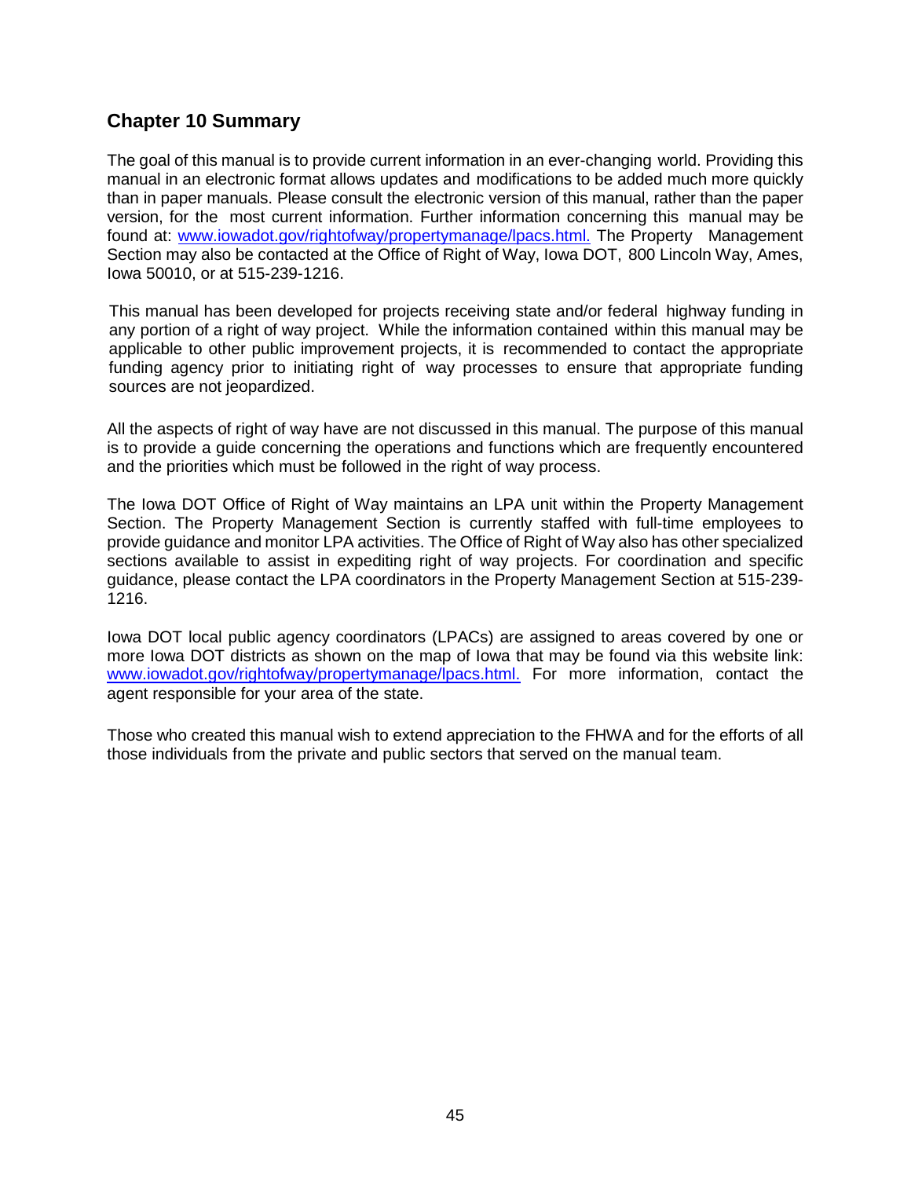## Chapter 10 Summary

The goal of this manual is to provide current information in an ever-changing world. Providing this manual in an electronic format allows updates and modifications to be added much more quickly than in paper manuals. Please consult the electronic version of this manual, rather than the paper version, for the most current information. Further information concerning this manual may be found at: [www.iowadot.gov/rightofway/propertymanage/lpacs.html.](www.iowadot.gov/rightofway/propertymanage/lpacs.html) The Property Management Section may also be contacted at the Office of Right of Way, Iowa DOT, 800 Lincoln Way, Ames, Iowa 50010, or at 515-239-1216.

This manual has been developed for projects receiving state and/or federal highway funding in any portion of a right of way project. While the information contained within this manual may be applicable to other public improvement projects, it is recommended to contact the appropriate funding agency prior to initiating right of way processes to ensure that appropriate funding sources are not jeopardized.

All the aspects of right of way have are not discussed in this manual. The purpose of this manual is to provide a guide concerning the operations and functions which are frequently encountered and the priorities which must be followed in the right of way process.

The Iowa DOT Office of Right of Way maintains an LPA unit within the Property Management Section. The Property Management Section is currently staffed with full-time employees to provide guidance and monitor LPA activities. The Office of Right of Way also has other specialized sections available to assist in expediting right of way projects. For coordination and specific guidance, please contact the LPA coordinators in the Property Management Section at 515-239-1216.

Iowa DOT local public agency coordinators (LPACs) are assigned to areas covered by one or more Iowa DOT districts as shown on the map of Iowa that may be found via this website link: [www.iowadot.gov/rightofway/propertymanage/lpacs.html.](www.iowadot.gov/rightofway/propertymanage/lpacs.html) For more information, contact the agent responsible for your area of the state.

Those who created this manual wish to extend appreciation to the FHWA and for the efforts of all those individuals from the private and public sectors that served on the manual team.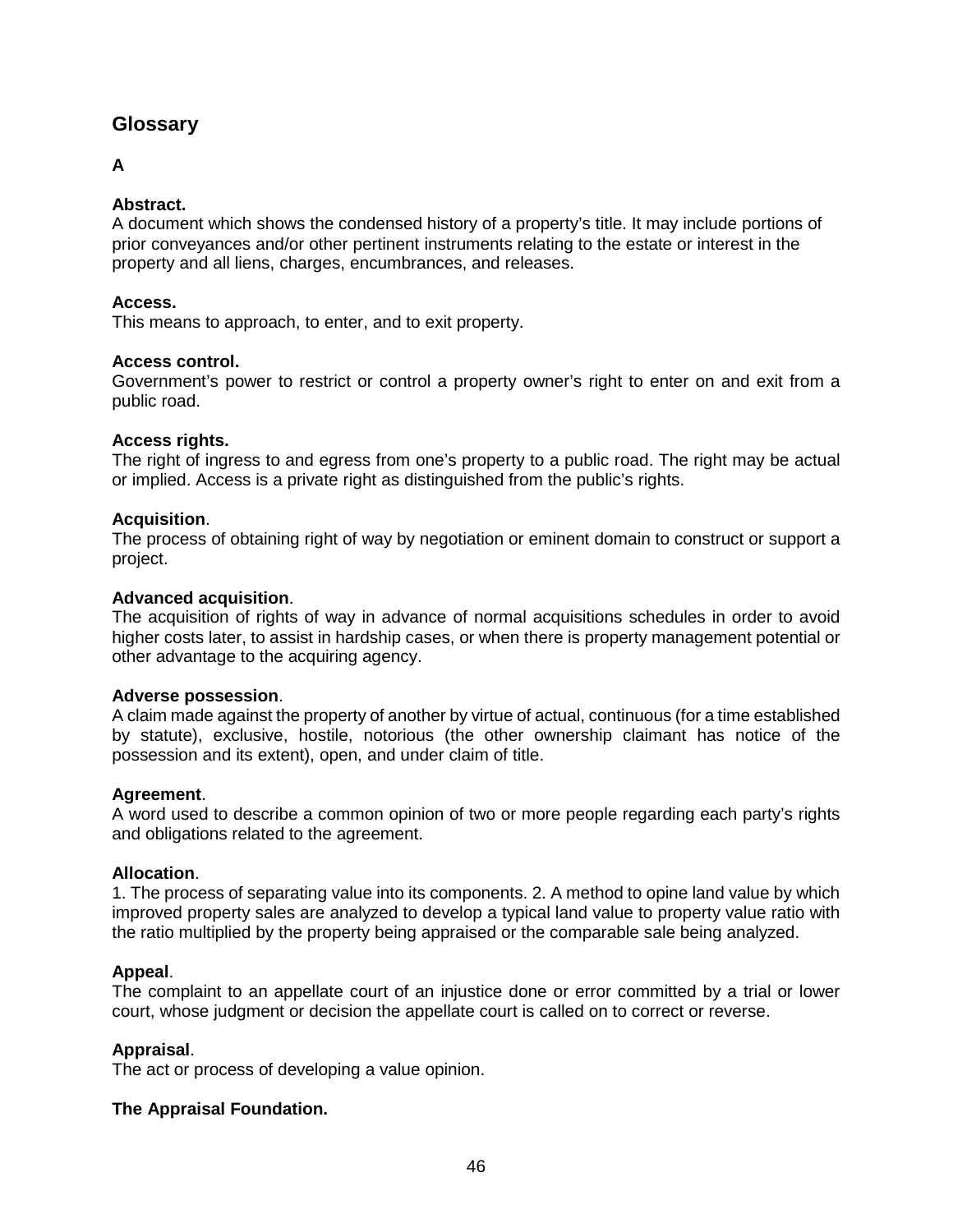# Glossary

## A

**Abstract.**
A document which shows the condensed history of a property's title. It may include portions of prior conveyances and/or other pertinent instruments relating to the estate or interest in the property and all liens, charges, encumbrances, and releases.

**Access.**
This means to approach, to enter, and to exit property.

**Access control.**
Government's power to restrict or control a property owner's right to enter on and exit from a public road.

**Access rights.**
The right of ingress to and egress from one's property to a public road. The right may be actual or implied. Access is a private right as distinguished from the public's rights.

**Acquisition**.
The process of obtaining right of way by negotiation or eminent domain to construct or support a project.

**Advanced acquisition**.
The acquisition of rights of way in advance of normal acquisitions schedules in order to avoid higher costs later, to assist in hardship cases, or when there is property management potential or other advantage to the acquiring agency.

**Adverse possession**.
A claim made against the property of another by virtue of actual, continuous (for a time established by statute), exclusive, hostile, notorious (the other ownership claimant has notice of the possession and its extent), open, and under claim of title.

**Agreement**.
A word used to describe a common opinion of two or more people regarding each party's rights and obligations related to the agreement.

**Allocation**.
1. The process of separating value into its components. 2. A method to opine land value by which improved property sales are analyzed to develop a typical land value to property value ratio with the ratio multiplied by the property being appraised or the comparable sale being analyzed.

**Appeal**.
The complaint to an appellate court of an injustice done or error committed by a trial or lower court, whose judgment or decision the appellate court is called on to correct or reverse.

**Appraisal**.
The act or process of developing a value opinion.

**The Appraisal Foundation.**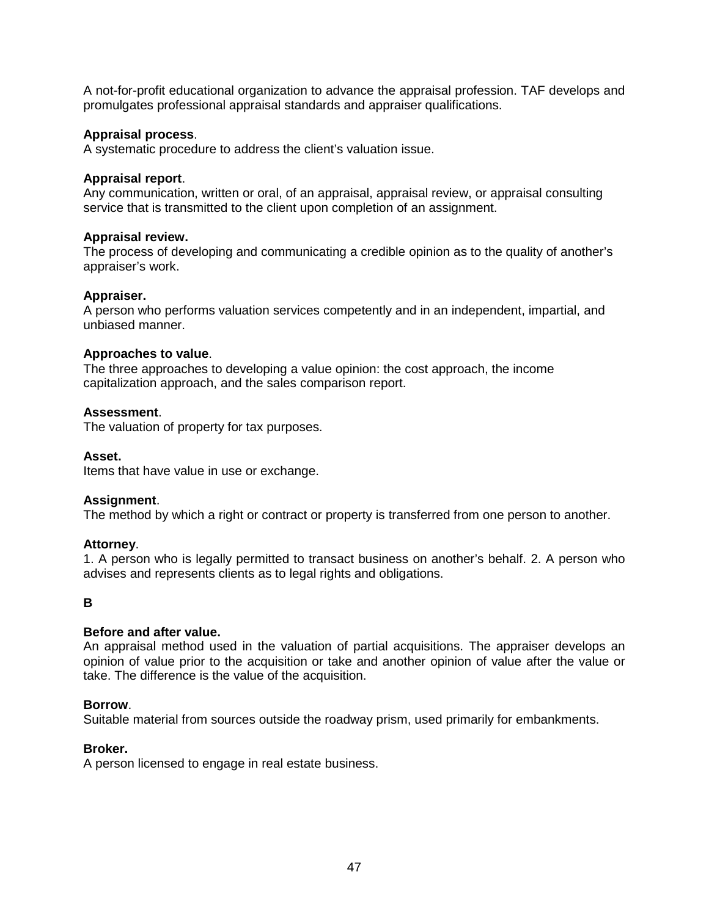A not-for-profit educational organization to advance the appraisal profession. TAF develops and promulgates professional appraisal standards and appraiser qualifications.

**Appraisal process**.
A systematic procedure to address the client's valuation issue.

**Appraisal report**.
Any communication, written or oral, of an appraisal, appraisal review, or appraisal consulting service that is transmitted to the client upon completion of an assignment.

**Appraisal review.**
The process of developing and communicating a credible opinion as to the quality of another's appraiser's work.

**Appraiser.**
A person who performs valuation services competently and in an independent, impartial, and unbiased manner.

**Approaches to value**.
The three approaches to developing a value opinion: the cost approach, the income capitalization approach, and the sales comparison report.

**Assessment**.
The valuation of property for tax purposes.

**Asset.**
Items that have value in use or exchange.

**Assignment**.
The method by which a right or contract or property is transferred from one person to another.

**Attorney**.
1. A person who is legally permitted to transact business on another's behalf. 2. A person who advises and represents clients as to legal rights and obligations.

**B**

**Before and after value.**
An appraisal method used in the valuation of partial acquisitions. The appraiser develops an opinion of value prior to the acquisition or take and another opinion of value after the value or take. The difference is the value of the acquisition.

**Borrow**.
Suitable material from sources outside the roadway prism, used primarily for embankments.

**Broker.**
A person licensed to engage in real estate business.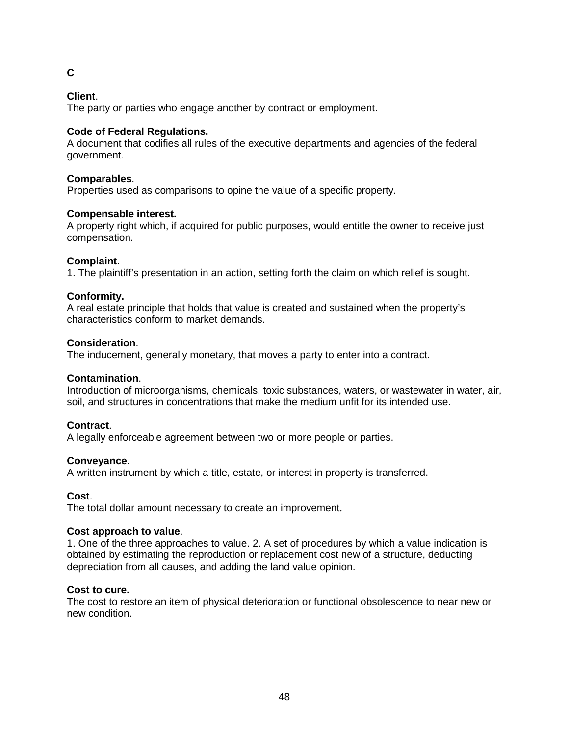## C

**Client**.
The party or parties who engage another by contract or employment.

**Code of Federal Regulations.**
A document that codifies all rules of the executive departments and agencies of the federal government.

**Comparables**.
Properties used as comparisons to opine the value of a specific property.

**Compensable interest.**
A property right which, if acquired for public purposes, would entitle the owner to receive just compensation.

**Complaint**.
1. The plaintiff's presentation in an action, setting forth the claim on which relief is sought.

**Conformity.**
A real estate principle that holds that value is created and sustained when the property's characteristics conform to market demands.

**Consideration**.
The inducement, generally monetary, that moves a party to enter into a contract.

**Contamination**.
Introduction of microorganisms, chemicals, toxic substances, waters, or wastewater in water, air, soil, and structures in concentrations that make the medium unfit for its intended use.

**Contract**.
A legally enforceable agreement between two or more people or parties.

**Conveyance**.
A written instrument by which a title, estate, or interest in property is transferred.

**Cost**.
The total dollar amount necessary to create an improvement.

**Cost approach to value**.
1. One of the three approaches to value. 2. A set of procedures by which a value indication is obtained by estimating the reproduction or replacement cost new of a structure, deducting depreciation from all causes, and adding the land value opinion.

**Cost to cure.**
The cost to restore an item of physical deterioration or functional obsolescence to near new or new condition.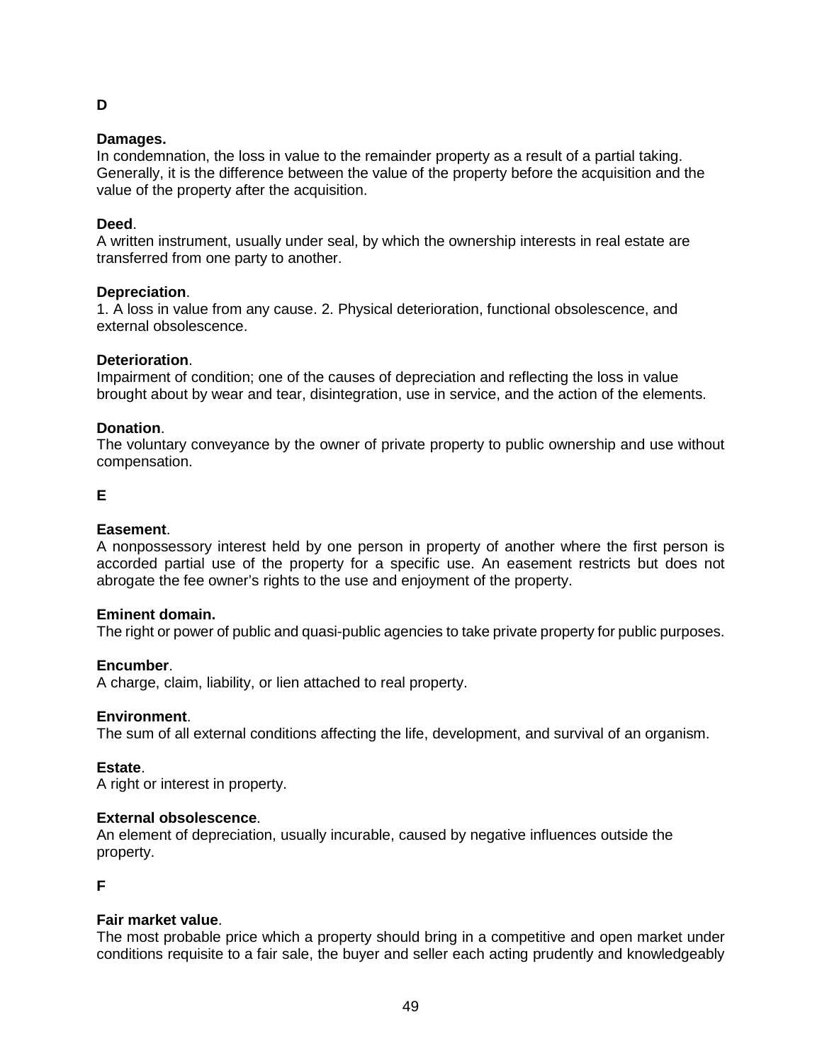## D

**Damages.**
In condemnation, the loss in value to the remainder property as a result of a partial taking. Generally, it is the difference between the value of the property before the acquisition and the value of the property after the acquisition.

**Deed**.
A written instrument, usually under seal, by which the ownership interests in real estate are transferred from one party to another.

**Depreciation**.
1. A loss in value from any cause. 2. Physical deterioration, functional obsolescence, and external obsolescence.

**Deterioration**.
Impairment of condition; one of the causes of depreciation and reflecting the loss in value brought about by wear and tear, disintegration, use in service, and the action of the elements.

**Donation**.
The voluntary conveyance by the owner of private property to public ownership and use without compensation.

## E

**Easement**.
A nonpossessory interest held by one person in property of another where the first person is accorded partial use of the property for a specific use. An easement restricts but does not abrogate the fee owner's rights to the use and enjoyment of the property.

**Eminent domain.**
The right or power of public and quasi-public agencies to take private property for public purposes.

**Encumber**.
A charge, claim, liability, or lien attached to real property.

**Environment**.
The sum of all external conditions affecting the life, development, and survival of an organism.

**Estate**.
A right or interest in property.

**External obsolescence**.
An element of depreciation, usually incurable, caused by negative influences outside the property.

## F

**Fair market value**.
The most probable price which a property should bring in a competitive and open market under conditions requisite to a fair sale, the buyer and seller each acting prudently and knowledgeably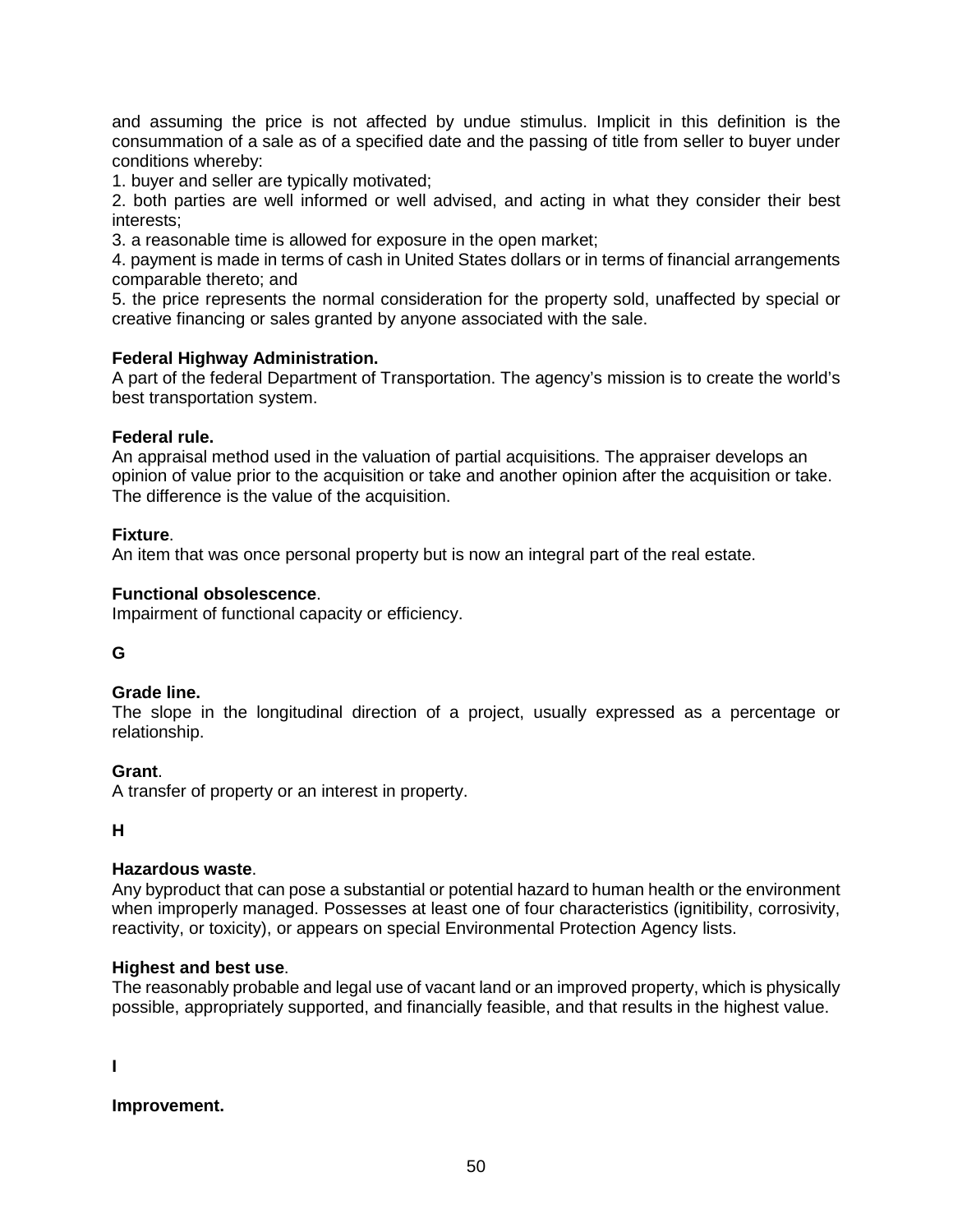and assuming the price is not affected by undue stimulus. Implicit in this definition is the consummation of a sale as of a specified date and the passing of title from seller to buyer under conditions whereby:

1. buyer and seller are typically motivated;
2. both parties are well informed or well advised, and acting in what they consider their best interests;
3. a reasonable time is allowed for exposure in the open market;
4. payment is made in terms of cash in United States dollars or in terms of financial arrangements comparable thereto; and
5. the price represents the normal consideration for the property sold, unaffected by special or creative financing or sales granted by anyone associated with the sale.

**Federal Highway Administration.**
A part of the federal Department of Transportation. The agency's mission is to create the world's best transportation system.

**Federal rule.**
An appraisal method used in the valuation of partial acquisitions. The appraiser develops an opinion of value prior to the acquisition or take and another opinion after the acquisition or take. The difference is the value of the acquisition.

**Fixture**.
An item that was once personal property but is now an integral part of the real estate.

**Functional obsolescence**.
Impairment of functional capacity or efficiency.

**G**

**Grade line.**
The slope in the longitudinal direction of a project, usually expressed as a percentage or relationship.

**Grant**.
A transfer of property or an interest in property.

**H**

**Hazardous waste**.
Any byproduct that can pose a substantial or potential hazard to human health or the environment when improperly managed. Possesses at least one of four characteristics (ignitibility, corrosivity, reactivity, or toxicity), or appears on special Environmental Protection Agency lists.

**Highest and best use**.
The reasonably probable and legal use of vacant land or an improved property, which is physically possible, appropriately supported, and financially feasible, and that results in the highest value.

**I**

**Improvement.**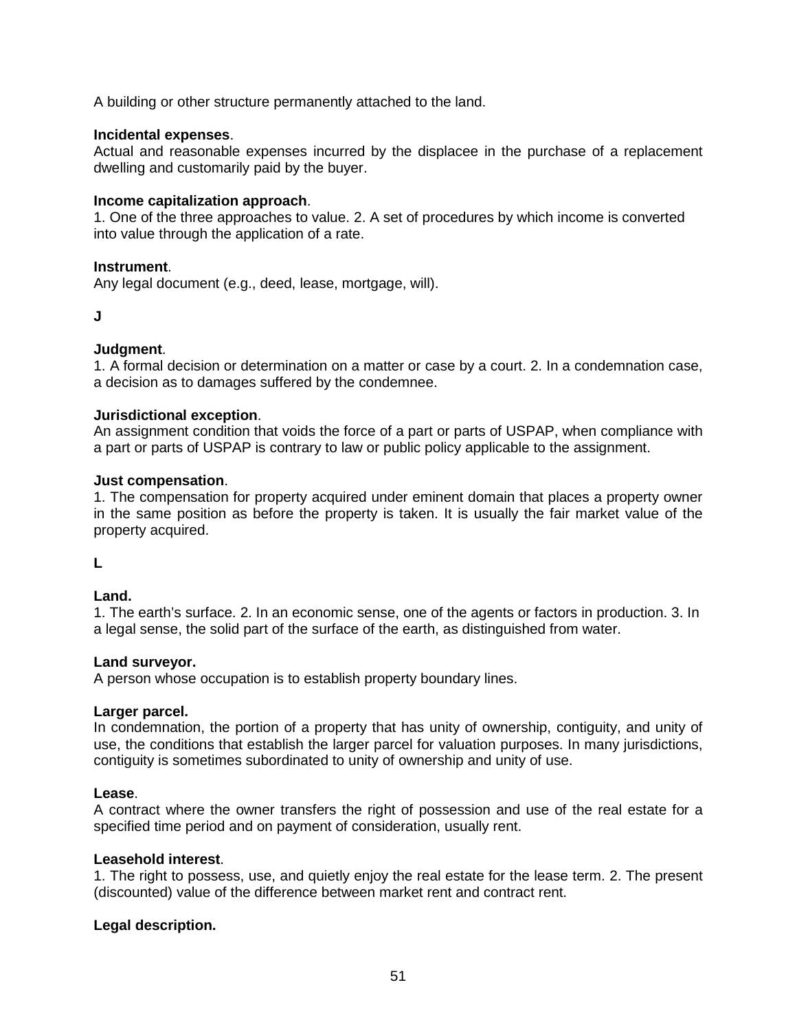A building or other structure permanently attached to the land.

**Incidental expenses**.
Actual and reasonable expenses incurred by the displacee in the purchase of a replacement dwelling and customarily paid by the buyer.

**Income capitalization approach**.
1. One of the three approaches to value. 2. A set of procedures by which income is converted into value through the application of a rate.

**Instrument**.
Any legal document (e.g., deed, lease, mortgage, will).

**J**

**Judgment**.
1. A formal decision or determination on a matter or case by a court. 2. In a condemnation case, a decision as to damages suffered by the condemnee.

**Jurisdictional exception**.
An assignment condition that voids the force of a part or parts of USPAP, when compliance with a part or parts of USPAP is contrary to law or public policy applicable to the assignment.

**Just compensation**.
1. The compensation for property acquired under eminent domain that places a property owner in the same position as before the property is taken. It is usually the fair market value of the property acquired.

**L**

**Land.**
1. The earth's surface. 2. In an economic sense, one of the agents or factors in production. 3. In a legal sense, the solid part of the surface of the earth, as distinguished from water.

**Land surveyor.**
A person whose occupation is to establish property boundary lines.

**Larger parcel.**
In condemnation, the portion of a property that has unity of ownership, contiguity, and unity of use, the conditions that establish the larger parcel for valuation purposes. In many jurisdictions, contiguity is sometimes subordinated to unity of ownership and unity of use.

**Lease**.
A contract where the owner transfers the right of possession and use of the real estate for a specified time period and on payment of consideration, usually rent.

**Leasehold interest**.
1. The right to possess, use, and quietly enjoy the real estate for the lease term. 2. The present (discounted) value of the difference between market rent and contract rent.

**Legal description.**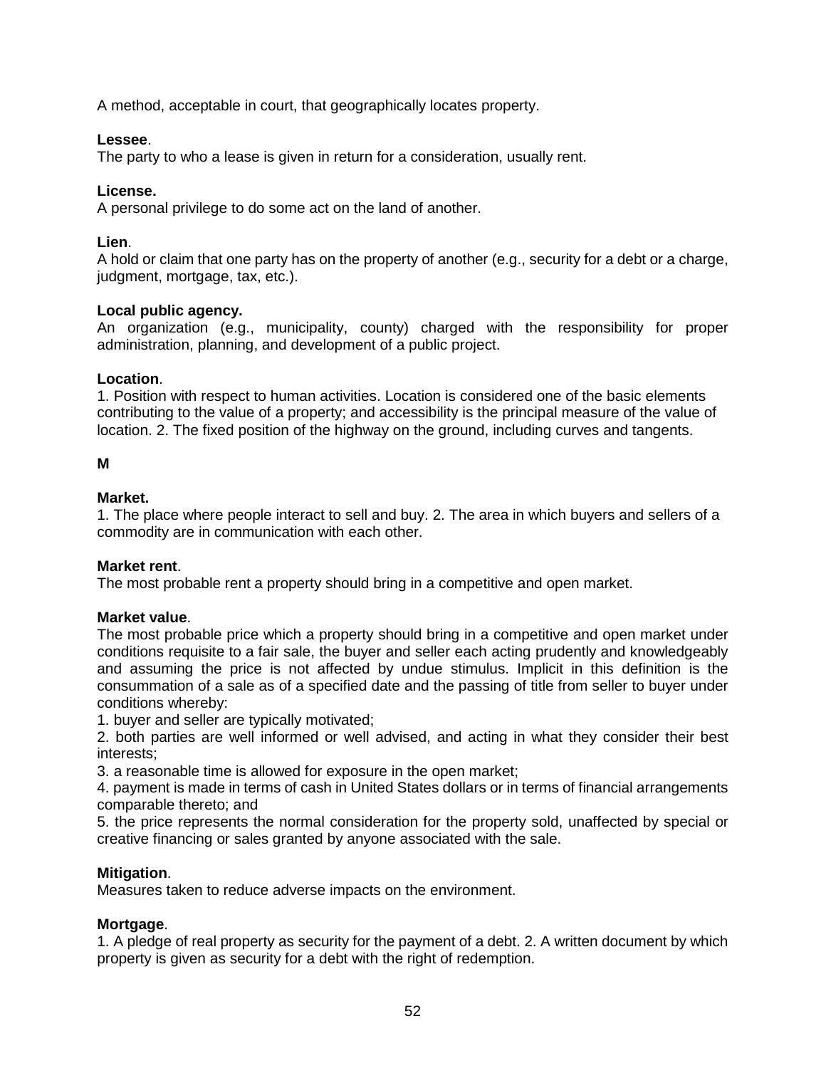A method, acceptable in court, that geographically locates property.

**Lessee**.
The party to who a lease is given in return for a consideration, usually rent.

**License.**
A personal privilege to do some act on the land of another.

**Lien**.
A hold or claim that one party has on the property of another (e.g., security for a debt or a charge, judgment, mortgage, tax, etc.).

**Local public agency.**
An organization (e.g., municipality, county) charged with the responsibility for proper administration, planning, and development of a public project.

**Location**.
1. Position with respect to human activities. Location is considered one of the basic elements contributing to the value of a property; and accessibility is the principal measure of the value of location. 2. The fixed position of the highway on the ground, including curves and tangents.

**M**

**Market.**
1. The place where people interact to sell and buy. 2. The area in which buyers and sellers of a commodity are in communication with each other.

**Market rent**.
The most probable rent a property should bring in a competitive and open market.

**Market value**.
The most probable price which a property should bring in a competitive and open market under conditions requisite to a fair sale, the buyer and seller each acting prudently and knowledgeably and assuming the price is not affected by undue stimulus. Implicit in this definition is the consummation of a sale as of a specified date and the passing of title from seller to buyer under conditions whereby:

1. buyer and seller are typically motivated;
2. both parties are well informed or well advised, and acting in what they consider their best interests;
3. a reasonable time is allowed for exposure in the open market;
4. payment is made in terms of cash in United States dollars or in terms of financial arrangements comparable thereto; and
5. the price represents the normal consideration for the property sold, unaffected by special or creative financing or sales granted by anyone associated with the sale.

**Mitigation**.
Measures taken to reduce adverse impacts on the environment.

**Mortgage**.
1. A pledge of real property as security for the payment of a debt. 2. A written document by which property is given as security for a debt with the right of redemption.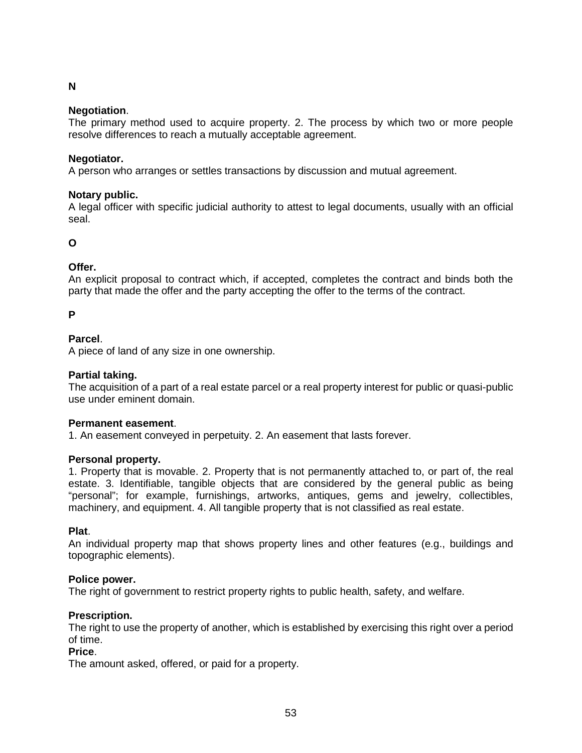## N

**Negotiation**.
The primary method used to acquire property. 2. The process by which two or more people resolve differences to reach a mutually acceptable agreement.

**Negotiator.**
A person who arranges or settles transactions by discussion and mutual agreement.

**Notary public.**
A legal officer with specific judicial authority to attest to legal documents, usually with an official seal.

## O

**Offer.**
An explicit proposal to contract which, if accepted, completes the contract and binds both the party that made the offer and the party accepting the offer to the terms of the contract.

## P

**Parcel**.
A piece of land of any size in one ownership.

**Partial taking.**
The acquisition of a part of a real estate parcel or a real property interest for public or quasi-public use under eminent domain.

**Permanent easement**.
1. An easement conveyed in perpetuity. 2. An easement that lasts forever.

**Personal property.**
1. Property that is movable. 2. Property that is not permanently attached to, or part of, the real estate. 3. Identifiable, tangible objects that are considered by the general public as being "personal"; for example, furnishings, artworks, antiques, gems and jewelry, collectibles, machinery, and equipment. 4. All tangible property that is not classified as real estate.

**Plat**.
An individual property map that shows property lines and other features (e.g., buildings and topographic elements).

**Police power.**
The right of government to restrict property rights to public health, safety, and welfare.

**Prescription.**
The right to use the property of another, which is established by exercising this right over a period of time.

**Price**.
The amount asked, offered, or paid for a property.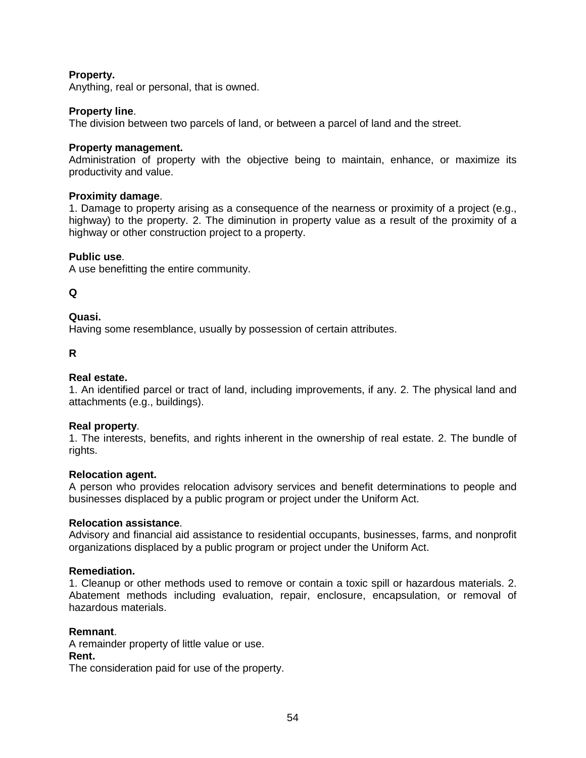**Property.**
Anything, real or personal, that is owned.

**Property line**.
The division between two parcels of land, or between a parcel of land and the street.

**Property management.**
Administration of property with the objective being to maintain, enhance, or maximize its productivity and value.

**Proximity damage**.
1. Damage to property arising as a consequence of the nearness or proximity of a project (e.g., highway) to the property. 2. The diminution in property value as a result of the proximity of a highway or other construction project to a property.

**Public use**.
A use benefitting the entire community.

## Q

**Quasi.**
Having some resemblance, usually by possession of certain attributes.

## R

**Real estate.**
1. An identified parcel or tract of land, including improvements, if any. 2. The physical land and attachments (e.g., buildings).

**Real property**.
1. The interests, benefits, and rights inherent in the ownership of real estate. 2. The bundle of rights.

**Relocation agent.**
A person who provides relocation advisory services and benefit determinations to people and businesses displaced by a public program or project under the Uniform Act.

**Relocation assistance**.
Advisory and financial aid assistance to residential occupants, businesses, farms, and nonprofit organizations displaced by a public program or project under the Uniform Act.

**Remediation.**
1. Cleanup or other methods used to remove or contain a toxic spill or hazardous materials. 2. Abatement methods including evaluation, repair, enclosure, encapsulation, or removal of hazardous materials.

**Remnant**.
A remainder property of little value or use.

**Rent.**
The consideration paid for use of the property.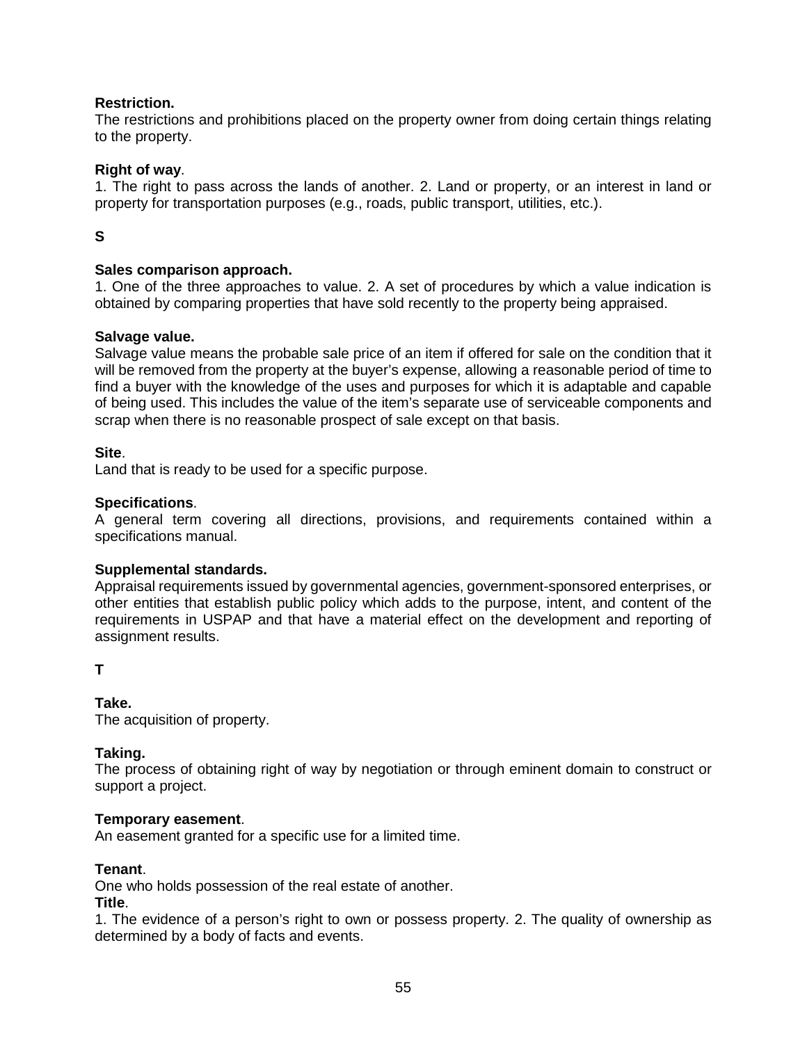**Restriction.**
The restrictions and prohibitions placed on the property owner from doing certain things relating to the property.

**Right of way**.
1. The right to pass across the lands of another. 2. Land or property, or an interest in land or property for transportation purposes (e.g., roads, public transport, utilities, etc.).

## S

**Sales comparison approach.**
1. One of the three approaches to value. 2. A set of procedures by which a value indication is obtained by comparing properties that have sold recently to the property being appraised.

**Salvage value.**
Salvage value means the probable sale price of an item if offered for sale on the condition that it will be removed from the property at the buyer's expense, allowing a reasonable period of time to find a buyer with the knowledge of the uses and purposes for which it is adaptable and capable of being used. This includes the value of the item's separate use of serviceable components and scrap when there is no reasonable prospect of sale except on that basis.

**Site**.
Land that is ready to be used for a specific purpose.

**Specifications**.
A general term covering all directions, provisions, and requirements contained within a specifications manual.

**Supplemental standards.**
Appraisal requirements issued by governmental agencies, government-sponsored enterprises, or other entities that establish public policy which adds to the purpose, intent, and content of the requirements in USPAP and that have a material effect on the development and reporting of assignment results.

## T

**Take.**
The acquisition of property.

**Taking.**
The process of obtaining right of way by negotiation or through eminent domain to construct or support a project.

**Temporary easement**.
An easement granted for a specific use for a limited time.

**Tenant**.
One who holds possession of the real estate of another.

**Title**.
1. The evidence of a person's right to own or possess property. 2. The quality of ownership as determined by a body of facts and events.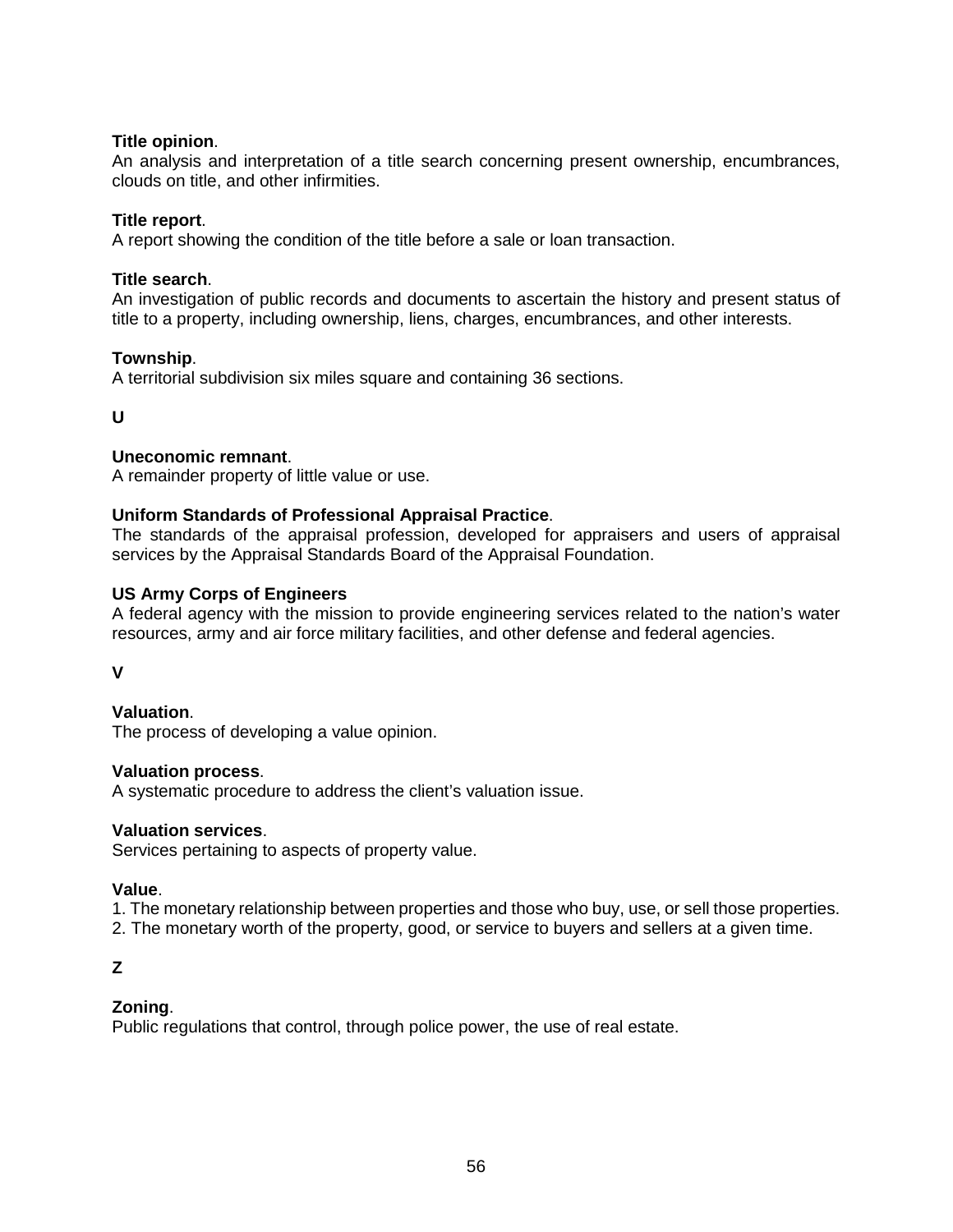**Title opinion**.
An analysis and interpretation of a title search concerning present ownership, encumbrances, clouds on title, and other infirmities.

**Title report**.
A report showing the condition of the title before a sale or loan transaction.

**Title search**.
An investigation of public records and documents to ascertain the history and present status of title to a property, including ownership, liens, charges, encumbrances, and other interests.

**Township**.
A territorial subdivision six miles square and containing 36 sections.

**U**

**Uneconomic remnant**.
A remainder property of little value or use.

**Uniform Standards of Professional Appraisal Practice**.
The standards of the appraisal profession, developed for appraisers and users of appraisal services by the Appraisal Standards Board of the Appraisal Foundation.

**US Army Corps of Engineers**
A federal agency with the mission to provide engineering services related to the nation's water resources, army and air force military facilities, and other defense and federal agencies.

**V**

**Valuation**.
The process of developing a value opinion.

**Valuation process**.
A systematic procedure to address the client's valuation issue.

**Valuation services**.
Services pertaining to aspects of property value.

**Value**.
1. The monetary relationship between properties and those who buy, use, or sell those properties.
2. The monetary worth of the property, good, or service to buyers and sellers at a given time.

**Z**

**Zoning**.
Public regulations that control, through police power, the use of real estate.